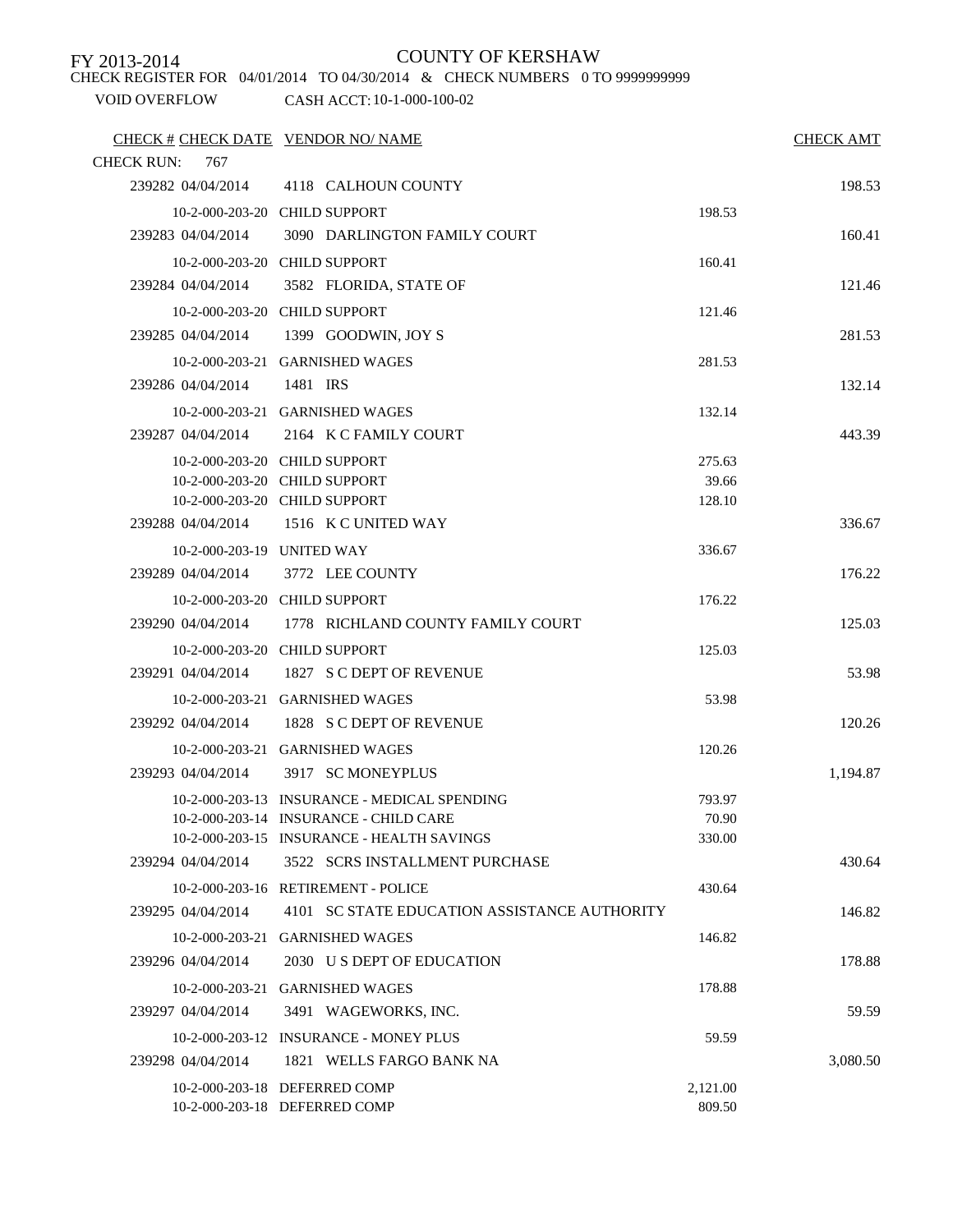FY 2013-2014

# COUNTY OF KERSHAW

CHECK REGISTER FOR 04/01/2014 TO 04/30/2014 & CHECK NUMBERS 0 TO 9999999999

VOID OVERFLOW CASH ACCT: 10-1-000-100-02

| CHECK # | CHECK DATE | VENDOR NO/ NAME | | CHECK AMT |
|---|---|---|---|---|
| CHECK RUN: 767 | | | | |
| 239282 | 04/04/2014 | 4118 CALHOUN COUNTY | | 198.53 |
| | 10-2-000-203-20 | CHILD SUPPORT | 198.53 | |
| 239283 | 04/04/2014 | 3090 DARLINGTON FAMILY COURT | | 160.41 |
| | 10-2-000-203-20 | CHILD SUPPORT | 160.41 | |
| 239284 | 04/04/2014 | 3582 FLORIDA, STATE OF | | 121.46 |
| | 10-2-000-203-20 | CHILD SUPPORT | 121.46 | |
| 239285 | 04/04/2014 | 1399 GOODWIN, JOY S | | 281.53 |
| | 10-2-000-203-21 | GARNISHED WAGES | 281.53 | |
| 239286 | 04/04/2014 | 1481 IRS | | 132.14 |
| | 10-2-000-203-21 | GARNISHED WAGES | 132.14 | |
| 239287 | 04/04/2014 | 2164 K C FAMILY COURT | | 443.39 |
| | 10-2-000-203-20 | CHILD SUPPORT | 275.63 | |
| | 10-2-000-203-20 | CHILD SUPPORT | 39.66 | |
| | 10-2-000-203-20 | CHILD SUPPORT | 128.10 | |
| 239288 | 04/04/2014 | 1516 K C UNITED WAY | | 336.67 |
| | 10-2-000-203-19 | UNITED WAY | 336.67 | |
| 239289 | 04/04/2014 | 3772 LEE COUNTY | | 176.22 |
| | 10-2-000-203-20 | CHILD SUPPORT | 176.22 | |
| 239290 | 04/04/2014 | 1778 RICHLAND COUNTY FAMILY COURT | | 125.03 |
| | 10-2-000-203-20 | CHILD SUPPORT | 125.03 | |
| 239291 | 04/04/2014 | 1827 S C DEPT OF REVENUE | | 53.98 |
| | 10-2-000-203-21 | GARNISHED WAGES | 53.98 | |
| 239292 | 04/04/2014 | 1828 S C DEPT OF REVENUE | | 120.26 |
| | 10-2-000-203-21 | GARNISHED WAGES | 120.26 | |
| 239293 | 04/04/2014 | 3917 SC MONEYPLUS | | 1,194.87 |
| | 10-2-000-203-13 | INSURANCE - MEDICAL SPENDING | 793.97 | |
| | 10-2-000-203-14 | INSURANCE - CHILD CARE | 70.90 | |
| | 10-2-000-203-15 | INSURANCE - HEALTH SAVINGS | 330.00 | |
| 239294 | 04/04/2014 | 3522 SCRS INSTALLMENT PURCHASE | | 430.64 |
| | 10-2-000-203-16 | RETIREMENT - POLICE | 430.64 | |
| 239295 | 04/04/2014 | 4101 SC STATE EDUCATION ASSISTANCE AUTHORITY | | 146.82 |
| | 10-2-000-203-21 | GARNISHED WAGES | 146.82 | |
| 239296 | 04/04/2014 | 2030 U S DEPT OF EDUCATION | | 178.88 |
| | 10-2-000-203-21 | GARNISHED WAGES | 178.88 | |
| 239297 | 04/04/2014 | 3491 WAGEWORKS, INC. | | 59.59 |
| | 10-2-000-203-12 | INSURANCE - MONEY PLUS | 59.59 | |
| 239298 | 04/04/2014 | 1821 WELLS FARGO BANK NA | | 3,080.50 |
| | 10-2-000-203-18 | DEFERRED COMP | 2,121.00 | |
| | 10-2-000-203-18 | DEFERRED COMP | 809.50 | |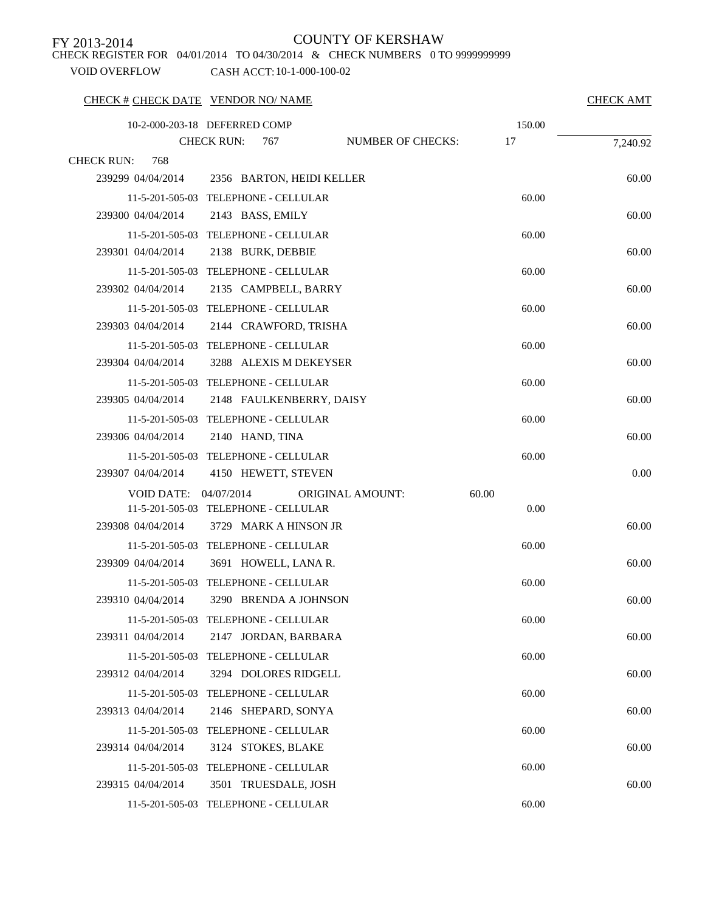FY 2013-2014

COUNTY OF KERSHAW

CHECK REGISTER FOR 04/01/2014 TO 04/30/2014 & CHECK NUMBERS 0 TO 9999999999

VOID OVERFLOW CASH ACCT: 10-1-000-100-02

| CHECK # | CHECK DATE | VENDOR NO/ NAME | | CHECK AMT |
|---|---|---|---|---|
| | | 10-2-000-203-18 DEFERRED COMP | 150.00 | |
| | | CHECK RUN: 767 NUMBER OF CHECKS: 17 | | 7,240.92 |
| CHECK RUN: 768 | | | | |
| 239299 | 04/04/2014 | 2356 BARTON, HEIDI KELLER | | 60.00 |
| | | 11-5-201-505-03 TELEPHONE - CELLULAR | 60.00 | |
| 239300 | 04/04/2014 | 2143 BASS, EMILY | | 60.00 |
| | | 11-5-201-505-03 TELEPHONE - CELLULAR | 60.00 | |
| 239301 | 04/04/2014 | 2138 BURK, DEBBIE | | 60.00 |
| | | 11-5-201-505-03 TELEPHONE - CELLULAR | 60.00 | |
| 239302 | 04/04/2014 | 2135 CAMPBELL, BARRY | | 60.00 |
| | | 11-5-201-505-03 TELEPHONE - CELLULAR | 60.00 | |
| 239303 | 04/04/2014 | 2144 CRAWFORD, TRISHA | | 60.00 |
| | | 11-5-201-505-03 TELEPHONE - CELLULAR | 60.00 | |
| 239304 | 04/04/2014 | 3288 ALEXIS M DEKEYSER | | 60.00 |
| | | 11-5-201-505-03 TELEPHONE - CELLULAR | 60.00 | |
| 239305 | 04/04/2014 | 2148 FAULKENBERRY, DAISY | | 60.00 |
| | | 11-5-201-505-03 TELEPHONE - CELLULAR | 60.00 | |
| 239306 | 04/04/2014 | 2140 HAND, TINA | | 60.00 |
| | | 11-5-201-505-03 TELEPHONE - CELLULAR | 60.00 | |
| 239307 | 04/04/2014 | 4150 HEWETT, STEVEN | | 0.00 |
| | | VOID DATE: 04/07/2014 ORIGINAL AMOUNT: 60.00 | | |
| | | 11-5-201-505-03 TELEPHONE - CELLULAR | 0.00 | |
| 239308 | 04/04/2014 | 3729 MARK A HINSON JR | | 60.00 |
| | | 11-5-201-505-03 TELEPHONE - CELLULAR | 60.00 | |
| 239309 | 04/04/2014 | 3691 HOWELL, LANA R. | | 60.00 |
| | | 11-5-201-505-03 TELEPHONE - CELLULAR | 60.00 | |
| 239310 | 04/04/2014 | 3290 BRENDA A JOHNSON | | 60.00 |
| | | 11-5-201-505-03 TELEPHONE - CELLULAR | 60.00 | |
| 239311 | 04/04/2014 | 2147 JORDAN, BARBARA | | 60.00 |
| | | 11-5-201-505-03 TELEPHONE - CELLULAR | 60.00 | |
| 239312 | 04/04/2014 | 3294 DOLORES RIDGELL | | 60.00 |
| | | 11-5-201-505-03 TELEPHONE - CELLULAR | 60.00 | |
| 239313 | 04/04/2014 | 2146 SHEPARD, SONYA | | 60.00 |
| | | 11-5-201-505-03 TELEPHONE - CELLULAR | 60.00 | |
| 239314 | 04/04/2014 | 3124 STOKES, BLAKE | | 60.00 |
| | | 11-5-201-505-03 TELEPHONE - CELLULAR | 60.00 | |
| 239315 | 04/04/2014 | 3501 TRUESDALE, JOSH | | 60.00 |
| | | 11-5-201-505-03 TELEPHONE - CELLULAR | 60.00 | |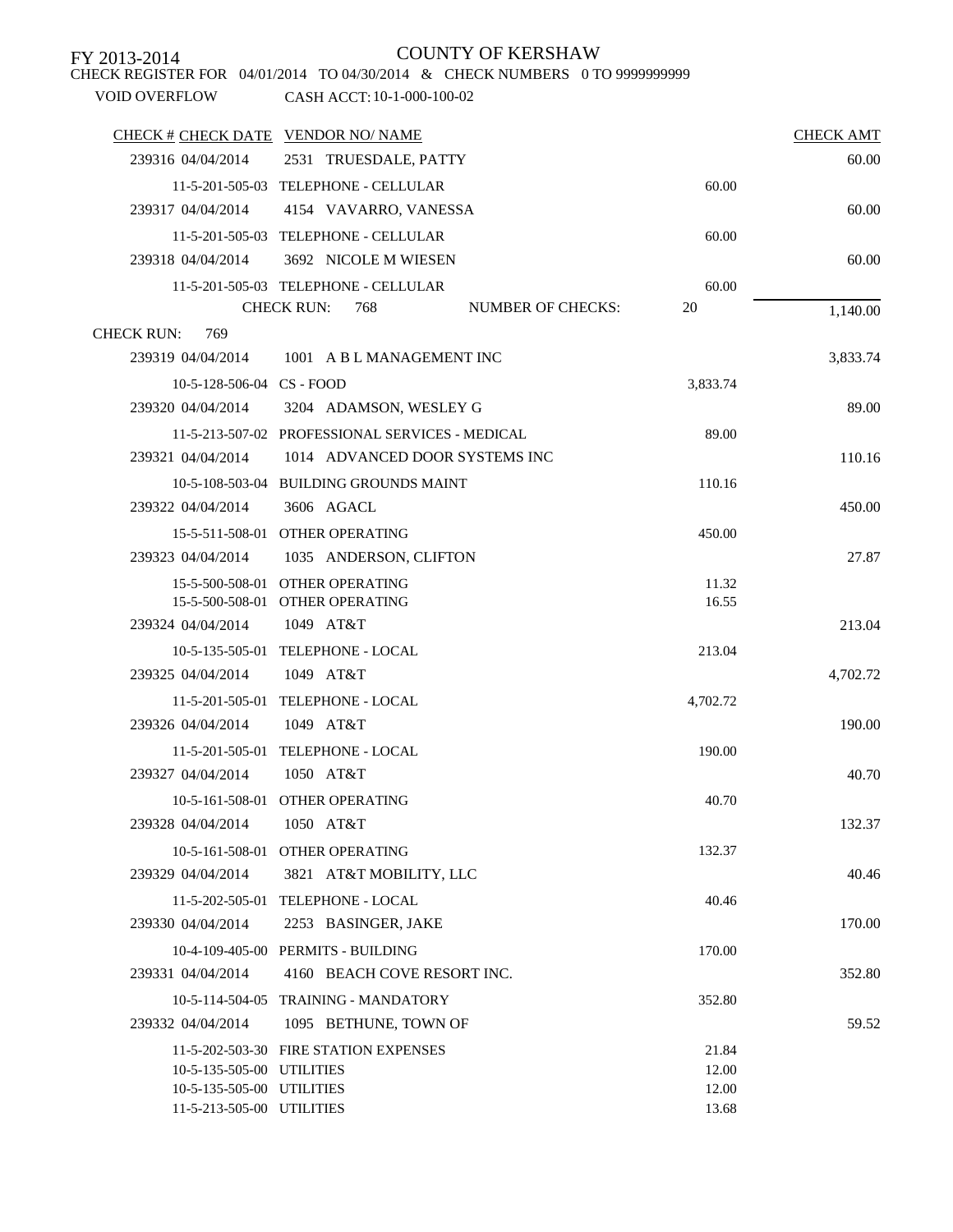FY 2013-2014

COUNTY OF KERSHAW

CHECK REGISTER FOR 04/01/2014 TO 04/30/2014 & CHECK NUMBERS 0 TO 9999999999

VOID OVERFLOW CASH ACCT: 10-1-000-100-02

| CHECK # | CHECK DATE | VENDOR NO/ NAME | | CHECK AMT |
|---|---|---|---|---|
| 239316 | 04/04/2014 | 2531 TRUESDALE, PATTY | | 60.00 |
| | 11-5-201-505-03 | TELEPHONE - CELLULAR | 60.00 | |
| 239317 | 04/04/2014 | 4154 VAVARRO, VANESSA | | 60.00 |
| | 11-5-201-505-03 | TELEPHONE - CELLULAR | 60.00 | |
| 239318 | 04/04/2014 | 3692 NICOLE M WIESEN | | 60.00 |
| | 11-5-201-505-03 | TELEPHONE - CELLULAR | 60.00 | |
| | CHECK RUN: 768 | NUMBER OF CHECKS: | 20 | 1,140.00 |
| CHECK RUN: 769 | | | | |
| 239319 | 04/04/2014 | 1001 A B L MANAGEMENT INC | | 3,833.74 |
| | 10-5-128-506-04 | CS - FOOD | 3,833.74 | |
| 239320 | 04/04/2014 | 3204 ADAMSON, WESLEY G | | 89.00 |
| | 11-5-213-507-02 | PROFESSIONAL SERVICES - MEDICAL | 89.00 | |
| 239321 | 04/04/2014 | 1014 ADVANCED DOOR SYSTEMS INC | | 110.16 |
| | 10-5-108-503-04 | BUILDING GROUNDS MAINT | 110.16 | |
| 239322 | 04/04/2014 | 3606 AGACL | | 450.00 |
| | 15-5-511-508-01 | OTHER OPERATING | 450.00 | |
| 239323 | 04/04/2014 | 1035 ANDERSON, CLIFTON | | 27.87 |
| | 15-5-500-508-01 | OTHER OPERATING | 11.32 | |
| | 15-5-500-508-01 | OTHER OPERATING | 16.55 | |
| 239324 | 04/04/2014 | 1049 AT&T | | 213.04 |
| | 10-5-135-505-01 | TELEPHONE - LOCAL | 213.04 | |
| 239325 | 04/04/2014 | 1049 AT&T | | 4,702.72 |
| | 11-5-201-505-01 | TELEPHONE - LOCAL | 4,702.72 | |
| 239326 | 04/04/2014 | 1049 AT&T | | 190.00 |
| | 11-5-201-505-01 | TELEPHONE - LOCAL | 190.00 | |
| 239327 | 04/04/2014 | 1050 AT&T | | 40.70 |
| | 10-5-161-508-01 | OTHER OPERATING | 40.70 | |
| 239328 | 04/04/2014 | 1050 AT&T | | 132.37 |
| | 10-5-161-508-01 | OTHER OPERATING | 132.37 | |
| 239329 | 04/04/2014 | 3821 AT&T MOBILITY, LLC | | 40.46 |
| | 11-5-202-505-01 | TELEPHONE - LOCAL | 40.46 | |
| 239330 | 04/04/2014 | 2253 BASINGER, JAKE | | 170.00 |
| | 10-4-109-405-00 | PERMITS - BUILDING | 170.00 | |
| 239331 | 04/04/2014 | 4160 BEACH COVE RESORT INC. | | 352.80 |
| | 10-5-114-504-05 | TRAINING - MANDATORY | 352.80 | |
| 239332 | 04/04/2014 | 1095 BETHUNE, TOWN OF | | 59.52 |
| | 11-5-202-503-30 | FIRE STATION EXPENSES | 21.84 | |
| | 10-5-135-505-00 | UTILITIES | 12.00 | |
| | 10-5-135-505-00 | UTILITIES | 12.00 | |
| | 11-5-213-505-00 | UTILITIES | 13.68 | |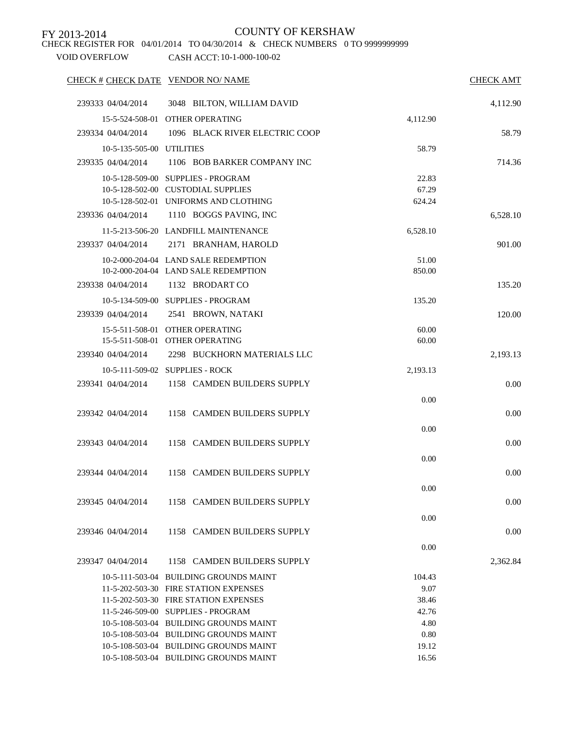FY 2013-2014

COUNTY OF KERSHAW

CHECK REGISTER FOR 04/01/2014 TO 04/30/2014 & CHECK NUMBERS 0 TO 9999999999

VOID OVERFLOW CASH ACCT: 10-1-000-100-02

| CHECK # | CHECK DATE | VENDOR NO/ NAME | | CHECK AMT |
|---|---|---|---|---|
| 239333 | 04/04/2014 | 3048 BILTON, WILLIAM DAVID | | 4,112.90 |
| | 15-5-524-508-01 | OTHER OPERATING | 4,112.90 | |
| 239334 | 04/04/2014 | 1096 BLACK RIVER ELECTRIC COOP | | 58.79 |
| | 10-5-135-505-00 | UTILITIES | 58.79 | |
| 239335 | 04/04/2014 | 1106 BOB BARKER COMPANY INC | | 714.36 |
| | 10-5-128-509-00 | SUPPLIES - PROGRAM | 22.83 | |
| | 10-5-128-502-00 | CUSTODIAL SUPPLIES | 67.29 | |
| | 10-5-128-502-01 | UNIFORMS AND CLOTHING | 624.24 | |
| 239336 | 04/04/2014 | 1110 BOGGS PAVING, INC | | 6,528.10 |
| | 11-5-213-506-20 | LANDFILL MAINTENANCE | 6,528.10 | |
| 239337 | 04/04/2014 | 2171 BRANHAM, HAROLD | | 901.00 |
| | 10-2-000-204-04 | LAND SALE REDEMPTION | 51.00 | |
| | 10-2-000-204-04 | LAND SALE REDEMPTION | 850.00 | |
| 239338 | 04/04/2014 | 1132 BRODART CO | | 135.20 |
| | 10-5-134-509-00 | SUPPLIES - PROGRAM | 135.20 | |
| 239339 | 04/04/2014 | 2541 BROWN, NATAKI | | 120.00 |
| | 15-5-511-508-01 | OTHER OPERATING | 60.00 | |
| | 15-5-511-508-01 | OTHER OPERATING | 60.00 | |
| 239340 | 04/04/2014 | 2298 BUCKHORN MATERIALS LLC | | 2,193.13 |
| | 10-5-111-509-02 | SUPPLIES - ROCK | 2,193.13 | |
| 239341 | 04/04/2014 | 1158 CAMDEN BUILDERS SUPPLY | | 0.00 |
| | | | 0.00 | |
| 239342 | 04/04/2014 | 1158 CAMDEN BUILDERS SUPPLY | | 0.00 |
| | | | 0.00 | |
| 239343 | 04/04/2014 | 1158 CAMDEN BUILDERS SUPPLY | | 0.00 |
| | | | 0.00 | |
| 239344 | 04/04/2014 | 1158 CAMDEN BUILDERS SUPPLY | | 0.00 |
| | | | 0.00 | |
| 239345 | 04/04/2014 | 1158 CAMDEN BUILDERS SUPPLY | | 0.00 |
| | | | 0.00 | |
| 239346 | 04/04/2014 | 1158 CAMDEN BUILDERS SUPPLY | | 0.00 |
| | | | 0.00 | |
| 239347 | 04/04/2014 | 1158 CAMDEN BUILDERS SUPPLY | | 2,362.84 |
| | 10-5-111-503-04 | BUILDING GROUNDS MAINT | 104.43 | |
| | 11-5-202-503-30 | FIRE STATION EXPENSES | 9.07 | |
| | 11-5-202-503-30 | FIRE STATION EXPENSES | 38.46 | |
| | 11-5-246-509-00 | SUPPLIES - PROGRAM | 42.76 | |
| | 10-5-108-503-04 | BUILDING GROUNDS MAINT | 4.80 | |
| | 10-5-108-503-04 | BUILDING GROUNDS MAINT | 0.80 | |
| | 10-5-108-503-04 | BUILDING GROUNDS MAINT | 19.12 | |
| | 10-5-108-503-04 | BUILDING GROUNDS MAINT | 16.56 | |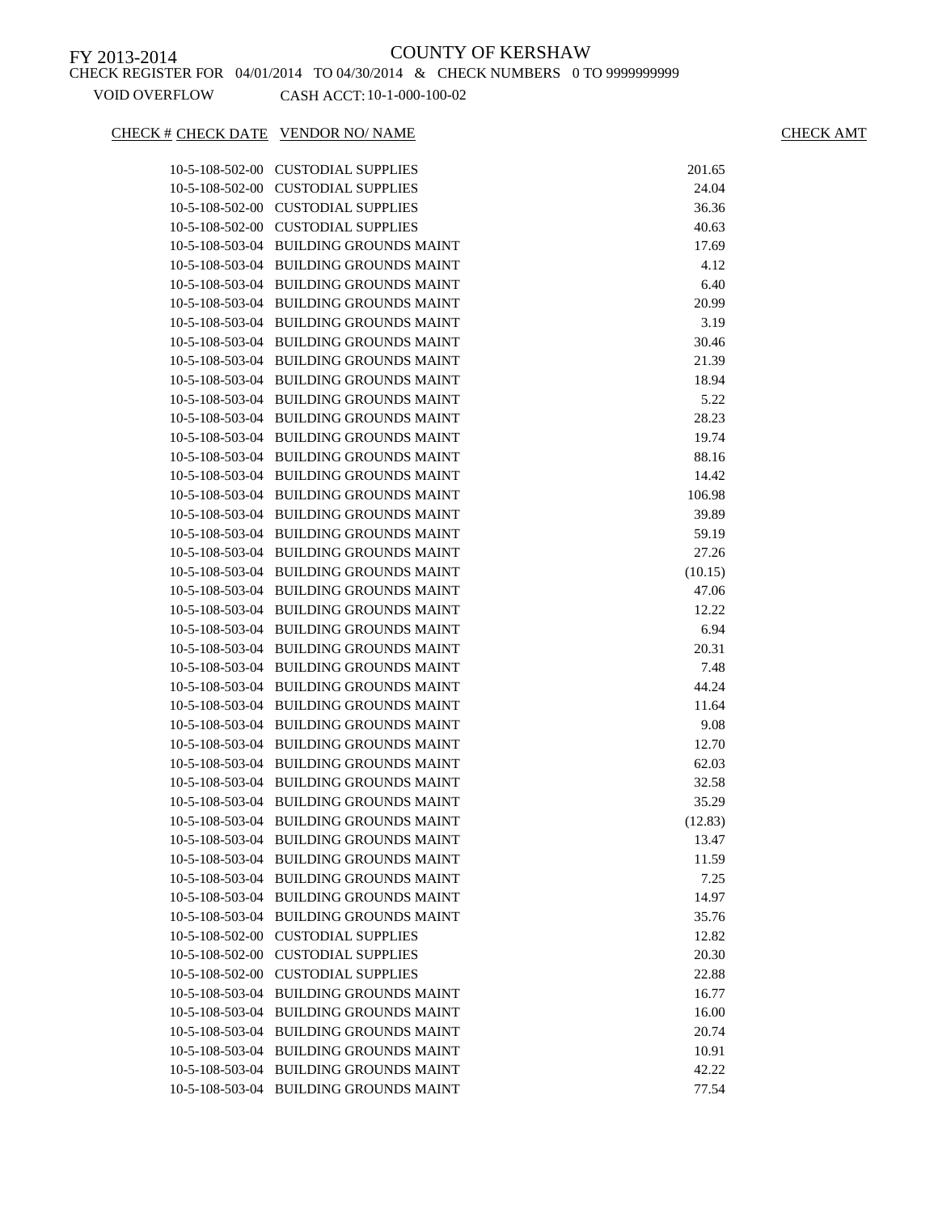FY 2013-2014

COUNTY OF KERSHAW

CHECK REGISTER FOR 04/01/2014 TO 04/30/2014 & CHECK NUMBERS 0 TO 9999999999

VOID OVERFLOW CASH ACCT: 10-1-000-100-02

| CHECK # | CHECK DATE | VENDOR NO/ NAME | | CHECK AMT |
|---|---|---|---|---|
| | | 10-5-108-502-00 | CUSTODIAL SUPPLIES | 201.65 |
| | | 10-5-108-502-00 | CUSTODIAL SUPPLIES | 24.04 |
| | | 10-5-108-502-00 | CUSTODIAL SUPPLIES | 36.36 |
| | | 10-5-108-502-00 | CUSTODIAL SUPPLIES | 40.63 |
| | | 10-5-108-503-04 | BUILDING GROUNDS MAINT | 17.69 |
| | | 10-5-108-503-04 | BUILDING GROUNDS MAINT | 4.12 |
| | | 10-5-108-503-04 | BUILDING GROUNDS MAINT | 6.40 |
| | | 10-5-108-503-04 | BUILDING GROUNDS MAINT | 20.99 |
| | | 10-5-108-503-04 | BUILDING GROUNDS MAINT | 3.19 |
| | | 10-5-108-503-04 | BUILDING GROUNDS MAINT | 30.46 |
| | | 10-5-108-503-04 | BUILDING GROUNDS MAINT | 21.39 |
| | | 10-5-108-503-04 | BUILDING GROUNDS MAINT | 18.94 |
| | | 10-5-108-503-04 | BUILDING GROUNDS MAINT | 5.22 |
| | | 10-5-108-503-04 | BUILDING GROUNDS MAINT | 28.23 |
| | | 10-5-108-503-04 | BUILDING GROUNDS MAINT | 19.74 |
| | | 10-5-108-503-04 | BUILDING GROUNDS MAINT | 88.16 |
| | | 10-5-108-503-04 | BUILDING GROUNDS MAINT | 14.42 |
| | | 10-5-108-503-04 | BUILDING GROUNDS MAINT | 106.98 |
| | | 10-5-108-503-04 | BUILDING GROUNDS MAINT | 39.89 |
| | | 10-5-108-503-04 | BUILDING GROUNDS MAINT | 59.19 |
| | | 10-5-108-503-04 | BUILDING GROUNDS MAINT | 27.26 |
| | | 10-5-108-503-04 | BUILDING GROUNDS MAINT | (10.15) |
| | | 10-5-108-503-04 | BUILDING GROUNDS MAINT | 47.06 |
| | | 10-5-108-503-04 | BUILDING GROUNDS MAINT | 12.22 |
| | | 10-5-108-503-04 | BUILDING GROUNDS MAINT | 6.94 |
| | | 10-5-108-503-04 | BUILDING GROUNDS MAINT | 20.31 |
| | | 10-5-108-503-04 | BUILDING GROUNDS MAINT | 7.48 |
| | | 10-5-108-503-04 | BUILDING GROUNDS MAINT | 44.24 |
| | | 10-5-108-503-04 | BUILDING GROUNDS MAINT | 11.64 |
| | | 10-5-108-503-04 | BUILDING GROUNDS MAINT | 9.08 |
| | | 10-5-108-503-04 | BUILDING GROUNDS MAINT | 12.70 |
| | | 10-5-108-503-04 | BUILDING GROUNDS MAINT | 62.03 |
| | | 10-5-108-503-04 | BUILDING GROUNDS MAINT | 32.58 |
| | | 10-5-108-503-04 | BUILDING GROUNDS MAINT | 35.29 |
| | | 10-5-108-503-04 | BUILDING GROUNDS MAINT | (12.83) |
| | | 10-5-108-503-04 | BUILDING GROUNDS MAINT | 13.47 |
| | | 10-5-108-503-04 | BUILDING GROUNDS MAINT | 11.59 |
| | | 10-5-108-503-04 | BUILDING GROUNDS MAINT | 7.25 |
| | | 10-5-108-503-04 | BUILDING GROUNDS MAINT | 14.97 |
| | | 10-5-108-503-04 | BUILDING GROUNDS MAINT | 35.76 |
| | | 10-5-108-502-00 | CUSTODIAL SUPPLIES | 12.82 |
| | | 10-5-108-502-00 | CUSTODIAL SUPPLIES | 20.30 |
| | | 10-5-108-502-00 | CUSTODIAL SUPPLIES | 22.88 |
| | | 10-5-108-503-04 | BUILDING GROUNDS MAINT | 16.77 |
| | | 10-5-108-503-04 | BUILDING GROUNDS MAINT | 16.00 |
| | | 10-5-108-503-04 | BUILDING GROUNDS MAINT | 20.74 |
| | | 10-5-108-503-04 | BUILDING GROUNDS MAINT | 10.91 |
| | | 10-5-108-503-04 | BUILDING GROUNDS MAINT | 42.22 |
| | | 10-5-108-503-04 | BUILDING GROUNDS MAINT | 77.54 |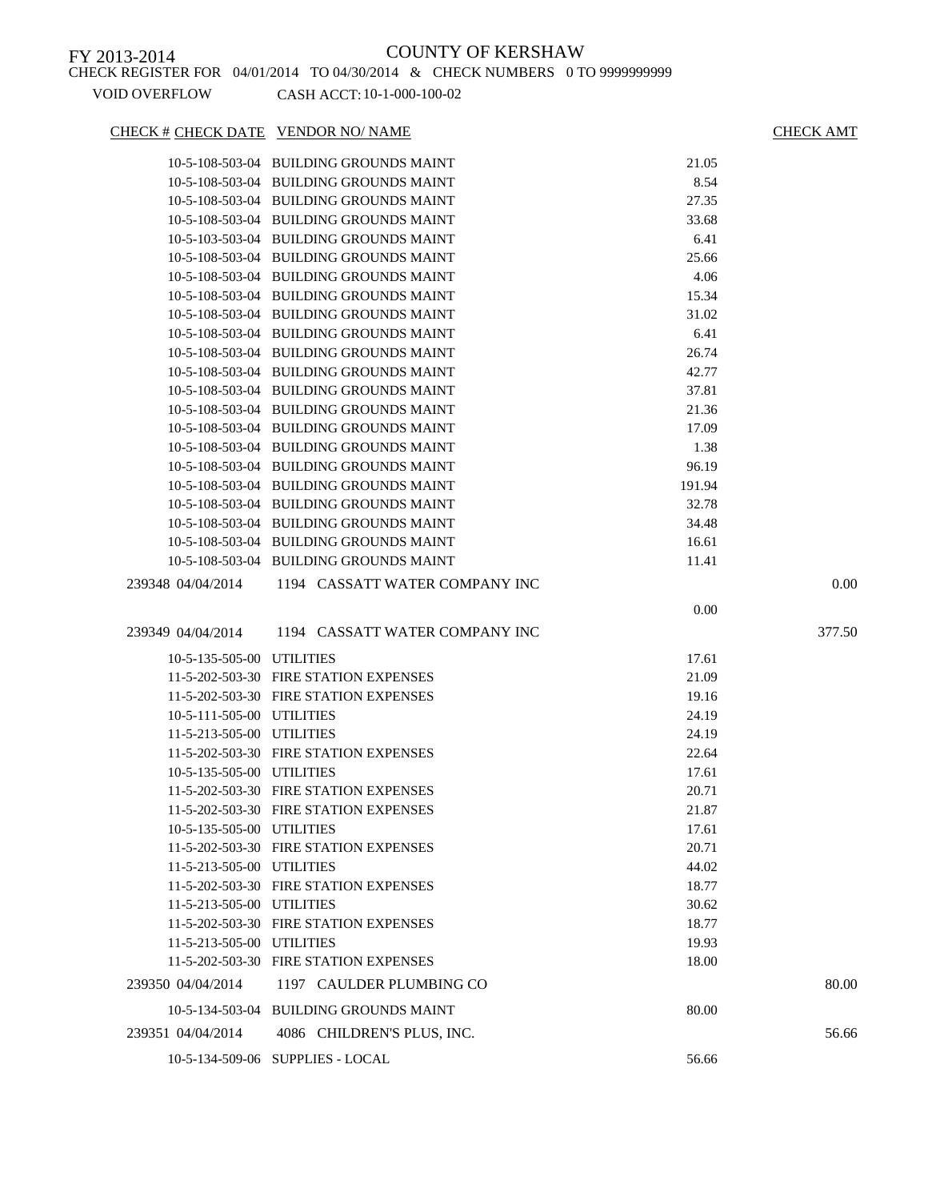FY 2013-2014

COUNTY OF KERSHAW

CHECK REGISTER FOR 04/01/2014 TO 04/30/2014 & CHECK NUMBERS 0 TO 9999999999

VOID OVERFLOW CASH ACCT: 10-1-000-100-02

| CHECK # | CHECK DATE | VENDOR NO/ NAME | | CHECK AMT |
|---|---|---|---|---|
| | 10-5-108-503-04 | BUILDING GROUNDS MAINT | 21.05 | |
| | 10-5-108-503-04 | BUILDING GROUNDS MAINT | 8.54 | |
| | 10-5-108-503-04 | BUILDING GROUNDS MAINT | 27.35 | |
| | 10-5-108-503-04 | BUILDING GROUNDS MAINT | 33.68 | |
| | 10-5-103-503-04 | BUILDING GROUNDS MAINT | 6.41 | |
| | 10-5-108-503-04 | BUILDING GROUNDS MAINT | 25.66 | |
| | 10-5-108-503-04 | BUILDING GROUNDS MAINT | 4.06 | |
| | 10-5-108-503-04 | BUILDING GROUNDS MAINT | 15.34 | |
| | 10-5-108-503-04 | BUILDING GROUNDS MAINT | 31.02 | |
| | 10-5-108-503-04 | BUILDING GROUNDS MAINT | 6.41 | |
| | 10-5-108-503-04 | BUILDING GROUNDS MAINT | 26.74 | |
| | 10-5-108-503-04 | BUILDING GROUNDS MAINT | 42.77 | |
| | 10-5-108-503-04 | BUILDING GROUNDS MAINT | 37.81 | |
| | 10-5-108-503-04 | BUILDING GROUNDS MAINT | 21.36 | |
| | 10-5-108-503-04 | BUILDING GROUNDS MAINT | 17.09 | |
| | 10-5-108-503-04 | BUILDING GROUNDS MAINT | 1.38 | |
| | 10-5-108-503-04 | BUILDING GROUNDS MAINT | 96.19 | |
| | 10-5-108-503-04 | BUILDING GROUNDS MAINT | 191.94 | |
| | 10-5-108-503-04 | BUILDING GROUNDS MAINT | 32.78 | |
| | 10-5-108-503-04 | BUILDING GROUNDS MAINT | 34.48 | |
| | 10-5-108-503-04 | BUILDING GROUNDS MAINT | 16.61 | |
| | 10-5-108-503-04 | BUILDING GROUNDS MAINT | 11.41 | |
| 239348 | 04/04/2014 | 1194 CASSATT WATER COMPANY INC | | 0.00 |
| | | | 0.00 | |
| 239349 | 04/04/2014 | 1194 CASSATT WATER COMPANY INC | | 377.50 |
| | 10-5-135-505-00 | UTILITIES | 17.61 | |
| | 11-5-202-503-30 | FIRE STATION EXPENSES | 21.09 | |
| | 11-5-202-503-30 | FIRE STATION EXPENSES | 19.16 | |
| | 10-5-111-505-00 | UTILITIES | 24.19 | |
| | 11-5-213-505-00 | UTILITIES | 24.19 | |
| | 11-5-202-503-30 | FIRE STATION EXPENSES | 22.64 | |
| | 10-5-135-505-00 | UTILITIES | 17.61 | |
| | 11-5-202-503-30 | FIRE STATION EXPENSES | 20.71 | |
| | 11-5-202-503-30 | FIRE STATION EXPENSES | 21.87 | |
| | 10-5-135-505-00 | UTILITIES | 17.61 | |
| | 11-5-202-503-30 | FIRE STATION EXPENSES | 20.71 | |
| | 11-5-213-505-00 | UTILITIES | 44.02 | |
| | 11-5-202-503-30 | FIRE STATION EXPENSES | 18.77 | |
| | 11-5-213-505-00 | UTILITIES | 30.62 | |
| | 11-5-202-503-30 | FIRE STATION EXPENSES | 18.77 | |
| | 11-5-213-505-00 | UTILITIES | 19.93 | |
| | 11-5-202-503-30 | FIRE STATION EXPENSES | 18.00 | |
| 239350 | 04/04/2014 | 1197 CAULDER PLUMBING CO | | 80.00 |
| | 10-5-134-503-04 | BUILDING GROUNDS MAINT | 80.00 | |
| 239351 | 04/04/2014 | 4086 CHILDREN'S PLUS, INC. | | 56.66 |
| | 10-5-134-509-06 | SUPPLIES - LOCAL | 56.66 | |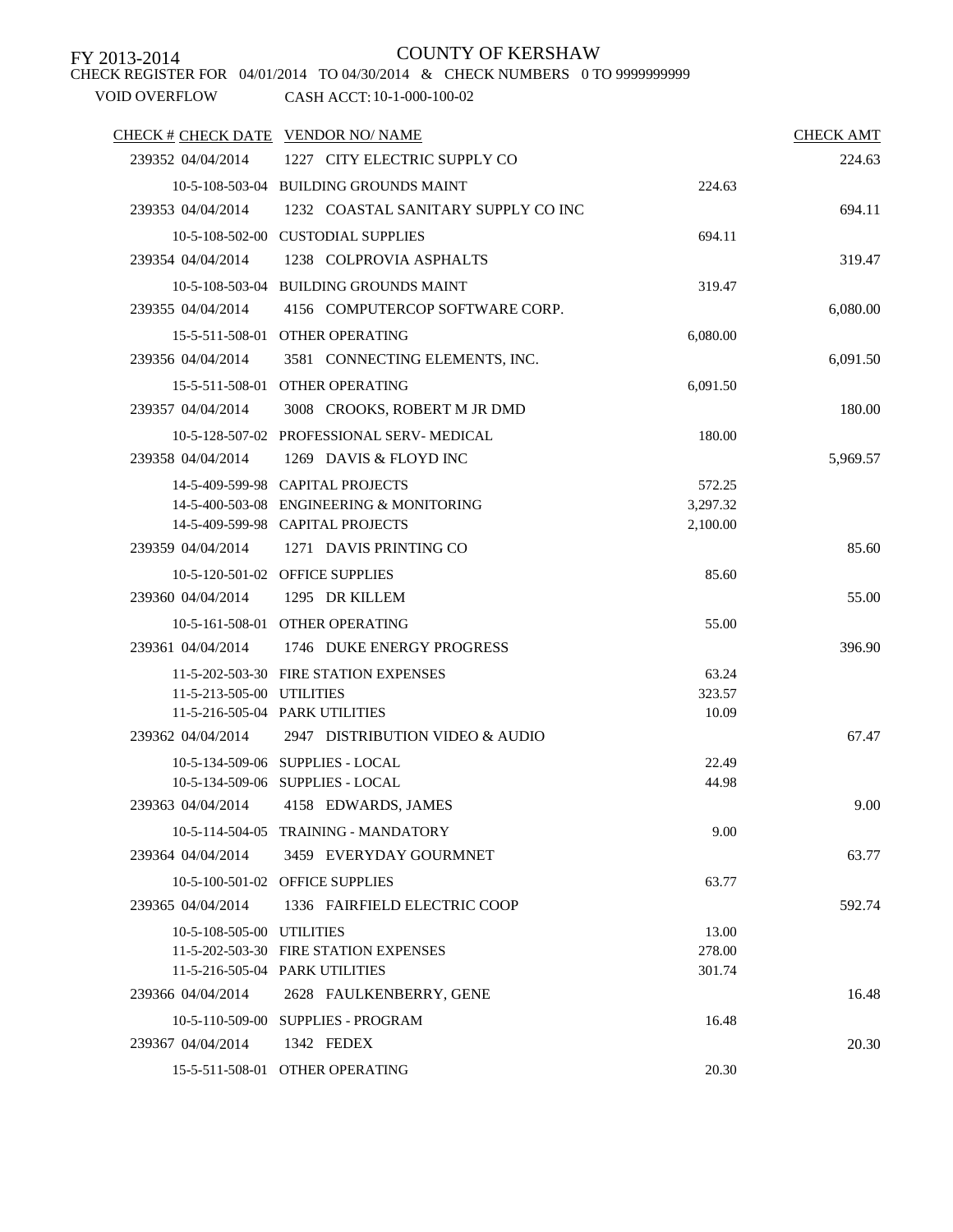FY 2013-2014

COUNTY OF KERSHAW

CHECK REGISTER FOR 04/01/2014 TO 04/30/2014 & CHECK NUMBERS 0 TO 9999999999

VOID OVERFLOW    CASH ACCT: 10-1-000-100-02

| CHECK # | CHECK DATE | VENDOR NO/ NAME | | CHECK AMT |
|---|---|---|---|---|
| 239352 | 04/04/2014 | 1227 CITY ELECTRIC SUPPLY CO | | 224.63 |
| | 10-5-108-503-04 | BUILDING GROUNDS MAINT | 224.63 | |
| 239353 | 04/04/2014 | 1232 COASTAL SANITARY SUPPLY CO INC | | 694.11 |
| | 10-5-108-502-00 | CUSTODIAL SUPPLIES | 694.11 | |
| 239354 | 04/04/2014 | 1238 COLPROVIA ASPHALTS | | 319.47 |
| | 10-5-108-503-04 | BUILDING GROUNDS MAINT | 319.47 | |
| 239355 | 04/04/2014 | 4156 COMPUTERCOP SOFTWARE CORP. | | 6,080.00 |
| | 15-5-511-508-01 | OTHER OPERATING | 6,080.00 | |
| 239356 | 04/04/2014 | 3581 CONNECTING ELEMENTS, INC. | | 6,091.50 |
| | 15-5-511-508-01 | OTHER OPERATING | 6,091.50 | |
| 239357 | 04/04/2014 | 3008 CROOKS, ROBERT M JR DMD | | 180.00 |
| | 10-5-128-507-02 | PROFESSIONAL SERV- MEDICAL | 180.00 | |
| 239358 | 04/04/2014 | 1269 DAVIS & FLOYD INC | | 5,969.57 |
| | 14-5-409-599-98 | CAPITAL PROJECTS | 572.25 | |
| | 14-5-400-503-08 | ENGINEERING & MONITORING | 3,297.32 | |
| | 14-5-409-599-98 | CAPITAL PROJECTS | 2,100.00 | |
| 239359 | 04/04/2014 | 1271 DAVIS PRINTING CO | | 85.60 |
| | 10-5-120-501-02 | OFFICE SUPPLIES | 85.60 | |
| 239360 | 04/04/2014 | 1295 DR KILLEM | | 55.00 |
| | 10-5-161-508-01 | OTHER OPERATING | 55.00 | |
| 239361 | 04/04/2014 | 1746 DUKE ENERGY PROGRESS | | 396.90 |
| | 11-5-202-503-30 | FIRE STATION EXPENSES | 63.24 | |
| | 11-5-213-505-00 | UTILITIES | 323.57 | |
| | 11-5-216-505-04 | PARK UTILITIES | 10.09 | |
| 239362 | 04/04/2014 | 2947 DISTRIBUTION VIDEO & AUDIO | | 67.47 |
| | 10-5-134-509-06 | SUPPLIES - LOCAL | 22.49 | |
| | 10-5-134-509-06 | SUPPLIES - LOCAL | 44.98 | |
| 239363 | 04/04/2014 | 4158 EDWARDS, JAMES | | 9.00 |
| | 10-5-114-504-05 | TRAINING - MANDATORY | 9.00 | |
| 239364 | 04/04/2014 | 3459 EVERYDAY GOURMNET | | 63.77 |
| | 10-5-100-501-02 | OFFICE SUPPLIES | 63.77 | |
| 239365 | 04/04/2014 | 1336 FAIRFIELD ELECTRIC COOP | | 592.74 |
| | 10-5-108-505-00 | UTILITIES | 13.00 | |
| | 11-5-202-503-30 | FIRE STATION EXPENSES | 278.00 | |
| | 11-5-216-505-04 | PARK UTILITIES | 301.74 | |
| 239366 | 04/04/2014 | 2628 FAULKENBERRY, GENE | | 16.48 |
| | 10-5-110-509-00 | SUPPLIES - PROGRAM | 16.48 | |
| 239367 | 04/04/2014 | 1342 FEDEX | | 20.30 |
| | 15-5-511-508-01 | OTHER OPERATING | 20.30 | |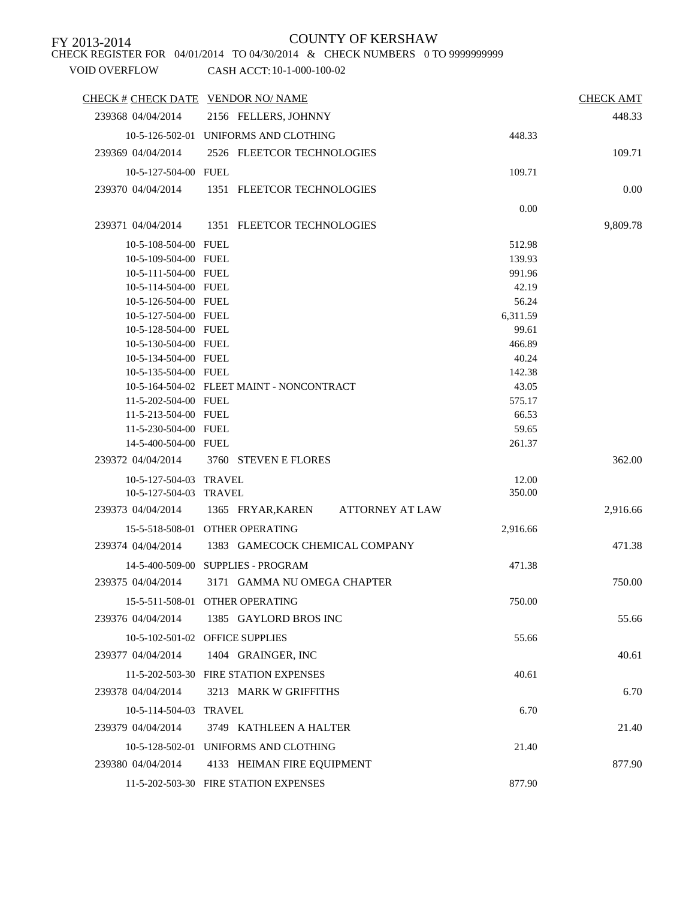FY 2013-2014

# COUNTY OF KERSHAW

CHECK REGISTER FOR 04/01/2014 TO 04/30/2014 & CHECK NUMBERS 0 TO 9999999999

VOID OVERFLOW CASH ACCT: 10-1-000-100-02

| CHECK # | CHECK DATE | VENDOR NO/ NAME | | CHECK AMT |
|---|---|---|---|---|
| 239368 | 04/04/2014 | 2156 FELLERS, JOHNNY | | 448.33 |
| | 10-5-126-502-01 | UNIFORMS AND CLOTHING | 448.33 | |
| 239369 | 04/04/2014 | 2526 FLEETCOR TECHNOLOGIES | | 109.71 |
| | 10-5-127-504-00 | FUEL | 109.71 | |
| 239370 | 04/04/2014 | 1351 FLEETCOR TECHNOLOGIES | | 0.00 |
| | | | 0.00 | |
| 239371 | 04/04/2014 | 1351 FLEETCOR TECHNOLOGIES | | 9,809.78 |
| | 10-5-108-504-00 | FUEL | 512.98 | |
| | 10-5-109-504-00 | FUEL | 139.93 | |
| | 10-5-111-504-00 | FUEL | 991.96 | |
| | 10-5-114-504-00 | FUEL | 42.19 | |
| | 10-5-126-504-00 | FUEL | 56.24 | |
| | 10-5-127-504-00 | FUEL | 6,311.59 | |
| | 10-5-128-504-00 | FUEL | 99.61 | |
| | 10-5-130-504-00 | FUEL | 466.89 | |
| | 10-5-134-504-00 | FUEL | 40.24 | |
| | 10-5-135-504-00 | FUEL | 142.38 | |
| | 10-5-164-504-02 | FLEET MAINT - NONCONTRACT | 43.05 | |
| | 11-5-202-504-00 | FUEL | 575.17 | |
| | 11-5-213-504-00 | FUEL | 66.53 | |
| | 11-5-230-504-00 | FUEL | 59.65 | |
| | 14-5-400-504-00 | FUEL | 261.37 | |
| 239372 | 04/04/2014 | 3760 STEVEN E FLORES | | 362.00 |
| | 10-5-127-504-03 | TRAVEL | 12.00 | |
| | 10-5-127-504-03 | TRAVEL | 350.00 | |
| 239373 | 04/04/2014 | 1365 FRYAR,KAREN ATTORNEY AT LAW | | 2,916.66 |
| | 15-5-518-508-01 | OTHER OPERATING | 2,916.66 | |
| 239374 | 04/04/2014 | 1383 GAMECOCK CHEMICAL COMPANY | | 471.38 |
| | 14-5-400-509-00 | SUPPLIES - PROGRAM | 471.38 | |
| 239375 | 04/04/2014 | 3171 GAMMA NU OMEGA CHAPTER | | 750.00 |
| | 15-5-511-508-01 | OTHER OPERATING | 750.00 | |
| 239376 | 04/04/2014 | 1385 GAYLORD BROS INC | | 55.66 |
| | 10-5-102-501-02 | OFFICE SUPPLIES | 55.66 | |
| 239377 | 04/04/2014 | 1404 GRAINGER, INC | | 40.61 |
| | 11-5-202-503-30 | FIRE STATION EXPENSES | 40.61 | |
| 239378 | 04/04/2014 | 3213 MARK W GRIFFITHS | | 6.70 |
| | 10-5-114-504-03 | TRAVEL | 6.70 | |
| 239379 | 04/04/2014 | 3749 KATHLEEN A HALTER | | 21.40 |
| | 10-5-128-502-01 | UNIFORMS AND CLOTHING | 21.40 | |
| 239380 | 04/04/2014 | 4133 HEIMAN FIRE EQUIPMENT | | 877.90 |
| | 11-5-202-503-30 | FIRE STATION EXPENSES | 877.90 | |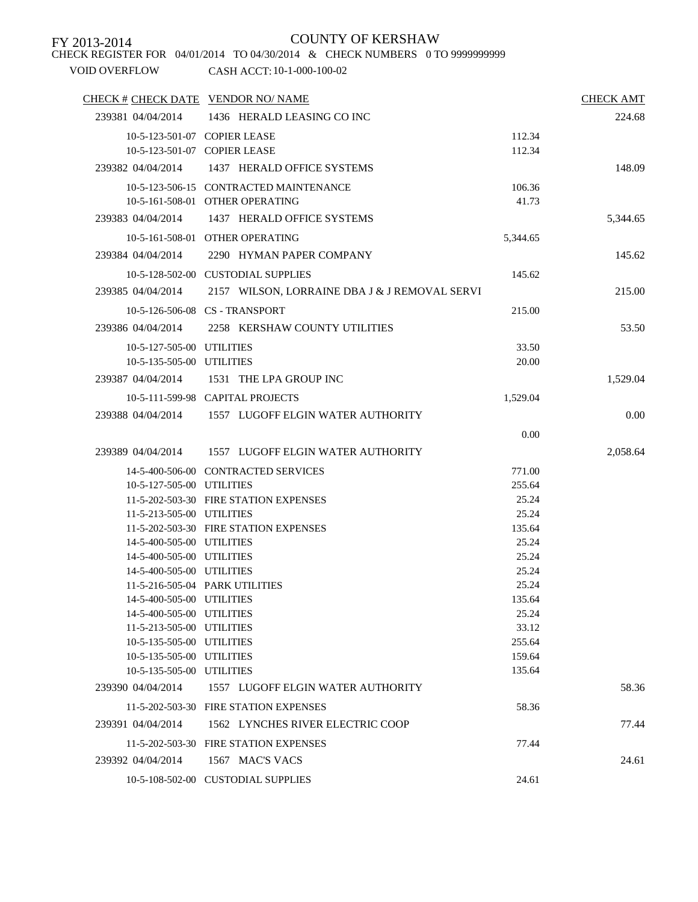FY 2013-2014

COUNTY OF KERSHAW

CHECK REGISTER FOR 04/01/2014 TO 04/30/2014 & CHECK NUMBERS 0 TO 9999999999

VOID OVERFLOW CASH ACCT: 10-1-000-100-02

| CHECK # | CHECK DATE | VENDOR NO/ NAME | | CHECK AMT |
|---|---|---|---|---|
| 239381 | 04/04/2014 | 1436 HERALD LEASING CO INC | | 224.68 |
| | 10-5-123-501-07 | COPIER LEASE | 112.34 | |
| | 10-5-123-501-07 | COPIER LEASE | 112.34 | |
| 239382 | 04/04/2014 | 1437 HERALD OFFICE SYSTEMS | | 148.09 |
| | 10-5-123-506-15 | CONTRACTED MAINTENANCE | 106.36 | |
| | 10-5-161-508-01 | OTHER OPERATING | 41.73 | |
| 239383 | 04/04/2014 | 1437 HERALD OFFICE SYSTEMS | | 5,344.65 |
| | 10-5-161-508-01 | OTHER OPERATING | 5,344.65 | |
| 239384 | 04/04/2014 | 2290 HYMAN PAPER COMPANY | | 145.62 |
| | 10-5-128-502-00 | CUSTODIAL SUPPLIES | 145.62 | |
| 239385 | 04/04/2014 | 2157 WILSON, LORRAINE DBA J & J REMOVAL SERVI | | 215.00 |
| | 10-5-126-506-08 | CS - TRANSPORT | 215.00 | |
| 239386 | 04/04/2014 | 2258 KERSHAW COUNTY UTILITIES | | 53.50 |
| | 10-5-127-505-00 | UTILITIES | 33.50 | |
| | 10-5-135-505-00 | UTILITIES | 20.00 | |
| 239387 | 04/04/2014 | 1531 THE LPA GROUP INC | | 1,529.04 |
| | 10-5-111-599-98 | CAPITAL PROJECTS | 1,529.04 | |
| 239388 | 04/04/2014 | 1557 LUGOFF ELGIN WATER AUTHORITY | | 0.00 |
| | | | 0.00 | |
| 239389 | 04/04/2014 | 1557 LUGOFF ELGIN WATER AUTHORITY | | 2,058.64 |
| | 14-5-400-506-00 | CONTRACTED SERVICES | 771.00 | |
| | 10-5-127-505-00 | UTILITIES | 255.64 | |
| | 11-5-202-503-30 | FIRE STATION EXPENSES | 25.24 | |
| | 11-5-213-505-00 | UTILITIES | 25.24 | |
| | 11-5-202-503-30 | FIRE STATION EXPENSES | 135.64 | |
| | 14-5-400-505-00 | UTILITIES | 25.24 | |
| | 14-5-400-505-00 | UTILITIES | 25.24 | |
| | 14-5-400-505-00 | UTILITIES | 25.24 | |
| | 11-5-216-505-04 | PARK UTILITIES | 25.24 | |
| | 14-5-400-505-00 | UTILITIES | 135.64 | |
| | 14-5-400-505-00 | UTILITIES | 25.24 | |
| | 11-5-213-505-00 | UTILITIES | 33.12 | |
| | 10-5-135-505-00 | UTILITIES | 255.64 | |
| | 10-5-135-505-00 | UTILITIES | 159.64 | |
| | 10-5-135-505-00 | UTILITIES | 135.64 | |
| 239390 | 04/04/2014 | 1557 LUGOFF ELGIN WATER AUTHORITY | | 58.36 |
| | 11-5-202-503-30 | FIRE STATION EXPENSES | 58.36 | |
| 239391 | 04/04/2014 | 1562 LYNCHES RIVER ELECTRIC COOP | | 77.44 |
| | 11-5-202-503-30 | FIRE STATION EXPENSES | 77.44 | |
| 239392 | 04/04/2014 | 1567 MAC'S VACS | | 24.61 |
| | 10-5-108-502-00 | CUSTODIAL SUPPLIES | 24.61 | |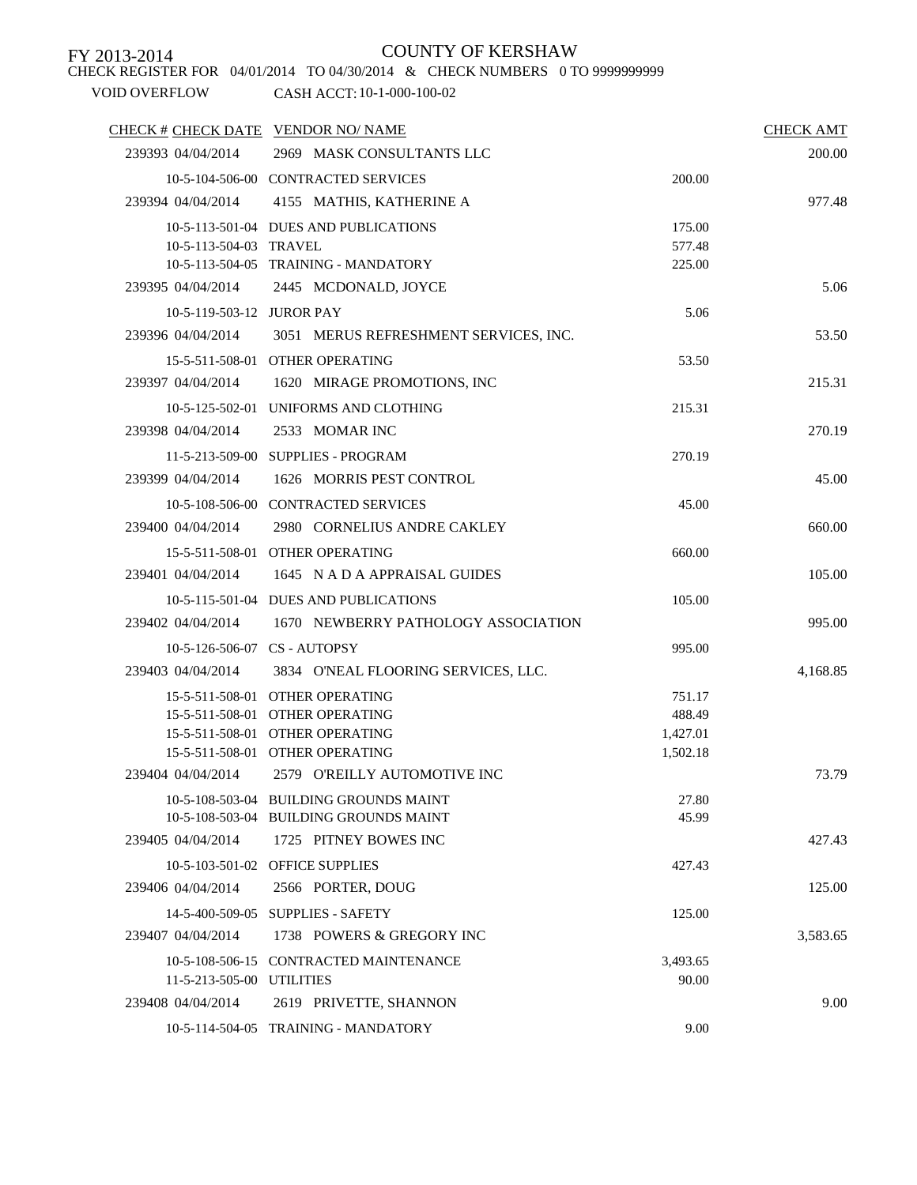FY 2013-2014

# COUNTY OF KERSHAW

CHECK REGISTER FOR 04/01/2014 TO 04/30/2014 & CHECK NUMBERS 0 TO 9999999999

VOID OVERFLOW CASH ACCT: 10-1-000-100-02

| CHECK # | CHECK DATE | VENDOR NO/ NAME | | CHECK AMT |
|---|---|---|---|---|
| 239393 | 04/04/2014 | 2969 MASK CONSULTANTS LLC | | 200.00 |
| | 10-5-104-506-00 | CONTRACTED SERVICES | 200.00 | |
| 239394 | 04/04/2014 | 4155 MATHIS, KATHERINE A | | 977.48 |
| | 10-5-113-501-04 | DUES AND PUBLICATIONS | 175.00 | |
| | 10-5-113-504-03 | TRAVEL | 577.48 | |
| | 10-5-113-504-05 | TRAINING - MANDATORY | 225.00 | |
| 239395 | 04/04/2014 | 2445 MCDONALD, JOYCE | | 5.06 |
| | 10-5-119-503-12 | JUROR PAY | 5.06 | |
| 239396 | 04/04/2014 | 3051 MERUS REFRESHMENT SERVICES, INC. | | 53.50 |
| | 15-5-511-508-01 | OTHER OPERATING | 53.50 | |
| 239397 | 04/04/2014 | 1620 MIRAGE PROMOTIONS, INC | | 215.31 |
| | 10-5-125-502-01 | UNIFORMS AND CLOTHING | 215.31 | |
| 239398 | 04/04/2014 | 2533 MOMAR INC | | 270.19 |
| | 11-5-213-509-00 | SUPPLIES - PROGRAM | 270.19 | |
| 239399 | 04/04/2014 | 1626 MORRIS PEST CONTROL | | 45.00 |
| | 10-5-108-506-00 | CONTRACTED SERVICES | 45.00 | |
| 239400 | 04/04/2014 | 2980 CORNELIUS ANDRE CAKLEY | | 660.00 |
| | 15-5-511-508-01 | OTHER OPERATING | 660.00 | |
| 239401 | 04/04/2014 | 1645 N A D A APPRAISAL GUIDES | | 105.00 |
| | 10-5-115-501-04 | DUES AND PUBLICATIONS | 105.00 | |
| 239402 | 04/04/2014 | 1670 NEWBERRY PATHOLOGY ASSOCIATION | | 995.00 |
| | 10-5-126-506-07 | CS - AUTOPSY | 995.00 | |
| 239403 | 04/04/2014 | 3834 O'NEAL FLOORING SERVICES, LLC. | | 4,168.85 |
| | 15-5-511-508-01 | OTHER OPERATING | 751.17 | |
| | 15-5-511-508-01 | OTHER OPERATING | 488.49 | |
| | 15-5-511-508-01 | OTHER OPERATING | 1,427.01 | |
| | 15-5-511-508-01 | OTHER OPERATING | 1,502.18 | |
| 239404 | 04/04/2014 | 2579 O'REILLY AUTOMOTIVE INC | | 73.79 |
| | 10-5-108-503-04 | BUILDING GROUNDS MAINT | 27.80 | |
| | 10-5-108-503-04 | BUILDING GROUNDS MAINT | 45.99 | |
| 239405 | 04/04/2014 | 1725 PITNEY BOWES INC | | 427.43 |
| | 10-5-103-501-02 | OFFICE SUPPLIES | 427.43 | |
| 239406 | 04/04/2014 | 2566 PORTER, DOUG | | 125.00 |
| | 14-5-400-509-05 | SUPPLIES - SAFETY | 125.00 | |
| 239407 | 04/04/2014 | 1738 POWERS & GREGORY INC | | 3,583.65 |
| | 10-5-108-506-15 | CONTRACTED MAINTENANCE | 3,493.65 | |
| | 11-5-213-505-00 | UTILITIES | 90.00 | |
| 239408 | 04/04/2014 | 2619 PRIVETTE, SHANNON | | 9.00 |
| | 10-5-114-504-05 | TRAINING - MANDATORY | 9.00 | |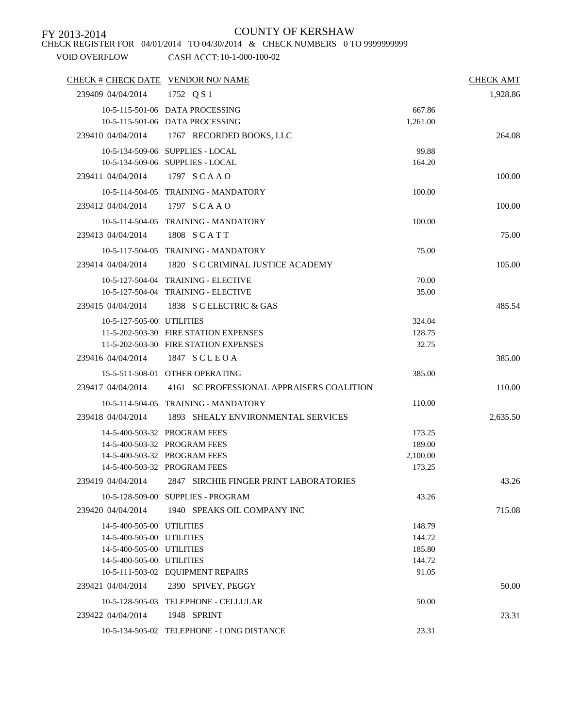FY 2013-2014

# COUNTY OF KERSHAW

CHECK REGISTER FOR 04/01/2014 TO 04/30/2014 & CHECK NUMBERS 0 TO 9999999999

VOID OVERFLOW CASH ACCT: 10-1-000-100-02

| CHECK # | CHECK DATE | VENDOR NO/ NAME | | CHECK AMT |
|---|---|---|---|---|
| 239409 | 04/04/2014 | 1752 Q S 1 | | 1,928.86 |
| | 10-5-115-501-06 | DATA PROCESSING | 667.86 | |
| | 10-5-115-501-06 | DATA PROCESSING | 1,261.00 | |
| 239410 | 04/04/2014 | 1767 RECORDED BOOKS, LLC | | 264.08 |
| | 10-5-134-509-06 | SUPPLIES - LOCAL | 99.88 | |
| | 10-5-134-509-06 | SUPPLIES - LOCAL | 164.20 | |
| 239411 | 04/04/2014 | 1797 S C A A O | | 100.00 |
| | 10-5-114-504-05 | TRAINING - MANDATORY | 100.00 | |
| 239412 | 04/04/2014 | 1797 S C A A O | | 100.00 |
| | 10-5-114-504-05 | TRAINING - MANDATORY | 100.00 | |
| 239413 | 04/04/2014 | 1808 S C A T T | | 75.00 |
| | 10-5-117-504-05 | TRAINING - MANDATORY | 75.00 | |
| 239414 | 04/04/2014 | 1820 S C CRIMINAL JUSTICE ACADEMY | | 105.00 |
| | 10-5-127-504-04 | TRAINING - ELECTIVE | 70.00 | |
| | 10-5-127-504-04 | TRAINING - ELECTIVE | 35.00 | |
| 239415 | 04/04/2014 | 1838 S C ELECTRIC & GAS | | 485.54 |
| | 10-5-127-505-00 | UTILITIES | 324.04 | |
| | 11-5-202-503-30 | FIRE STATION EXPENSES | 128.75 | |
| | 11-5-202-503-30 | FIRE STATION EXPENSES | 32.75 | |
| 239416 | 04/04/2014 | 1847 S C L E O A | | 385.00 |
| | 15-5-511-508-01 | OTHER OPERATING | 385.00 | |
| 239417 | 04/04/2014 | 4161 SC PROFESSIONAL APPRAISERS COALITION | | 110.00 |
| | 10-5-114-504-05 | TRAINING - MANDATORY | 110.00 | |
| 239418 | 04/04/2014 | 1893 SHEALY ENVIRONMENTAL SERVICES | | 2,635.50 |
| | 14-5-400-503-32 | PROGRAM FEES | 173.25 | |
| | 14-5-400-503-32 | PROGRAM FEES | 189.00 | |
| | 14-5-400-503-32 | PROGRAM FEES | 2,100.00 | |
| | 14-5-400-503-32 | PROGRAM FEES | 173.25 | |
| 239419 | 04/04/2014 | 2847 SIRCHIE FINGER PRINT LABORATORIES | | 43.26 |
| | 10-5-128-509-00 | SUPPLIES - PROGRAM | 43.26 | |
| 239420 | 04/04/2014 | 1940 SPEAKS OIL COMPANY INC | | 715.08 |
| | 14-5-400-505-00 | UTILITIES | 148.79 | |
| | 14-5-400-505-00 | UTILITIES | 144.72 | |
| | 14-5-400-505-00 | UTILITIES | 185.80 | |
| | 14-5-400-505-00 | UTILITIES | 144.72 | |
| | 10-5-111-503-02 | EQUIPMENT REPAIRS | 91.05 | |
| 239421 | 04/04/2014 | 2390 SPIVEY, PEGGY | | 50.00 |
| | 10-5-128-505-03 | TELEPHONE - CELLULAR | 50.00 | |
| 239422 | 04/04/2014 | 1948 SPRINT | | 23.31 |
| | 10-5-134-505-02 | TELEPHONE - LONG DISTANCE | 23.31 | |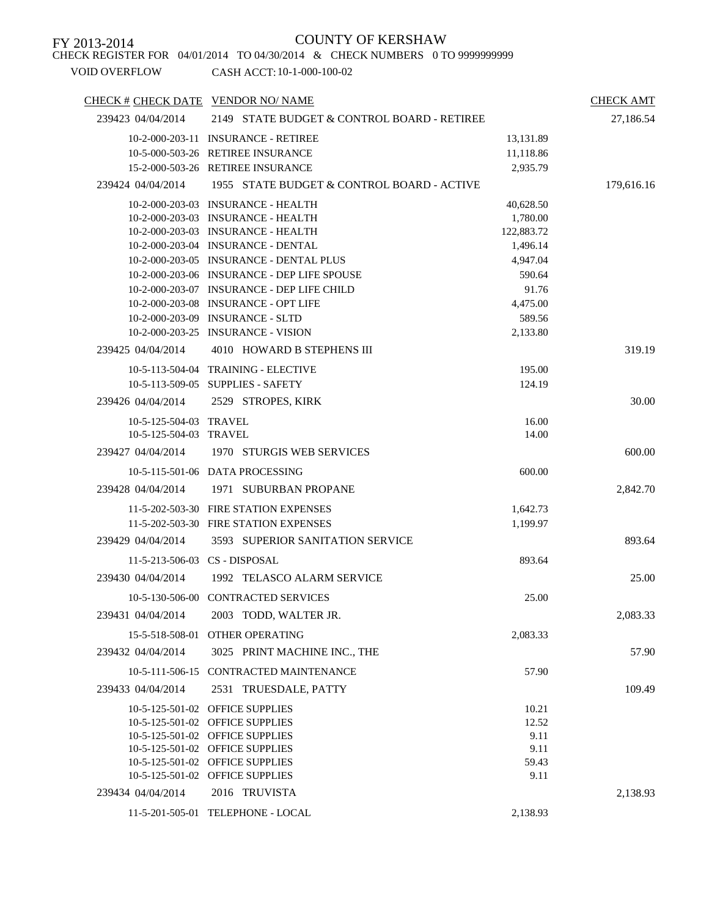FY 2013-2014

# COUNTY OF KERSHAW

CHECK REGISTER FOR 04/01/2014 TO 04/30/2014 & CHECK NUMBERS 0 TO 9999999999

VOID OVERFLOW CASH ACCT: 10-1-000-100-02

| CHECK # | CHECK DATE | VENDOR NO/ NAME | | CHECK AMT |
|---|---|---|---|---|
| 239423 | 04/04/2014 | 2149 STATE BUDGET & CONTROL BOARD - RETIREE | | 27,186.54 |
| | 10-2-000-203-11 | INSURANCE - RETIREE | 13,131.89 | |
| | 10-5-000-503-26 | RETIREE INSURANCE | 11,118.86 | |
| | 15-2-000-503-26 | RETIREE INSURANCE | 2,935.79 | |
| 239424 | 04/04/2014 | 1955 STATE BUDGET & CONTROL BOARD - ACTIVE | | 179,616.16 |
| | 10-2-000-203-03 | INSURANCE - HEALTH | 40,628.50 | |
| | 10-2-000-203-03 | INSURANCE - HEALTH | 1,780.00 | |
| | 10-2-000-203-03 | INSURANCE - HEALTH | 122,883.72 | |
| | 10-2-000-203-04 | INSURANCE - DENTAL | 1,496.14 | |
| | 10-2-000-203-05 | INSURANCE - DENTAL PLUS | 4,947.04 | |
| | 10-2-000-203-06 | INSURANCE - DEP LIFE SPOUSE | 590.64 | |
| | 10-2-000-203-07 | INSURANCE - DEP LIFE CHILD | 91.76 | |
| | 10-2-000-203-08 | INSURANCE - OPT LIFE | 4,475.00 | |
| | 10-2-000-203-09 | INSURANCE - SLTD | 589.56 | |
| | 10-2-000-203-25 | INSURANCE - VISION | 2,133.80 | |
| 239425 | 04/04/2014 | 4010 HOWARD B STEPHENS III | | 319.19 |
| | 10-5-113-504-04 | TRAINING - ELECTIVE | 195.00 | |
| | 10-5-113-509-05 | SUPPLIES - SAFETY | 124.19 | |
| 239426 | 04/04/2014 | 2529 STROPES, KIRK | | 30.00 |
| | 10-5-125-504-03 | TRAVEL | 16.00 | |
| | 10-5-125-504-03 | TRAVEL | 14.00 | |
| 239427 | 04/04/2014 | 1970 STURGIS WEB SERVICES | | 600.00 |
| | 10-5-115-501-06 | DATA PROCESSING | 600.00 | |
| 239428 | 04/04/2014 | 1971 SUBURBAN PROPANE | | 2,842.70 |
| | 11-5-202-503-30 | FIRE STATION EXPENSES | 1,642.73 | |
| | 11-5-202-503-30 | FIRE STATION EXPENSES | 1,199.97 | |
| 239429 | 04/04/2014 | 3593 SUPERIOR SANITATION SERVICE | | 893.64 |
| | 11-5-213-506-03 | CS - DISPOSAL | 893.64 | |
| 239430 | 04/04/2014 | 1992 TELASCO ALARM SERVICE | | 25.00 |
| | 10-5-130-506-00 | CONTRACTED SERVICES | 25.00 | |
| 239431 | 04/04/2014 | 2003 TODD, WALTER JR. | | 2,083.33 |
| | 15-5-518-508-01 | OTHER OPERATING | 2,083.33 | |
| 239432 | 04/04/2014 | 3025 PRINT MACHINE INC., THE | | 57.90 |
| | 10-5-111-506-15 | CONTRACTED MAINTENANCE | 57.90 | |
| 239433 | 04/04/2014 | 2531 TRUESDALE, PATTY | | 109.49 |
| | 10-5-125-501-02 | OFFICE SUPPLIES | 10.21 | |
| | 10-5-125-501-02 | OFFICE SUPPLIES | 12.52 | |
| | 10-5-125-501-02 | OFFICE SUPPLIES | 9.11 | |
| | 10-5-125-501-02 | OFFICE SUPPLIES | 9.11 | |
| | 10-5-125-501-02 | OFFICE SUPPLIES | 59.43 | |
| | 10-5-125-501-02 | OFFICE SUPPLIES | 9.11 | |
| 239434 | 04/04/2014 | 2016 TRUVISTA | | 2,138.93 |
| | 11-5-201-505-01 | TELEPHONE - LOCAL | 2,138.93 | |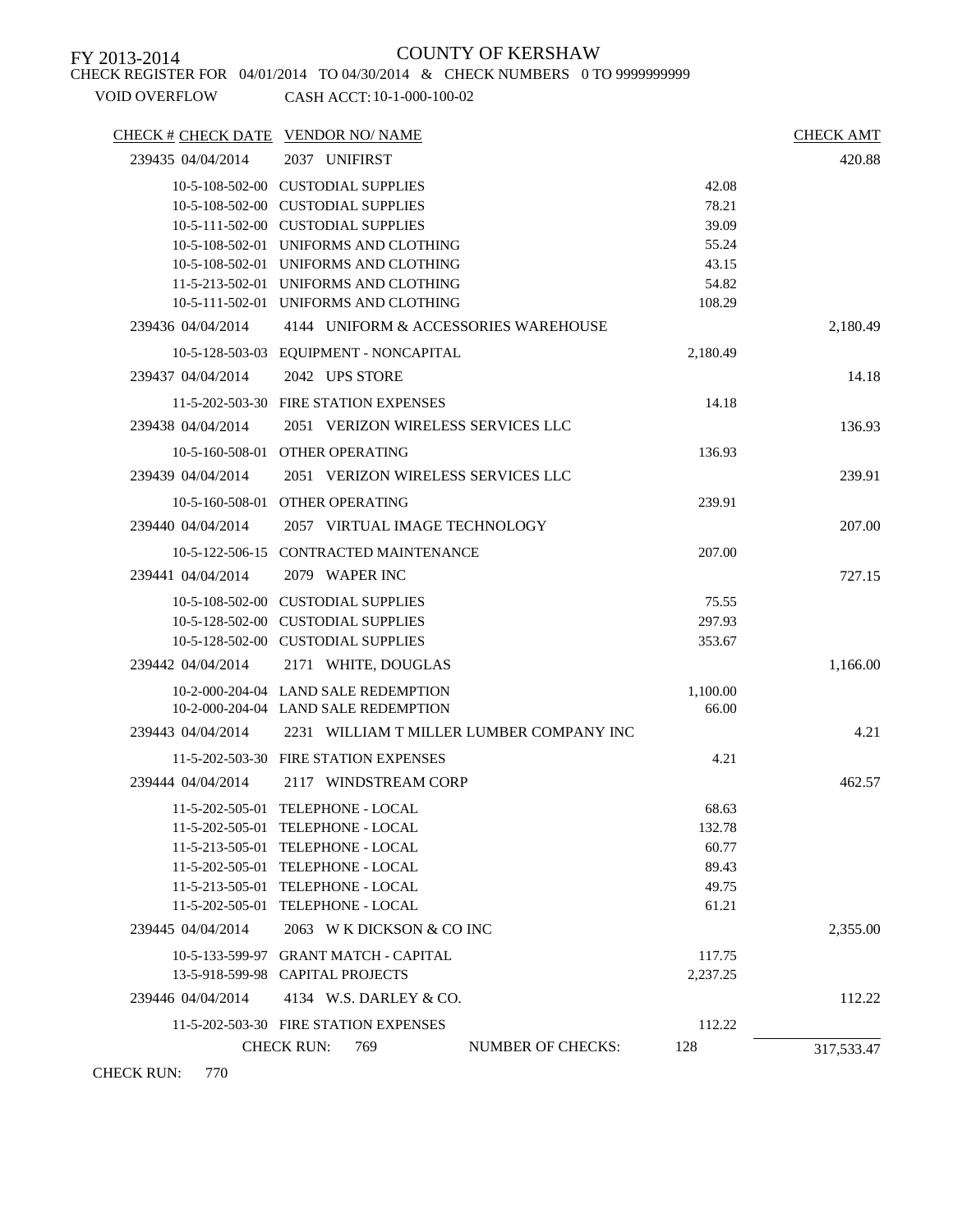FY 2013-2014

# COUNTY OF KERSHAW

CHECK REGISTER FOR 04/01/2014 TO 04/30/2014 & CHECK NUMBERS 0 TO 9999999999

VOID OVERFLOW CASH ACCT: 10-1-000-100-02

| CHECK # | CHECK DATE | VENDOR NO/ NAME | | CHECK AMT |
|---|---|---|---|---|
| 239435 | 04/04/2014 | 2037 UNIFIRST | | 420.88 |
| | 10-5-108-502-00 | CUSTODIAL SUPPLIES | 42.08 | |
| | 10-5-108-502-00 | CUSTODIAL SUPPLIES | 78.21 | |
| | 10-5-111-502-00 | CUSTODIAL SUPPLIES | 39.09 | |
| | 10-5-108-502-01 | UNIFORMS AND CLOTHING | 55.24 | |
| | 10-5-108-502-01 | UNIFORMS AND CLOTHING | 43.15 | |
| | 11-5-213-502-01 | UNIFORMS AND CLOTHING | 54.82 | |
| | 10-5-111-502-01 | UNIFORMS AND CLOTHING | 108.29 | |
| 239436 | 04/04/2014 | 4144 UNIFORM & ACCESSORIES WAREHOUSE | | 2,180.49 |
| | 10-5-128-503-03 | EQUIPMENT - NONCAPITAL | 2,180.49 | |
| 239437 | 04/04/2014 | 2042 UPS STORE | | 14.18 |
| | 11-5-202-503-30 | FIRE STATION EXPENSES | 14.18 | |
| 239438 | 04/04/2014 | 2051 VERIZON WIRELESS SERVICES LLC | | 136.93 |
| | 10-5-160-508-01 | OTHER OPERATING | 136.93 | |
| 239439 | 04/04/2014 | 2051 VERIZON WIRELESS SERVICES LLC | | 239.91 |
| | 10-5-160-508-01 | OTHER OPERATING | 239.91 | |
| 239440 | 04/04/2014 | 2057 VIRTUAL IMAGE TECHNOLOGY | | 207.00 |
| | 10-5-122-506-15 | CONTRACTED MAINTENANCE | 207.00 | |
| 239441 | 04/04/2014 | 2079 WAPER INC | | 727.15 |
| | 10-5-108-502-00 | CUSTODIAL SUPPLIES | 75.55 | |
| | 10-5-128-502-00 | CUSTODIAL SUPPLIES | 297.93 | |
| | 10-5-128-502-00 | CUSTODIAL SUPPLIES | 353.67 | |
| 239442 | 04/04/2014 | 2171 WHITE, DOUGLAS | | 1,166.00 |
| | 10-2-000-204-04 | LAND SALE REDEMPTION | 1,100.00 | |
| | 10-2-000-204-04 | LAND SALE REDEMPTION | 66.00 | |
| 239443 | 04/04/2014 | 2231 WILLIAM T MILLER LUMBER COMPANY INC | | 4.21 |
| | 11-5-202-503-30 | FIRE STATION EXPENSES | 4.21 | |
| 239444 | 04/04/2014 | 2117 WINDSTREAM CORP | | 462.57 |
| | 11-5-202-505-01 | TELEPHONE - LOCAL | 68.63 | |
| | 11-5-202-505-01 | TELEPHONE - LOCAL | 132.78 | |
| | 11-5-213-505-01 | TELEPHONE - LOCAL | 60.77 | |
| | 11-5-202-505-01 | TELEPHONE - LOCAL | 89.43 | |
| | 11-5-213-505-01 | TELEPHONE - LOCAL | 49.75 | |
| | 11-5-202-505-01 | TELEPHONE - LOCAL | 61.21 | |
| 239445 | 04/04/2014 | 2063 W K DICKSON & CO INC | | 2,355.00 |
| | 10-5-133-599-97 | GRANT MATCH - CAPITAL | 117.75 | |
| | 13-5-918-599-98 | CAPITAL PROJECTS | 2,237.25 | |
| 239446 | 04/04/2014 | 4134 W.S. DARLEY & CO. | | 112.22 |
| | 11-5-202-503-30 | FIRE STATION EXPENSES | 112.22 | |
| | CHECK RUN: 769 | NUMBER OF CHECKS: | 128 | 317,533.47 |

CHECK RUN: 770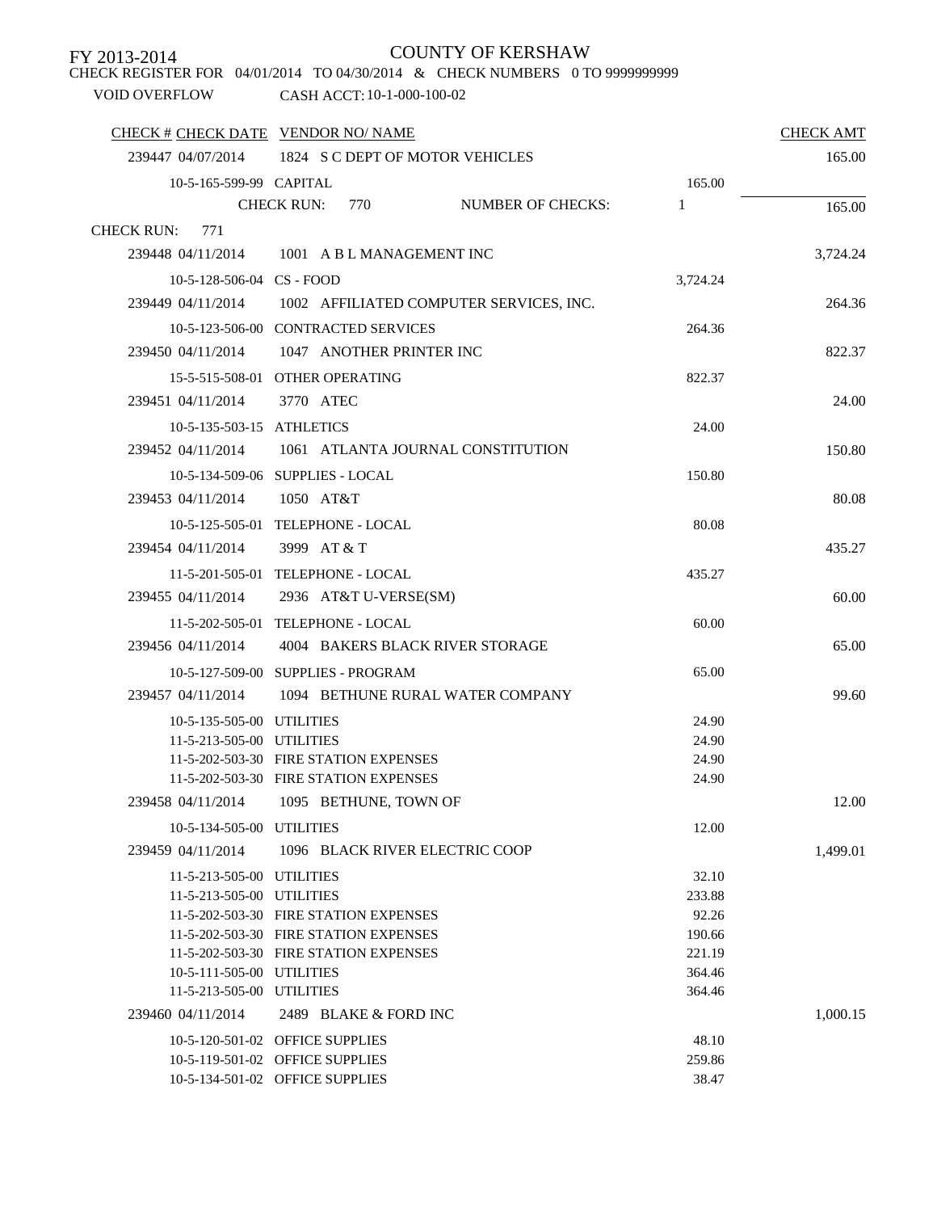FY 2013-2014

COUNTY OF KERSHAW

CHECK REGISTER FOR 04/01/2014 TO 04/30/2014 & CHECK NUMBERS 0 TO 9999999999

VOID OVERFLOW    CASH ACCT: 10-1-000-100-02

| CHECK # | CHECK DATE | VENDOR NO/ NAME | | CHECK AMT |
|---|---|---|---|---|
| 239447 | 04/07/2014 | 1824 S C DEPT OF MOTOR VEHICLES | | 165.00 |
| | 10-5-165-599-99 | CAPITAL | 165.00 | |
| | | CHECK RUN: 770 NUMBER OF CHECKS: | 1 | 165.00 |
| CHECK RUN: 771 | | | | |
| 239448 | 04/11/2014 | 1001 A B L MANAGEMENT INC | | 3,724.24 |
| | 10-5-128-506-04 | CS - FOOD | 3,724.24 | |
| 239449 | 04/11/2014 | 1002 AFFILIATED COMPUTER SERVICES, INC. | | 264.36 |
| | 10-5-123-506-00 | CONTRACTED SERVICES | 264.36 | |
| 239450 | 04/11/2014 | 1047 ANOTHER PRINTER INC | | 822.37 |
| | 15-5-515-508-01 | OTHER OPERATING | 822.37 | |
| 239451 | 04/11/2014 | 3770 ATEC | | 24.00 |
| | 10-5-135-503-15 | ATHLETICS | 24.00 | |
| 239452 | 04/11/2014 | 1061 ATLANTA JOURNAL CONSTITUTION | | 150.80 |
| | 10-5-134-509-06 | SUPPLIES - LOCAL | 150.80 | |
| 239453 | 04/11/2014 | 1050 AT&T | | 80.08 |
| | 10-5-125-505-01 | TELEPHONE - LOCAL | 80.08 | |
| 239454 | 04/11/2014 | 3999 AT & T | | 435.27 |
| | 11-5-201-505-01 | TELEPHONE - LOCAL | 435.27 | |
| 239455 | 04/11/2014 | 2936 AT&T U-VERSE(SM) | | 60.00 |
| | 11-5-202-505-01 | TELEPHONE - LOCAL | 60.00 | |
| 239456 | 04/11/2014 | 4004 BAKERS BLACK RIVER STORAGE | | 65.00 |
| | 10-5-127-509-00 | SUPPLIES - PROGRAM | 65.00 | |
| 239457 | 04/11/2014 | 1094 BETHUNE RURAL WATER COMPANY | | 99.60 |
| | 10-5-135-505-00 | UTILITIES | 24.90 | |
| | 11-5-213-505-00 | UTILITIES | 24.90 | |
| | 11-5-202-503-30 | FIRE STATION EXPENSES | 24.90 | |
| | 11-5-202-503-30 | FIRE STATION EXPENSES | 24.90 | |
| 239458 | 04/11/2014 | 1095 BETHUNE, TOWN OF | | 12.00 |
| | 10-5-134-505-00 | UTILITIES | 12.00 | |
| 239459 | 04/11/2014 | 1096 BLACK RIVER ELECTRIC COOP | | 1,499.01 |
| | 11-5-213-505-00 | UTILITIES | 32.10 | |
| | 11-5-213-505-00 | UTILITIES | 233.88 | |
| | 11-5-202-503-30 | FIRE STATION EXPENSES | 92.26 | |
| | 11-5-202-503-30 | FIRE STATION EXPENSES | 190.66 | |
| | 11-5-202-503-30 | FIRE STATION EXPENSES | 221.19 | |
| | 10-5-111-505-00 | UTILITIES | 364.46 | |
| | 11-5-213-505-00 | UTILITIES | 364.46 | |
| 239460 | 04/11/2014 | 2489 BLAKE & FORD INC | | 1,000.15 |
| | 10-5-120-501-02 | OFFICE SUPPLIES | 48.10 | |
| | 10-5-119-501-02 | OFFICE SUPPLIES | 259.86 | |
| | 10-5-134-501-02 | OFFICE SUPPLIES | 38.47 | |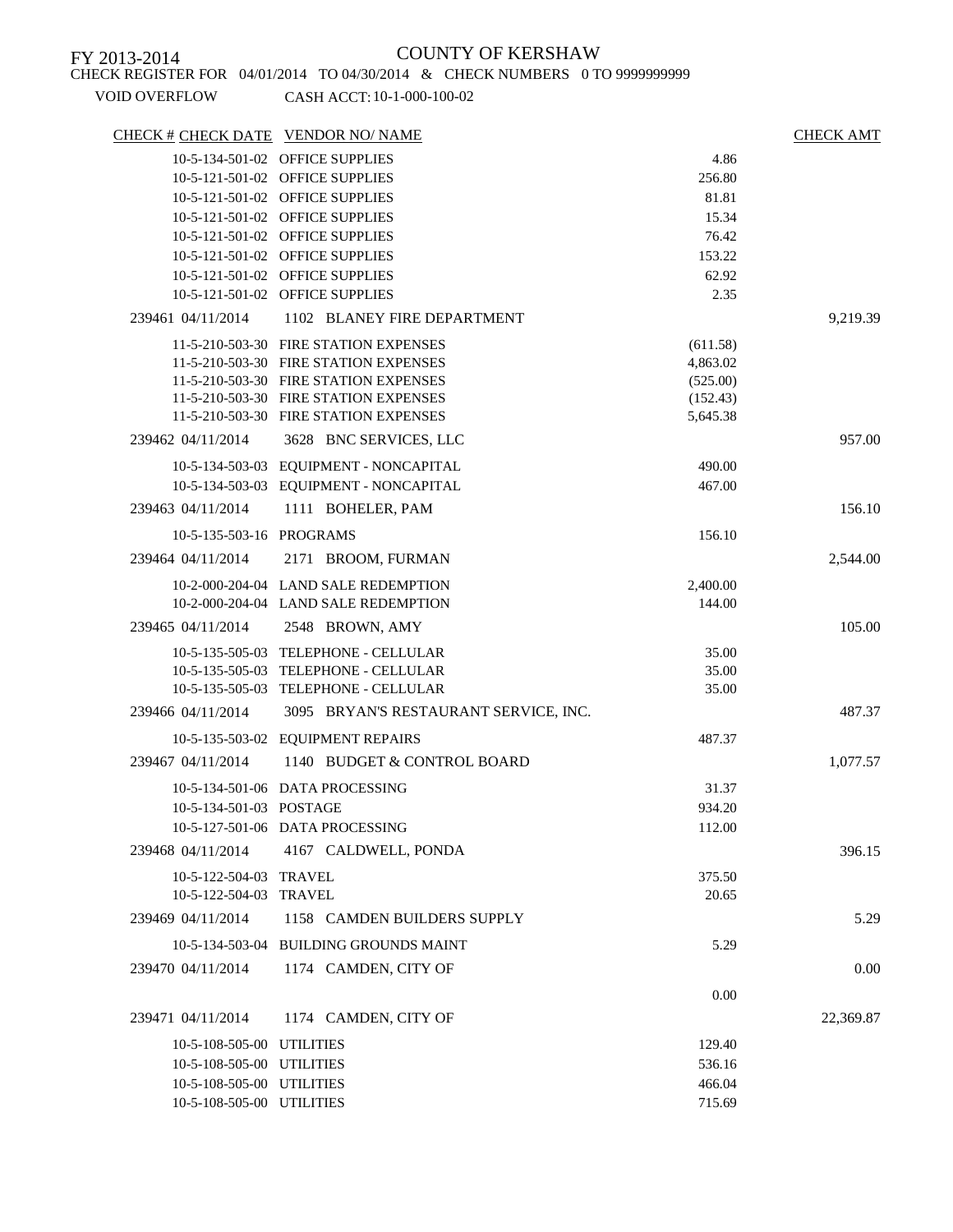FY 2013-2014

COUNTY OF KERSHAW

CHECK REGISTER FOR 04/01/2014 TO 04/30/2014 & CHECK NUMBERS 0 TO 9999999999

VOID OVERFLOW CASH ACCT: 10-1-000-100-02

| CHECK # | CHECK DATE | VENDOR NO/ NAME | | CHECK AMT |
|---|---|---|---|---|
| | 10-5-134-501-02 | OFFICE SUPPLIES | 4.86 | |
| | 10-5-121-501-02 | OFFICE SUPPLIES | 256.80 | |
| | 10-5-121-501-02 | OFFICE SUPPLIES | 81.81 | |
| | 10-5-121-501-02 | OFFICE SUPPLIES | 15.34 | |
| | 10-5-121-501-02 | OFFICE SUPPLIES | 76.42 | |
| | 10-5-121-501-02 | OFFICE SUPPLIES | 153.22 | |
| | 10-5-121-501-02 | OFFICE SUPPLIES | 62.92 | |
| | 10-5-121-501-02 | OFFICE SUPPLIES | 2.35 | |
| 239461 | 04/11/2014 | 1102 BLANEY FIRE DEPARTMENT | | 9,219.39 |
| | 11-5-210-503-30 | FIRE STATION EXPENSES | (611.58) | |
| | 11-5-210-503-30 | FIRE STATION EXPENSES | 4,863.02 | |
| | 11-5-210-503-30 | FIRE STATION EXPENSES | (525.00) | |
| | 11-5-210-503-30 | FIRE STATION EXPENSES | (152.43) | |
| | 11-5-210-503-30 | FIRE STATION EXPENSES | 5,645.38 | |
| 239462 | 04/11/2014 | 3628 BNC SERVICES, LLC | | 957.00 |
| | 10-5-134-503-03 | EQUIPMENT - NONCAPITAL | 490.00 | |
| | 10-5-134-503-03 | EQUIPMENT - NONCAPITAL | 467.00 | |
| 239463 | 04/11/2014 | 1111 BOHELER, PAM | | 156.10 |
| | 10-5-135-503-16 | PROGRAMS | 156.10 | |
| 239464 | 04/11/2014 | 2171 BROOM, FURMAN | | 2,544.00 |
| | 10-2-000-204-04 | LAND SALE REDEMPTION | 2,400.00 | |
| | 10-2-000-204-04 | LAND SALE REDEMPTION | 144.00 | |
| 239465 | 04/11/2014 | 2548 BROWN, AMY | | 105.00 |
| | 10-5-135-505-03 | TELEPHONE - CELLULAR | 35.00 | |
| | 10-5-135-505-03 | TELEPHONE - CELLULAR | 35.00 | |
| | 10-5-135-505-03 | TELEPHONE - CELLULAR | 35.00 | |
| 239466 | 04/11/2014 | 3095 BRYAN'S RESTAURANT SERVICE, INC. | | 487.37 |
| | 10-5-135-503-02 | EQUIPMENT REPAIRS | 487.37 | |
| 239467 | 04/11/2014 | 1140 BUDGET & CONTROL BOARD | | 1,077.57 |
| | 10-5-134-501-06 | DATA PROCESSING | 31.37 | |
| | 10-5-134-501-03 | POSTAGE | 934.20 | |
| | 10-5-127-501-06 | DATA PROCESSING | 112.00 | |
| 239468 | 04/11/2014 | 4167 CALDWELL, PONDA | | 396.15 |
| | 10-5-122-504-03 | TRAVEL | 375.50 | |
| | 10-5-122-504-03 | TRAVEL | 20.65 | |
| 239469 | 04/11/2014 | 1158 CAMDEN BUILDERS SUPPLY | | 5.29 |
| | 10-5-134-503-04 | BUILDING GROUNDS MAINT | 5.29 | |
| 239470 | 04/11/2014 | 1174 CAMDEN, CITY OF | | 0.00 |
| | | | 0.00 | |
| 239471 | 04/11/2014 | 1174 CAMDEN, CITY OF | | 22,369.87 |
| | 10-5-108-505-00 | UTILITIES | 129.40 | |
| | 10-5-108-505-00 | UTILITIES | 536.16 | |
| | 10-5-108-505-00 | UTILITIES | 466.04 | |
| | 10-5-108-505-00 | UTILITIES | 715.69 | |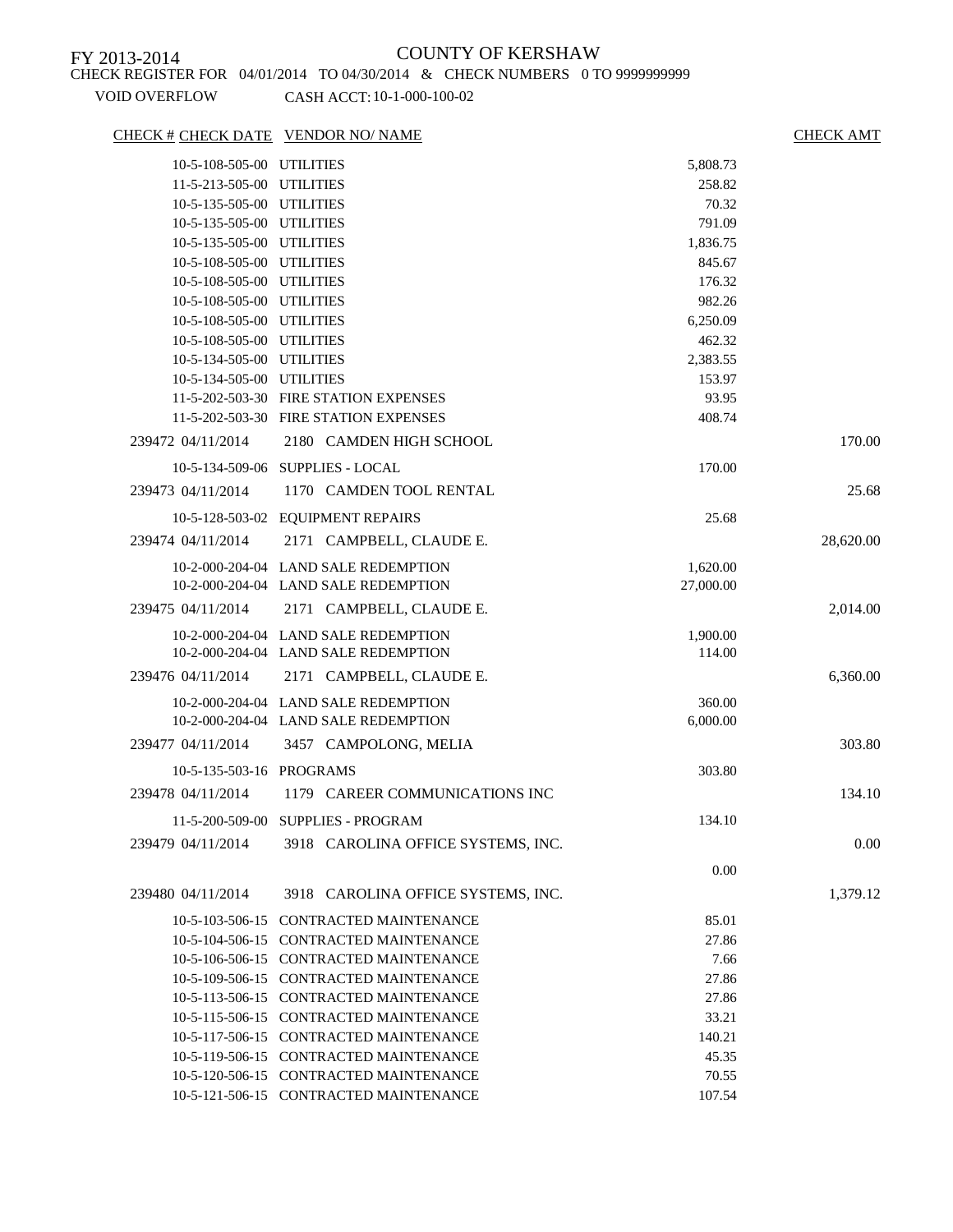FY 2013-2014

COUNTY OF KERSHAW

CHECK REGISTER FOR 04/01/2014 TO 04/30/2014 & CHECK NUMBERS 0 TO 9999999999

VOID OVERFLOW CASH ACCT: 10-1-000-100-02

| CHECK # | CHECK DATE | VENDOR NO/ NAME | | CHECK AMT |
|---|---|---|---|---|
| | 10-5-108-505-00 | UTILITIES | 5,808.73 | |
| | 11-5-213-505-00 | UTILITIES | 258.82 | |
| | 10-5-135-505-00 | UTILITIES | 70.32 | |
| | 10-5-135-505-00 | UTILITIES | 791.09 | |
| | 10-5-135-505-00 | UTILITIES | 1,836.75 | |
| | 10-5-108-505-00 | UTILITIES | 845.67 | |
| | 10-5-108-505-00 | UTILITIES | 176.32 | |
| | 10-5-108-505-00 | UTILITIES | 982.26 | |
| | 10-5-108-505-00 | UTILITIES | 6,250.09 | |
| | 10-5-108-505-00 | UTILITIES | 462.32 | |
| | 10-5-134-505-00 | UTILITIES | 2,383.55 | |
| | 10-5-134-505-00 | UTILITIES | 153.97 | |
| | 11-5-202-503-30 | FIRE STATION EXPENSES | 93.95 | |
| | 11-5-202-503-30 | FIRE STATION EXPENSES | 408.74 | |
| 239472 | 04/11/2014 | 2180 CAMDEN HIGH SCHOOL | | 170.00 |
| | 10-5-134-509-06 | SUPPLIES - LOCAL | 170.00 | |
| 239473 | 04/11/2014 | 1170 CAMDEN TOOL RENTAL | | 25.68 |
| | 10-5-128-503-02 | EQUIPMENT REPAIRS | 25.68 | |
| 239474 | 04/11/2014 | 2171 CAMPBELL, CLAUDE E. | | 28,620.00 |
| | 10-2-000-204-04 | LAND SALE REDEMPTION | 1,620.00 | |
| | 10-2-000-204-04 | LAND SALE REDEMPTION | 27,000.00 | |
| 239475 | 04/11/2014 | 2171 CAMPBELL, CLAUDE E. | | 2,014.00 |
| | 10-2-000-204-04 | LAND SALE REDEMPTION | 1,900.00 | |
| | 10-2-000-204-04 | LAND SALE REDEMPTION | 114.00 | |
| 239476 | 04/11/2014 | 2171 CAMPBELL, CLAUDE E. | | 6,360.00 |
| | 10-2-000-204-04 | LAND SALE REDEMPTION | 360.00 | |
| | 10-2-000-204-04 | LAND SALE REDEMPTION | 6,000.00 | |
| 239477 | 04/11/2014 | 3457 CAMPOLONG, MELIA | | 303.80 |
| | 10-5-135-503-16 | PROGRAMS | 303.80 | |
| 239478 | 04/11/2014 | 1179 CAREER COMMUNICATIONS INC | | 134.10 |
| | 11-5-200-509-00 | SUPPLIES - PROGRAM | 134.10 | |
| 239479 | 04/11/2014 | 3918 CAROLINA OFFICE SYSTEMS, INC. | | 0.00 |
| | | | 0.00 | |
| 239480 | 04/11/2014 | 3918 CAROLINA OFFICE SYSTEMS, INC. | | 1,379.12 |
| | 10-5-103-506-15 | CONTRACTED MAINTENANCE | 85.01 | |
| | 10-5-104-506-15 | CONTRACTED MAINTENANCE | 27.86 | |
| | 10-5-106-506-15 | CONTRACTED MAINTENANCE | 7.66 | |
| | 10-5-109-506-15 | CONTRACTED MAINTENANCE | 27.86 | |
| | 10-5-113-506-15 | CONTRACTED MAINTENANCE | 27.86 | |
| | 10-5-115-506-15 | CONTRACTED MAINTENANCE | 33.21 | |
| | 10-5-117-506-15 | CONTRACTED MAINTENANCE | 140.21 | |
| | 10-5-119-506-15 | CONTRACTED MAINTENANCE | 45.35 | |
| | 10-5-120-506-15 | CONTRACTED MAINTENANCE | 70.55 | |
| | 10-5-121-506-15 | CONTRACTED MAINTENANCE | 107.54 | |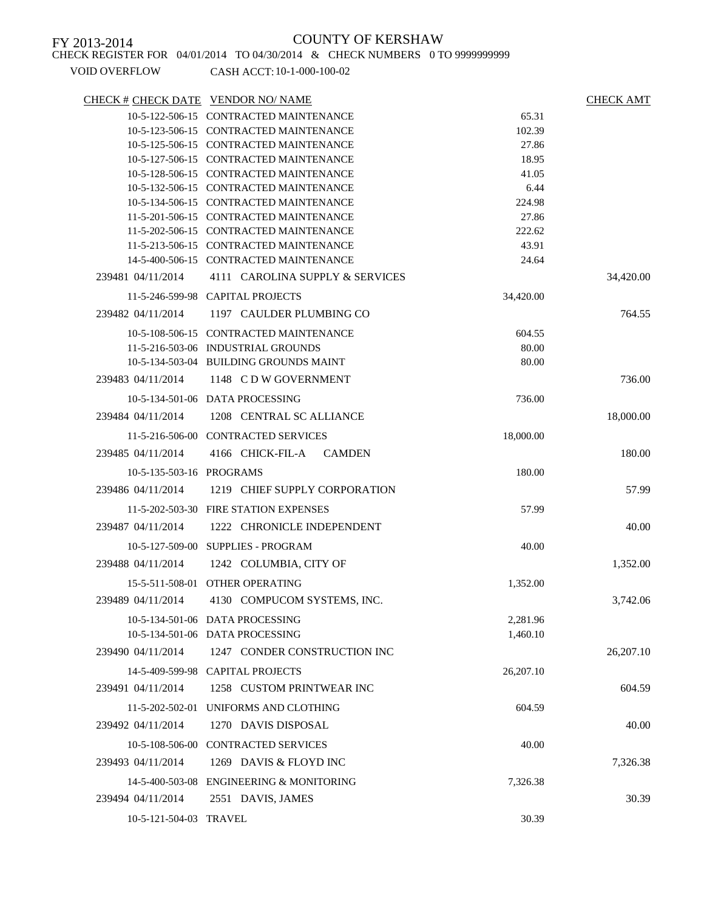FY 2013-2014

COUNTY OF KERSHAW

CHECK REGISTER FOR 04/01/2014 TO 04/30/2014 & CHECK NUMBERS 0 TO 9999999999

VOID OVERFLOW CASH ACCT: 10-1-000-100-02

| CHECK # | CHECK DATE | VENDOR NO/ NAME | | CHECK AMT |
|---|---|---|---|---|
| | 10-5-122-506-15 | CONTRACTED MAINTENANCE | 65.31 | |
| | 10-5-123-506-15 | CONTRACTED MAINTENANCE | 102.39 | |
| | 10-5-125-506-15 | CONTRACTED MAINTENANCE | 27.86 | |
| | 10-5-127-506-15 | CONTRACTED MAINTENANCE | 18.95 | |
| | 10-5-128-506-15 | CONTRACTED MAINTENANCE | 41.05 | |
| | 10-5-132-506-15 | CONTRACTED MAINTENANCE | 6.44 | |
| | 10-5-134-506-15 | CONTRACTED MAINTENANCE | 224.98 | |
| | 11-5-201-506-15 | CONTRACTED MAINTENANCE | 27.86 | |
| | 11-5-202-506-15 | CONTRACTED MAINTENANCE | 222.62 | |
| | 11-5-213-506-15 | CONTRACTED MAINTENANCE | 43.91 | |
| | 14-5-400-506-15 | CONTRACTED MAINTENANCE | 24.64 | |
| 239481 | 04/11/2014 | 4111 CAROLINA SUPPLY & SERVICES | | 34,420.00 |
| | 11-5-246-599-98 | CAPITAL PROJECTS | 34,420.00 | |
| 239482 | 04/11/2014 | 1197 CAULDER PLUMBING CO | | 764.55 |
| | 10-5-108-506-15 | CONTRACTED MAINTENANCE | 604.55 | |
| | 11-5-216-503-06 | INDUSTRIAL GROUNDS | 80.00 | |
| | 10-5-134-503-04 | BUILDING GROUNDS MAINT | 80.00 | |
| 239483 | 04/11/2014 | 1148 C D W GOVERNMENT | | 736.00 |
| | 10-5-134-501-06 | DATA PROCESSING | 736.00 | |
| 239484 | 04/11/2014 | 1208 CENTRAL SC ALLIANCE | | 18,000.00 |
| | 11-5-216-506-00 | CONTRACTED SERVICES | 18,000.00 | |
| 239485 | 04/11/2014 | 4166 CHICK-FIL-A CAMDEN | | 180.00 |
| | 10-5-135-503-16 | PROGRAMS | 180.00 | |
| 239486 | 04/11/2014 | 1219 CHIEF SUPPLY CORPORATION | | 57.99 |
| | 11-5-202-503-30 | FIRE STATION EXPENSES | 57.99 | |
| 239487 | 04/11/2014 | 1222 CHRONICLE INDEPENDENT | | 40.00 |
| | 10-5-127-509-00 | SUPPLIES - PROGRAM | 40.00 | |
| 239488 | 04/11/2014 | 1242 COLUMBIA, CITY OF | | 1,352.00 |
| | 15-5-511-508-01 | OTHER OPERATING | 1,352.00 | |
| 239489 | 04/11/2014 | 4130 COMPUCOM SYSTEMS, INC. | | 3,742.06 |
| | 10-5-134-501-06 | DATA PROCESSING | 2,281.96 | |
| | 10-5-134-501-06 | DATA PROCESSING | 1,460.10 | |
| 239490 | 04/11/2014 | 1247 CONDER CONSTRUCTION INC | | 26,207.10 |
| | 14-5-409-599-98 | CAPITAL PROJECTS | 26,207.10 | |
| 239491 | 04/11/2014 | 1258 CUSTOM PRINTWEAR INC | | 604.59 |
| | 11-5-202-502-01 | UNIFORMS AND CLOTHING | 604.59 | |
| 239492 | 04/11/2014 | 1270 DAVIS DISPOSAL | | 40.00 |
| | 10-5-108-506-00 | CONTRACTED SERVICES | 40.00 | |
| 239493 | 04/11/2014 | 1269 DAVIS & FLOYD INC | | 7,326.38 |
| | 14-5-400-503-08 | ENGINEERING & MONITORING | 7,326.38 | |
| 239494 | 04/11/2014 | 2551 DAVIS, JAMES | | 30.39 |
| | 10-5-121-504-03 | TRAVEL | 30.39 | |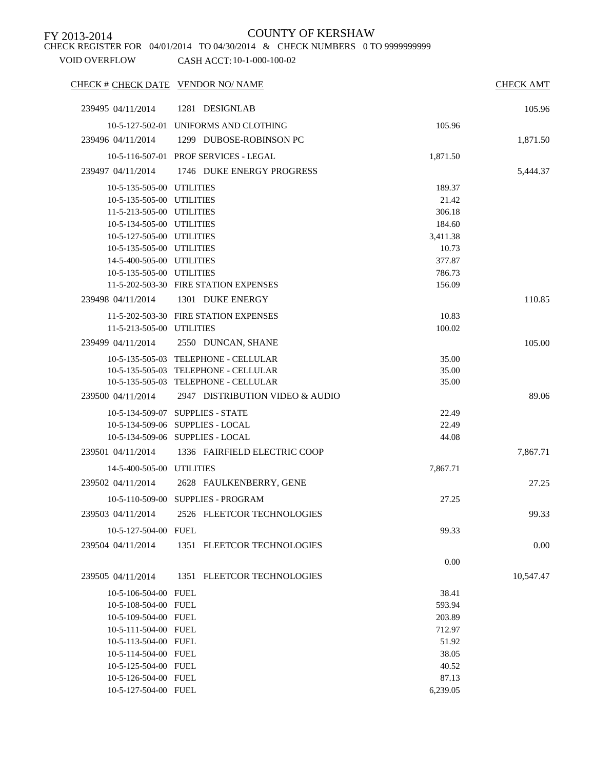FY 2013-2014

# COUNTY OF KERSHAW

CHECK REGISTER FOR 04/01/2014 TO 04/30/2014 & CHECK NUMBERS 0 TO 9999999999

VOID OVERFLOW CASH ACCT: 10-1-000-100-02

| CHECK # | CHECK DATE | VENDOR NO/ NAME | | CHECK AMT |
|---|---|---|---|---|
| 239495 | 04/11/2014 | 1281 DESIGNLAB | | 105.96 |
| | 10-5-127-502-01 | UNIFORMS AND CLOTHING | 105.96 | |
| 239496 | 04/11/2014 | 1299 DUBOSE-ROBINSON PC | | 1,871.50 |
| | 10-5-116-507-01 | PROF SERVICES - LEGAL | 1,871.50 | |
| 239497 | 04/11/2014 | 1746 DUKE ENERGY PROGRESS | | 5,444.37 |
| | 10-5-135-505-00 | UTILITIES | 189.37 | |
| | 10-5-135-505-00 | UTILITIES | 21.42 | |
| | 11-5-213-505-00 | UTILITIES | 306.18 | |
| | 10-5-134-505-00 | UTILITIES | 184.60 | |
| | 10-5-127-505-00 | UTILITIES | 3,411.38 | |
| | 10-5-135-505-00 | UTILITIES | 10.73 | |
| | 14-5-400-505-00 | UTILITIES | 377.87 | |
| | 10-5-135-505-00 | UTILITIES | 786.73 | |
| | 11-5-202-503-30 | FIRE STATION EXPENSES | 156.09 | |
| 239498 | 04/11/2014 | 1301 DUKE ENERGY | | 110.85 |
| | 11-5-202-503-30 | FIRE STATION EXPENSES | 10.83 | |
| | 11-5-213-505-00 | UTILITIES | 100.02 | |
| 239499 | 04/11/2014 | 2550 DUNCAN, SHANE | | 105.00 |
| | 10-5-135-505-03 | TELEPHONE - CELLULAR | 35.00 | |
| | 10-5-135-505-03 | TELEPHONE - CELLULAR | 35.00 | |
| | 10-5-135-505-03 | TELEPHONE - CELLULAR | 35.00 | |
| 239500 | 04/11/2014 | 2947 DISTRIBUTION VIDEO & AUDIO | | 89.06 |
| | 10-5-134-509-07 | SUPPLIES - STATE | 22.49 | |
| | 10-5-134-509-06 | SUPPLIES - LOCAL | 22.49 | |
| | 10-5-134-509-06 | SUPPLIES - LOCAL | 44.08 | |
| 239501 | 04/11/2014 | 1336 FAIRFIELD ELECTRIC COOP | | 7,867.71 |
| | 14-5-400-505-00 | UTILITIES | 7,867.71 | |
| 239502 | 04/11/2014 | 2628 FAULKENBERRY, GENE | | 27.25 |
| | 10-5-110-509-00 | SUPPLIES - PROGRAM | 27.25 | |
| 239503 | 04/11/2014 | 2526 FLEETCOR TECHNOLOGIES | | 99.33 |
| | 10-5-127-504-00 | FUEL | 99.33 | |
| 239504 | 04/11/2014 | 1351 FLEETCOR TECHNOLOGIES | | 0.00 |
| | | | 0.00 | |
| 239505 | 04/11/2014 | 1351 FLEETCOR TECHNOLOGIES | | 10,547.47 |
| | 10-5-106-504-00 | FUEL | 38.41 | |
| | 10-5-108-504-00 | FUEL | 593.94 | |
| | 10-5-109-504-00 | FUEL | 203.89 | |
| | 10-5-111-504-00 | FUEL | 712.97 | |
| | 10-5-113-504-00 | FUEL | 51.92 | |
| | 10-5-114-504-00 | FUEL | 38.05 | |
| | 10-5-125-504-00 | FUEL | 40.52 | |
| | 10-5-126-504-00 | FUEL | 87.13 | |
| | 10-5-127-504-00 | FUEL | 6,239.05 | |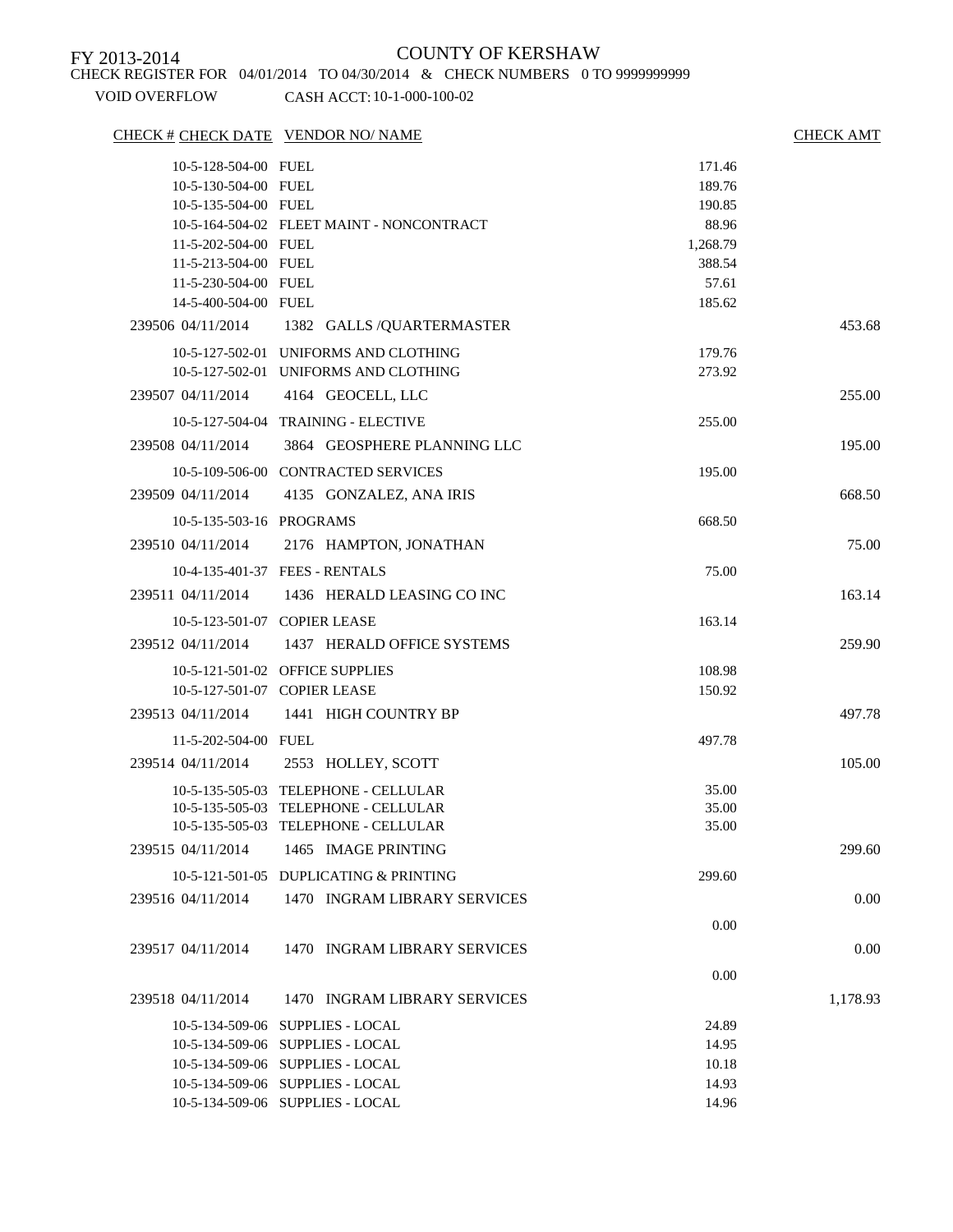FY 2013-2014

# COUNTY OF KERSHAW

CHECK REGISTER FOR 04/01/2014 TO 04/30/2014 & CHECK NUMBERS 0 TO 9999999999

VOID OVERFLOW CASH ACCT: 10-1-000-100-02

| CHECK # | CHECK DATE | VENDOR NO/ NAME | | CHECK AMT |
|---|---|---|---|---|
| | 10-5-128-504-00 | FUEL | 171.46 | |
| | 10-5-130-504-00 | FUEL | 189.76 | |
| | 10-5-135-504-00 | FUEL | 190.85 | |
| | 10-5-164-504-02 | FLEET MAINT - NONCONTRACT | 88.96 | |
| | 11-5-202-504-00 | FUEL | 1,268.79 | |
| | 11-5-213-504-00 | FUEL | 388.54 | |
| | 11-5-230-504-00 | FUEL | 57.61 | |
| | 14-5-400-504-00 | FUEL | 185.62 | |
| 239506 | 04/11/2014 | 1382 GALLS /QUARTERMASTER | | 453.68 |
| | 10-5-127-502-01 | UNIFORMS AND CLOTHING | 179.76 | |
| | 10-5-127-502-01 | UNIFORMS AND CLOTHING | 273.92 | |
| 239507 | 04/11/2014 | 4164 GEOCELL, LLC | | 255.00 |
| | 10-5-127-504-04 | TRAINING - ELECTIVE | 255.00 | |
| 239508 | 04/11/2014 | 3864 GEOSPHERE PLANNING LLC | | 195.00 |
| | 10-5-109-506-00 | CONTRACTED SERVICES | 195.00 | |
| 239509 | 04/11/2014 | 4135 GONZALEZ, ANA IRIS | | 668.50 |
| | 10-5-135-503-16 | PROGRAMS | 668.50 | |
| 239510 | 04/11/2014 | 2176 HAMPTON, JONATHAN | | 75.00 |
| | 10-4-135-401-37 | FEES - RENTALS | 75.00 | |
| 239511 | 04/11/2014 | 1436 HERALD LEASING CO INC | | 163.14 |
| | 10-5-123-501-07 | COPIER LEASE | 163.14 | |
| 239512 | 04/11/2014 | 1437 HERALD OFFICE SYSTEMS | | 259.90 |
| | 10-5-121-501-02 | OFFICE SUPPLIES | 108.98 | |
| | 10-5-127-501-07 | COPIER LEASE | 150.92 | |
| 239513 | 04/11/2014 | 1441 HIGH COUNTRY BP | | 497.78 |
| | 11-5-202-504-00 | FUEL | 497.78 | |
| 239514 | 04/11/2014 | 2553 HOLLEY, SCOTT | | 105.00 |
| | 10-5-135-505-03 | TELEPHONE - CELLULAR | 35.00 | |
| | 10-5-135-505-03 | TELEPHONE - CELLULAR | 35.00 | |
| | 10-5-135-505-03 | TELEPHONE - CELLULAR | 35.00 | |
| 239515 | 04/11/2014 | 1465 IMAGE PRINTING | | 299.60 |
| | 10-5-121-501-05 | DUPLICATING & PRINTING | 299.60 | |
| 239516 | 04/11/2014 | 1470 INGRAM LIBRARY SERVICES | | 0.00 |
| | | | 0.00 | |
| 239517 | 04/11/2014 | 1470 INGRAM LIBRARY SERVICES | | 0.00 |
| | | | 0.00 | |
| 239518 | 04/11/2014 | 1470 INGRAM LIBRARY SERVICES | | 1,178.93 |
| | 10-5-134-509-06 | SUPPLIES - LOCAL | 24.89 | |
| | 10-5-134-509-06 | SUPPLIES - LOCAL | 14.95 | |
| | 10-5-134-509-06 | SUPPLIES - LOCAL | 10.18 | |
| | 10-5-134-509-06 | SUPPLIES - LOCAL | 14.93 | |
| | 10-5-134-509-06 | SUPPLIES - LOCAL | 14.96 | |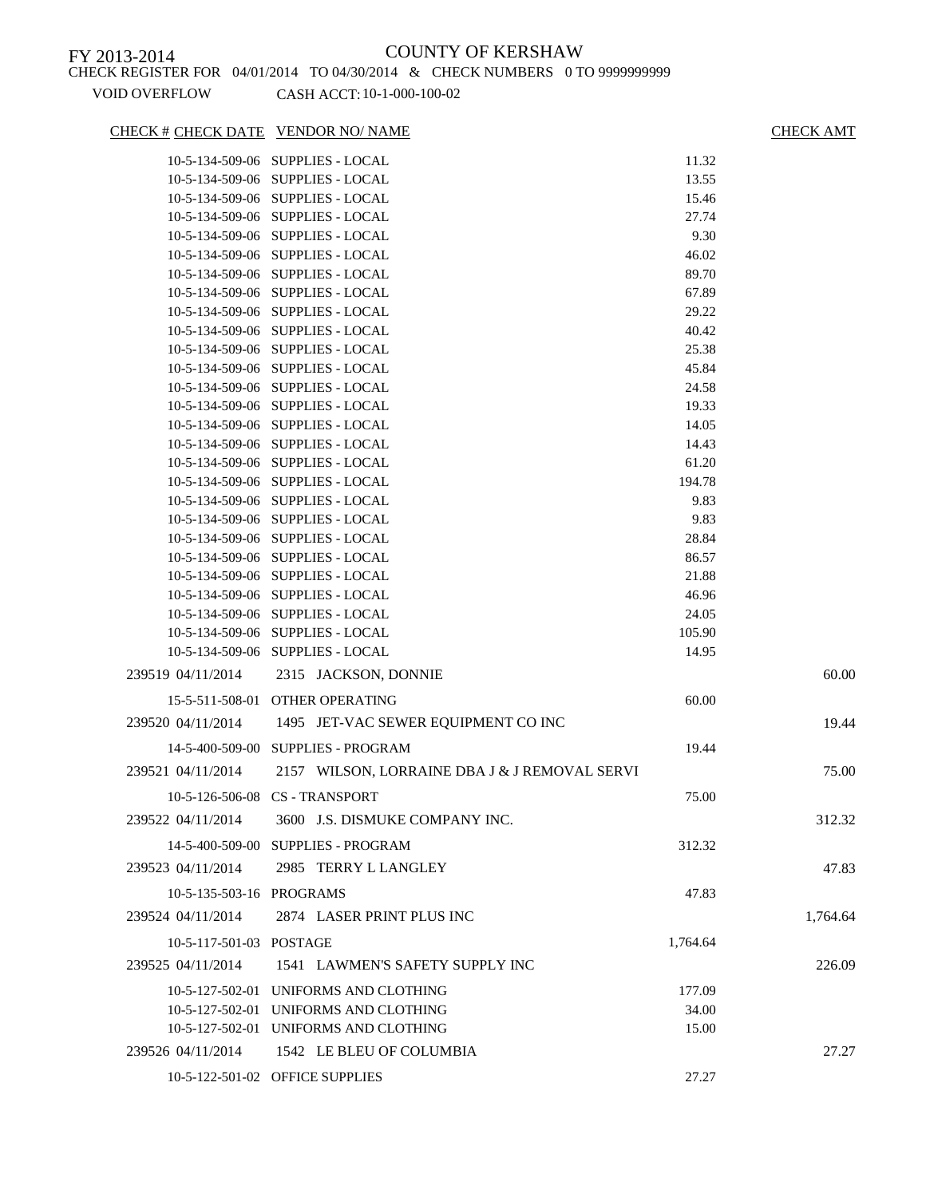FY 2013-2014

# COUNTY OF KERSHAW

CHECK REGISTER FOR 04/01/2014 TO 04/30/2014 & CHECK NUMBERS 0 TO 9999999999

VOID OVERFLOW CASH ACCT: 10-1-000-100-02

| CHECK # | CHECK DATE | VENDOR NO/ NAME | | CHECK AMT |
|---|---|---|---|---|
| | 10-5-134-509-06 | SUPPLIES - LOCAL | 11.32 | |
| | 10-5-134-509-06 | SUPPLIES - LOCAL | 13.55 | |
| | 10-5-134-509-06 | SUPPLIES - LOCAL | 15.46 | |
| | 10-5-134-509-06 | SUPPLIES - LOCAL | 27.74 | |
| | 10-5-134-509-06 | SUPPLIES - LOCAL | 9.30 | |
| | 10-5-134-509-06 | SUPPLIES - LOCAL | 46.02 | |
| | 10-5-134-509-06 | SUPPLIES - LOCAL | 89.70 | |
| | 10-5-134-509-06 | SUPPLIES - LOCAL | 67.89 | |
| | 10-5-134-509-06 | SUPPLIES - LOCAL | 29.22 | |
| | 10-5-134-509-06 | SUPPLIES - LOCAL | 40.42 | |
| | 10-5-134-509-06 | SUPPLIES - LOCAL | 25.38 | |
| | 10-5-134-509-06 | SUPPLIES - LOCAL | 45.84 | |
| | 10-5-134-509-06 | SUPPLIES - LOCAL | 24.58 | |
| | 10-5-134-509-06 | SUPPLIES - LOCAL | 19.33 | |
| | 10-5-134-509-06 | SUPPLIES - LOCAL | 14.05 | |
| | 10-5-134-509-06 | SUPPLIES - LOCAL | 14.43 | |
| | 10-5-134-509-06 | SUPPLIES - LOCAL | 61.20 | |
| | 10-5-134-509-06 | SUPPLIES - LOCAL | 194.78 | |
| | 10-5-134-509-06 | SUPPLIES - LOCAL | 9.83 | |
| | 10-5-134-509-06 | SUPPLIES - LOCAL | 9.83 | |
| | 10-5-134-509-06 | SUPPLIES - LOCAL | 28.84 | |
| | 10-5-134-509-06 | SUPPLIES - LOCAL | 86.57 | |
| | 10-5-134-509-06 | SUPPLIES - LOCAL | 21.88 | |
| | 10-5-134-509-06 | SUPPLIES - LOCAL | 46.96 | |
| | 10-5-134-509-06 | SUPPLIES - LOCAL | 24.05 | |
| | 10-5-134-509-06 | SUPPLIES - LOCAL | 105.90 | |
| | 10-5-134-509-06 | SUPPLIES - LOCAL | 14.95 | |
| 239519 | 04/11/2014 | 2315 JACKSON, DONNIE | | 60.00 |
| | 15-5-511-508-01 | OTHER OPERATING | 60.00 | |
| 239520 | 04/11/2014 | 1495 JET-VAC SEWER EQUIPMENT CO INC | | 19.44 |
| | 14-5-400-509-00 | SUPPLIES - PROGRAM | 19.44 | |
| 239521 | 04/11/2014 | 2157 WILSON, LORRAINE DBA J & J REMOVAL SERVI | | 75.00 |
| | 10-5-126-506-08 | CS - TRANSPORT | 75.00 | |
| 239522 | 04/11/2014 | 3600 J.S. DISMUKE COMPANY INC. | | 312.32 |
| | 14-5-400-509-00 | SUPPLIES - PROGRAM | 312.32 | |
| 239523 | 04/11/2014 | 2985 TERRY L LANGLEY | | 47.83 |
| | 10-5-135-503-16 | PROGRAMS | 47.83 | |
| 239524 | 04/11/2014 | 2874 LASER PRINT PLUS INC | | 1,764.64 |
| | 10-5-117-501-03 | POSTAGE | 1,764.64 | |
| 239525 | 04/11/2014 | 1541 LAWMEN'S SAFETY SUPPLY INC | | 226.09 |
| | 10-5-127-502-01 | UNIFORMS AND CLOTHING | 177.09 | |
| | 10-5-127-502-01 | UNIFORMS AND CLOTHING | 34.00 | |
| | 10-5-127-502-01 | UNIFORMS AND CLOTHING | 15.00 | |
| 239526 | 04/11/2014 | 1542 LE BLEU OF COLUMBIA | | 27.27 |
| | 10-5-122-501-02 | OFFICE SUPPLIES | 27.27 | |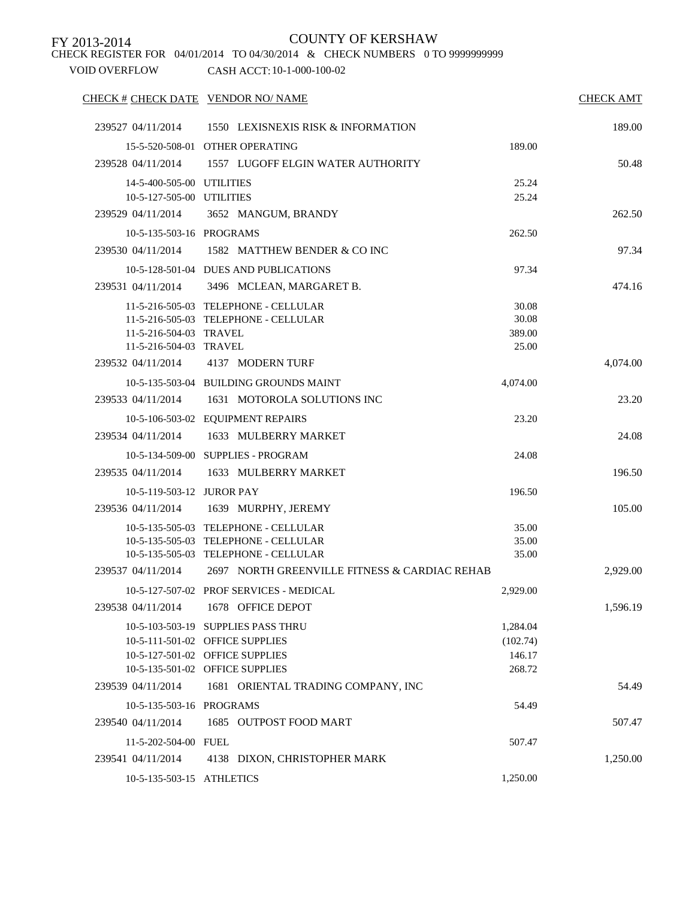FY 2013-2014

COUNTY OF KERSHAW

CHECK REGISTER FOR 04/01/2014 TO 04/30/2014 & CHECK NUMBERS 0 TO 9999999999

VOID OVERFLOW CASH ACCT: 10-1-000-100-02

| CHECK # | CHECK DATE | VENDOR NO/ NAME | | CHECK AMT |
|---|---|---|---|---|
| 239527 | 04/11/2014 | 1550 LEXISNEXIS RISK & INFORMATION | | 189.00 |
| | 15-5-520-508-01 | OTHER OPERATING | 189.00 | |
| 239528 | 04/11/2014 | 1557 LUGOFF ELGIN WATER AUTHORITY | | 50.48 |
| | 14-5-400-505-00 | UTILITIES | 25.24 | |
| | 10-5-127-505-00 | UTILITIES | 25.24 | |
| 239529 | 04/11/2014 | 3652 MANGUM, BRANDY | | 262.50 |
| | 10-5-135-503-16 | PROGRAMS | 262.50 | |
| 239530 | 04/11/2014 | 1582 MATTHEW BENDER & CO INC | | 97.34 |
| | 10-5-128-501-04 | DUES AND PUBLICATIONS | 97.34 | |
| 239531 | 04/11/2014 | 3496 MCLEAN, MARGARET B. | | 474.16 |
| | 11-5-216-505-03 | TELEPHONE - CELLULAR | 30.08 | |
| | 11-5-216-505-03 | TELEPHONE - CELLULAR | 30.08 | |
| | 11-5-216-504-03 | TRAVEL | 389.00 | |
| | 11-5-216-504-03 | TRAVEL | 25.00 | |
| 239532 | 04/11/2014 | 4137 MODERN TURF | | 4,074.00 |
| | 10-5-135-503-04 | BUILDING GROUNDS MAINT | 4,074.00 | |
| 239533 | 04/11/2014 | 1631 MOTOROLA SOLUTIONS INC | | 23.20 |
| | 10-5-106-503-02 | EQUIPMENT REPAIRS | 23.20 | |
| 239534 | 04/11/2014 | 1633 MULBERRY MARKET | | 24.08 |
| | 10-5-134-509-00 | SUPPLIES - PROGRAM | 24.08 | |
| 239535 | 04/11/2014 | 1633 MULBERRY MARKET | | 196.50 |
| | 10-5-119-503-12 | JUROR PAY | 196.50 | |
| 239536 | 04/11/2014 | 1639 MURPHY, JEREMY | | 105.00 |
| | 10-5-135-505-03 | TELEPHONE - CELLULAR | 35.00 | |
| | 10-5-135-505-03 | TELEPHONE - CELLULAR | 35.00 | |
| | 10-5-135-505-03 | TELEPHONE - CELLULAR | 35.00 | |
| 239537 | 04/11/2014 | 2697 NORTH GREENVILLE FITNESS & CARDIAC REHAB | | 2,929.00 |
| | 10-5-127-507-02 | PROF SERVICES - MEDICAL | 2,929.00 | |
| 239538 | 04/11/2014 | 1678 OFFICE DEPOT | | 1,596.19 |
| | 10-5-103-503-19 | SUPPLIES PASS THRU | 1,284.04 | |
| | 10-5-111-501-02 | OFFICE SUPPLIES | (102.74) | |
| | 10-5-127-501-02 | OFFICE SUPPLIES | 146.17 | |
| | 10-5-135-501-02 | OFFICE SUPPLIES | 268.72 | |
| 239539 | 04/11/2014 | 1681 ORIENTAL TRADING COMPANY, INC | | 54.49 |
| | 10-5-135-503-16 | PROGRAMS | 54.49 | |
| 239540 | 04/11/2014 | 1685 OUTPOST FOOD MART | | 507.47 |
| | 11-5-202-504-00 | FUEL | 507.47 | |
| 239541 | 04/11/2014 | 4138 DIXON, CHRISTOPHER MARK | | 1,250.00 |
| | 10-5-135-503-15 | ATHLETICS | 1,250.00 | |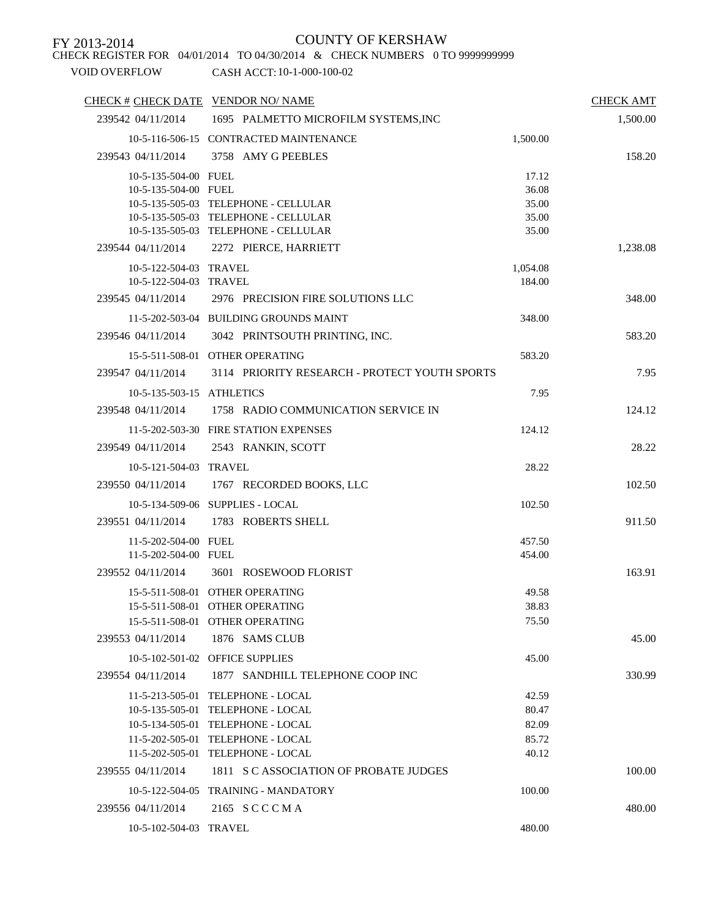FY 2013-2014

COUNTY OF KERSHAW

CHECK REGISTER FOR 04/01/2014 TO 04/30/2014 & CHECK NUMBERS 0 TO 9999999999

VOID OVERFLOW CASH ACCT: 10-1-000-100-02

| CHECK # | CHECK DATE | VENDOR NO/ NAME | | CHECK AMT |
|---|---|---|---|---|
| 239542 | 04/11/2014 | 1695 PALMETTO MICROFILM SYSTEMS,INC | | 1,500.00 |
| | 10-5-116-506-15 | CONTRACTED MAINTENANCE | 1,500.00 | |
| 239543 | 04/11/2014 | 3758 AMY G PEEBLES | | 158.20 |
| | 10-5-135-504-00 | FUEL | 17.12 | |
| | 10-5-135-504-00 | FUEL | 36.08 | |
| | 10-5-135-505-03 | TELEPHONE - CELLULAR | 35.00 | |
| | 10-5-135-505-03 | TELEPHONE - CELLULAR | 35.00 | |
| | 10-5-135-505-03 | TELEPHONE - CELLULAR | 35.00 | |
| 239544 | 04/11/2014 | 2272 PIERCE, HARRIETT | | 1,238.08 |
| | 10-5-122-504-03 | TRAVEL | 1,054.08 | |
| | 10-5-122-504-03 | TRAVEL | 184.00 | |
| 239545 | 04/11/2014 | 2976 PRECISION FIRE SOLUTIONS LLC | | 348.00 |
| | 11-5-202-503-04 | BUILDING GROUNDS MAINT | 348.00 | |
| 239546 | 04/11/2014 | 3042 PRINTSOUTH PRINTING, INC. | | 583.20 |
| | 15-5-511-508-01 | OTHER OPERATING | 583.20 | |
| 239547 | 04/11/2014 | 3114 PRIORITY RESEARCH - PROTECT YOUTH SPORTS | | 7.95 |
| | 10-5-135-503-15 | ATHLETICS | 7.95 | |
| 239548 | 04/11/2014 | 1758 RADIO COMMUNICATION SERVICE IN | | 124.12 |
| | 11-5-202-503-30 | FIRE STATION EXPENSES | 124.12 | |
| 239549 | 04/11/2014 | 2543 RANKIN, SCOTT | | 28.22 |
| | 10-5-121-504-03 | TRAVEL | 28.22 | |
| 239550 | 04/11/2014 | 1767 RECORDED BOOKS, LLC | | 102.50 |
| | 10-5-134-509-06 | SUPPLIES - LOCAL | 102.50 | |
| 239551 | 04/11/2014 | 1783 ROBERTS SHELL | | 911.50 |
| | 11-5-202-504-00 | FUEL | 457.50 | |
| | 11-5-202-504-00 | FUEL | 454.00 | |
| 239552 | 04/11/2014 | 3601 ROSEWOOD FLORIST | | 163.91 |
| | 15-5-511-508-01 | OTHER OPERATING | 49.58 | |
| | 15-5-511-508-01 | OTHER OPERATING | 38.83 | |
| | 15-5-511-508-01 | OTHER OPERATING | 75.50 | |
| 239553 | 04/11/2014 | 1876 SAMS CLUB | | 45.00 |
| | 10-5-102-501-02 | OFFICE SUPPLIES | 45.00 | |
| 239554 | 04/11/2014 | 1877 SANDHILL TELEPHONE COOP INC | | 330.99 |
| | 11-5-213-505-01 | TELEPHONE - LOCAL | 42.59 | |
| | 10-5-135-505-01 | TELEPHONE - LOCAL | 80.47 | |
| | 10-5-134-505-01 | TELEPHONE - LOCAL | 82.09 | |
| | 11-5-202-505-01 | TELEPHONE - LOCAL | 85.72 | |
| | 11-5-202-505-01 | TELEPHONE - LOCAL | 40.12 | |
| 239555 | 04/11/2014 | 1811 S C ASSOCIATION OF PROBATE JUDGES | | 100.00 |
| | 10-5-122-504-05 | TRAINING - MANDATORY | 100.00 | |
| 239556 | 04/11/2014 | 2165 S C C C M A | | 480.00 |
| | 10-5-102-504-03 | TRAVEL | 480.00 | |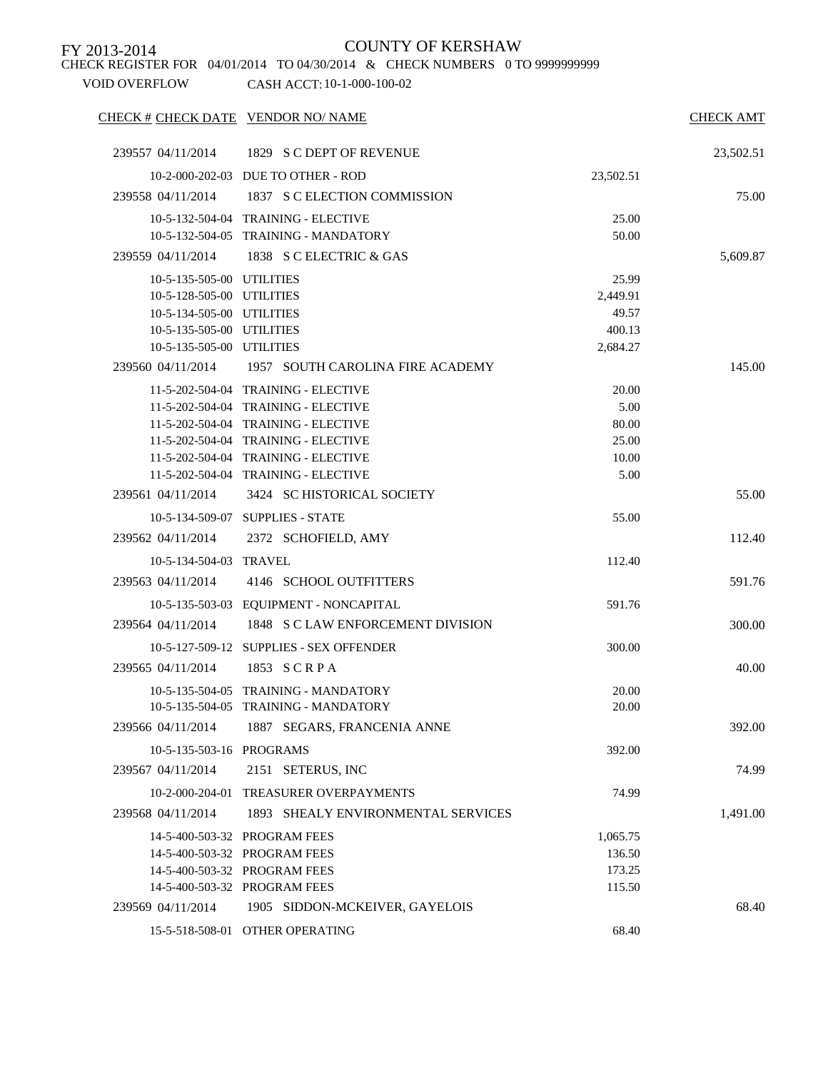FY 2013-2014

# COUNTY OF KERSHAW

CHECK REGISTER FOR 04/01/2014 TO 04/30/2014 & CHECK NUMBERS 0 TO 9999999999

VOID OVERFLOW CASH ACCT: 10-1-000-100-02

| CHECK # | CHECK DATE | VENDOR NO/ NAME | | CHECK AMT |
|---|---|---|---|---|
| 239557 | 04/11/2014 | 1829 S C DEPT OF REVENUE | | 23,502.51 |
| | 10-2-000-202-03 | DUE TO OTHER - ROD | 23,502.51 | |
| 239558 | 04/11/2014 | 1837 S C ELECTION COMMISSION | | 75.00 |
| | 10-5-132-504-04 | TRAINING - ELECTIVE | 25.00 | |
| | 10-5-132-504-05 | TRAINING - MANDATORY | 50.00 | |
| 239559 | 04/11/2014 | 1838 S C ELECTRIC & GAS | | 5,609.87 |
| | 10-5-135-505-00 | UTILITIES | 25.99 | |
| | 10-5-128-505-00 | UTILITIES | 2,449.91 | |
| | 10-5-134-505-00 | UTILITIES | 49.57 | |
| | 10-5-135-505-00 | UTILITIES | 400.13 | |
| | 10-5-135-505-00 | UTILITIES | 2,684.27 | |
| 239560 | 04/11/2014 | 1957 SOUTH CAROLINA FIRE ACADEMY | | 145.00 |
| | 11-5-202-504-04 | TRAINING - ELECTIVE | 20.00 | |
| | 11-5-202-504-04 | TRAINING - ELECTIVE | 5.00 | |
| | 11-5-202-504-04 | TRAINING - ELECTIVE | 80.00 | |
| | 11-5-202-504-04 | TRAINING - ELECTIVE | 25.00 | |
| | 11-5-202-504-04 | TRAINING - ELECTIVE | 10.00 | |
| | 11-5-202-504-04 | TRAINING - ELECTIVE | 5.00 | |
| 239561 | 04/11/2014 | 3424 SC HISTORICAL SOCIETY | | 55.00 |
| | 10-5-134-509-07 | SUPPLIES - STATE | 55.00 | |
| 239562 | 04/11/2014 | 2372 SCHOFIELD, AMY | | 112.40 |
| | 10-5-134-504-03 | TRAVEL | 112.40 | |
| 239563 | 04/11/2014 | 4146 SCHOOL OUTFITTERS | | 591.76 |
| | 10-5-135-503-03 | EQUIPMENT - NONCAPITAL | 591.76 | |
| 239564 | 04/11/2014 | 1848 S C LAW ENFORCEMENT DIVISION | | 300.00 |
| | 10-5-127-509-12 | SUPPLIES - SEX OFFENDER | 300.00 | |
| 239565 | 04/11/2014 | 1853 S C R P A | | 40.00 |
| | 10-5-135-504-05 | TRAINING - MANDATORY | 20.00 | |
| | 10-5-135-504-05 | TRAINING - MANDATORY | 20.00 | |
| 239566 | 04/11/2014 | 1887 SEGARS, FRANCENIA ANNE | | 392.00 |
| | 10-5-135-503-16 | PROGRAMS | 392.00 | |
| 239567 | 04/11/2014 | 2151 SETERUS, INC | | 74.99 |
| | 10-2-000-204-01 | TREASURER OVERPAYMENTS | 74.99 | |
| 239568 | 04/11/2014 | 1893 SHEALY ENVIRONMENTAL SERVICES | | 1,491.00 |
| | 14-5-400-503-32 | PROGRAM FEES | 1,065.75 | |
| | 14-5-400-503-32 | PROGRAM FEES | 136.50 | |
| | 14-5-400-503-32 | PROGRAM FEES | 173.25 | |
| | 14-5-400-503-32 | PROGRAM FEES | 115.50 | |
| 239569 | 04/11/2014 | 1905 SIDDON-MCKEIVER, GAYELOIS | | 68.40 |
| | 15-5-518-508-01 | OTHER OPERATING | 68.40 | |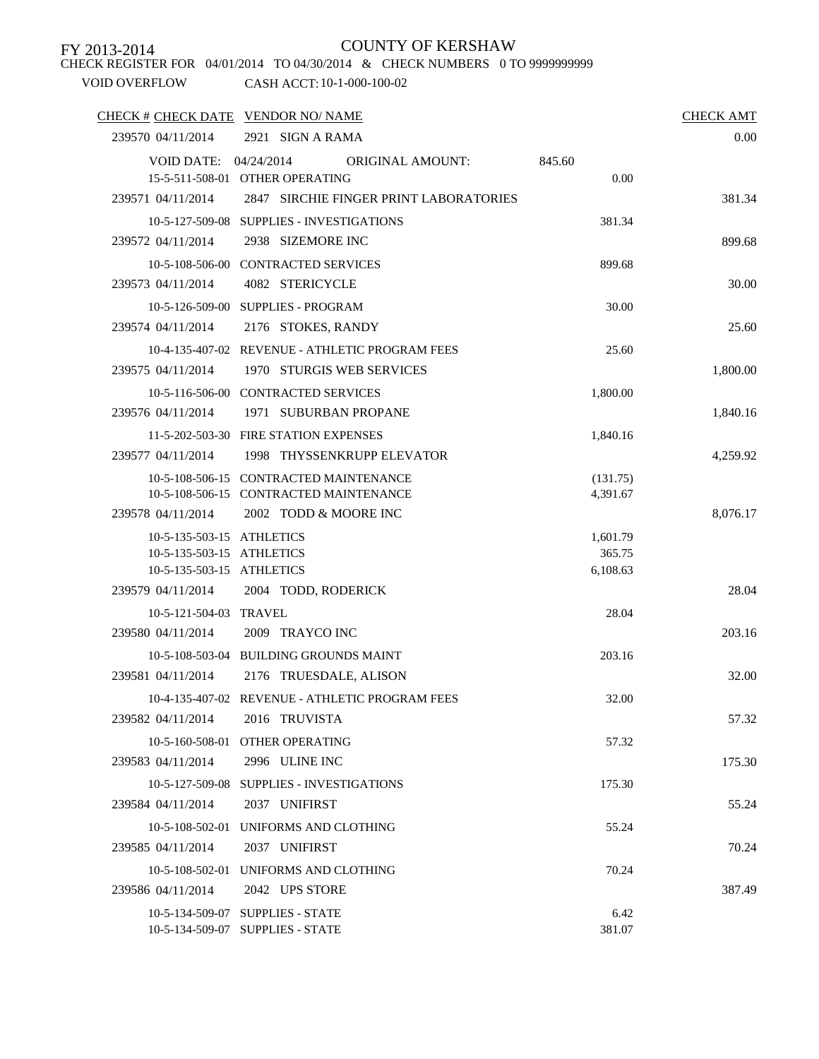FY 2013-2014

# COUNTY OF KERSHAW

CHECK REGISTER FOR 04/01/2014 TO 04/30/2014 & CHECK NUMBERS 0 TO 9999999999

VOID OVERFLOW CASH ACCT: 10-1-000-100-02

| CHECK # | CHECK DATE | VENDOR NO/ NAME | | CHECK AMT |
|---|---|---|---|---|
| 239570 | 04/11/2014 | 2921 SIGN A RAMA | | 0.00 |
| | VOID DATE: 04/24/2014 | ORIGINAL AMOUNT: 845.60 | | |
| | 15-5-511-508-01 | OTHER OPERATING | 0.00 | |
| 239571 | 04/11/2014 | 2847 SIRCHIE FINGER PRINT LABORATORIES | | 381.34 |
| | 10-5-127-509-08 | SUPPLIES - INVESTIGATIONS | 381.34 | |
| 239572 | 04/11/2014 | 2938 SIZEMORE INC | | 899.68 |
| | 10-5-108-506-00 | CONTRACTED SERVICES | 899.68 | |
| 239573 | 04/11/2014 | 4082 STERICYCLE | | 30.00 |
| | 10-5-126-509-00 | SUPPLIES - PROGRAM | 30.00 | |
| 239574 | 04/11/2014 | 2176 STOKES, RANDY | | 25.60 |
| | 10-4-135-407-02 | REVENUE - ATHLETIC PROGRAM FEES | 25.60 | |
| 239575 | 04/11/2014 | 1970 STURGIS WEB SERVICES | | 1,800.00 |
| | 10-5-116-506-00 | CONTRACTED SERVICES | 1,800.00 | |
| 239576 | 04/11/2014 | 1971 SUBURBAN PROPANE | | 1,840.16 |
| | 11-5-202-503-30 | FIRE STATION EXPENSES | 1,840.16 | |
| 239577 | 04/11/2014 | 1998 THYSSENKRUPP ELEVATOR | | 4,259.92 |
| | 10-5-108-506-15 | CONTRACTED MAINTENANCE | (131.75) | |
| | 10-5-108-506-15 | CONTRACTED MAINTENANCE | 4,391.67 | |
| 239578 | 04/11/2014 | 2002 TODD & MOORE INC | | 8,076.17 |
| | 10-5-135-503-15 | ATHLETICS | 1,601.79 | |
| | 10-5-135-503-15 | ATHLETICS | 365.75 | |
| | 10-5-135-503-15 | ATHLETICS | 6,108.63 | |
| 239579 | 04/11/2014 | 2004 TODD, RODERICK | | 28.04 |
| | 10-5-121-504-03 | TRAVEL | 28.04 | |
| 239580 | 04/11/2014 | 2009 TRAYCO INC | | 203.16 |
| | 10-5-108-503-04 | BUILDING GROUNDS MAINT | 203.16 | |
| 239581 | 04/11/2014 | 2176 TRUESDALE, ALISON | | 32.00 |
| | 10-4-135-407-02 | REVENUE - ATHLETIC PROGRAM FEES | 32.00 | |
| 239582 | 04/11/2014 | 2016 TRUVISTA | | 57.32 |
| | 10-5-160-508-01 | OTHER OPERATING | 57.32 | |
| 239583 | 04/11/2014 | 2996 ULINE INC | | 175.30 |
| | 10-5-127-509-08 | SUPPLIES - INVESTIGATIONS | 175.30 | |
| 239584 | 04/11/2014 | 2037 UNIFIRST | | 55.24 |
| | 10-5-108-502-01 | UNIFORMS AND CLOTHING | 55.24 | |
| 239585 | 04/11/2014 | 2037 UNIFIRST | | 70.24 |
| | 10-5-108-502-01 | UNIFORMS AND CLOTHING | 70.24 | |
| 239586 | 04/11/2014 | 2042 UPS STORE | | 387.49 |
| | 10-5-134-509-07 | SUPPLIES - STATE | 6.42 | |
| | 10-5-134-509-07 | SUPPLIES - STATE | 381.07 | |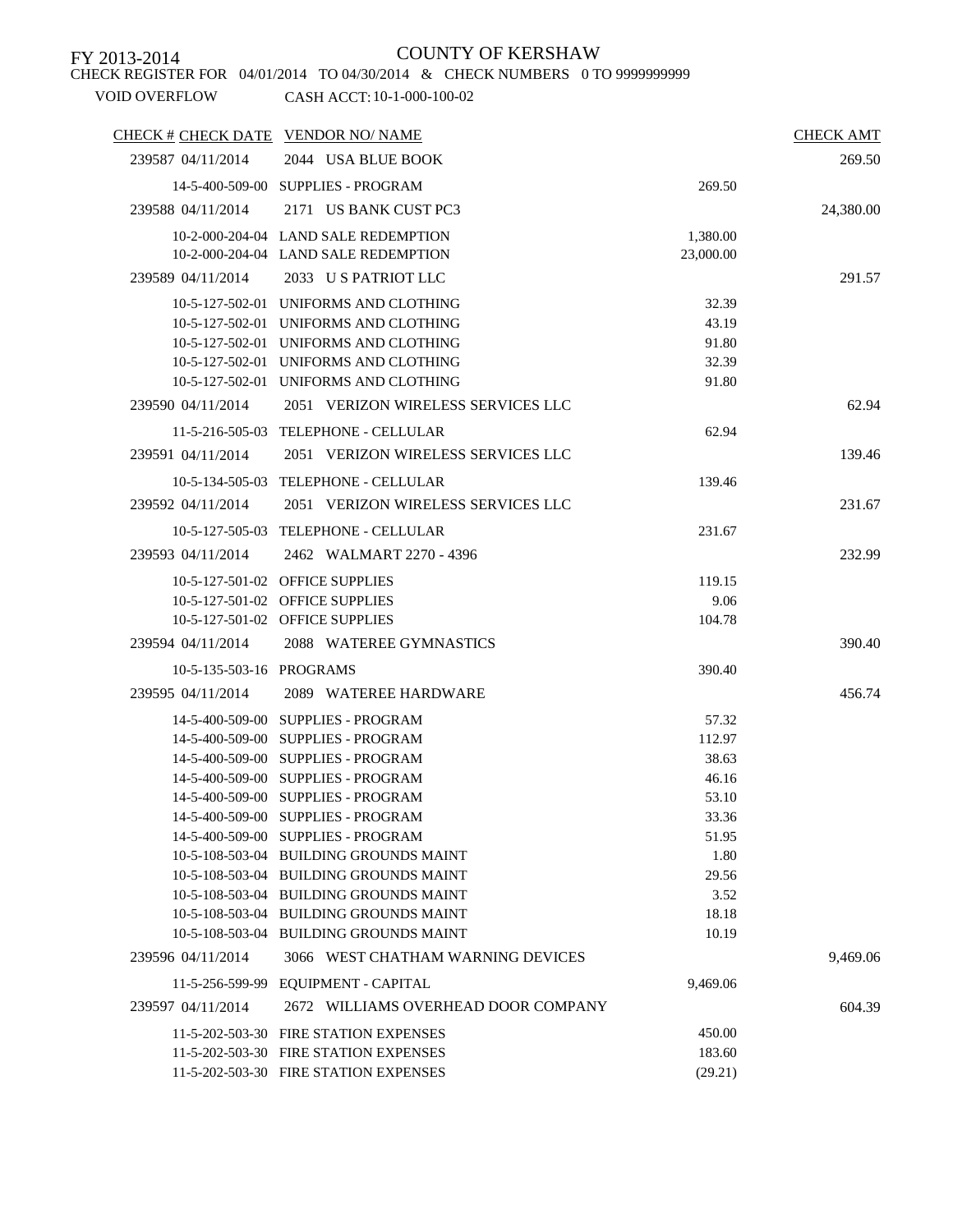FY 2013-2014

# COUNTY OF KERSHAW

CHECK REGISTER FOR 04/01/2014 TO 04/30/2014 & CHECK NUMBERS 0 TO 9999999999

VOID OVERFLOW CASH ACCT: 10-1-000-100-02

| CHECK # | CHECK DATE | VENDOR NO/ NAME | | CHECK AMT |
|---|---|---|---|---|
| 239587 | 04/11/2014 | 2044 USA BLUE BOOK | | 269.50 |
| | 14-5-400-509-00 | SUPPLIES - PROGRAM | 269.50 | |
| 239588 | 04/11/2014 | 2171 US BANK CUST PC3 | | 24,380.00 |
| | 10-2-000-204-04 | LAND SALE REDEMPTION | 1,380.00 | |
| | 10-2-000-204-04 | LAND SALE REDEMPTION | 23,000.00 | |
| 239589 | 04/11/2014 | 2033 U S PATRIOT LLC | | 291.57 |
| | 10-5-127-502-01 | UNIFORMS AND CLOTHING | 32.39 | |
| | 10-5-127-502-01 | UNIFORMS AND CLOTHING | 43.19 | |
| | 10-5-127-502-01 | UNIFORMS AND CLOTHING | 91.80 | |
| | 10-5-127-502-01 | UNIFORMS AND CLOTHING | 32.39 | |
| | 10-5-127-502-01 | UNIFORMS AND CLOTHING | 91.80 | |
| 239590 | 04/11/2014 | 2051 VERIZON WIRELESS SERVICES LLC | | 62.94 |
| | 11-5-216-505-03 | TELEPHONE - CELLULAR | 62.94 | |
| 239591 | 04/11/2014 | 2051 VERIZON WIRELESS SERVICES LLC | | 139.46 |
| | 10-5-134-505-03 | TELEPHONE - CELLULAR | 139.46 | |
| 239592 | 04/11/2014 | 2051 VERIZON WIRELESS SERVICES LLC | | 231.67 |
| | 10-5-127-505-03 | TELEPHONE - CELLULAR | 231.67 | |
| 239593 | 04/11/2014 | 2462 WALMART 2270 - 4396 | | 232.99 |
| | 10-5-127-501-02 | OFFICE SUPPLIES | 119.15 | |
| | 10-5-127-501-02 | OFFICE SUPPLIES | 9.06 | |
| | 10-5-127-501-02 | OFFICE SUPPLIES | 104.78 | |
| 239594 | 04/11/2014 | 2088 WATEREE GYMNASTICS | | 390.40 |
| | 10-5-135-503-16 | PROGRAMS | 390.40 | |
| 239595 | 04/11/2014 | 2089 WATEREE HARDWARE | | 456.74 |
| | 14-5-400-509-00 | SUPPLIES - PROGRAM | 57.32 | |
| | 14-5-400-509-00 | SUPPLIES - PROGRAM | 112.97 | |
| | 14-5-400-509-00 | SUPPLIES - PROGRAM | 38.63 | |
| | 14-5-400-509-00 | SUPPLIES - PROGRAM | 46.16 | |
| | 14-5-400-509-00 | SUPPLIES - PROGRAM | 53.10 | |
| | 14-5-400-509-00 | SUPPLIES - PROGRAM | 33.36 | |
| | 14-5-400-509-00 | SUPPLIES - PROGRAM | 51.95 | |
| | 10-5-108-503-04 | BUILDING GROUNDS MAINT | 1.80 | |
| | 10-5-108-503-04 | BUILDING GROUNDS MAINT | 29.56 | |
| | 10-5-108-503-04 | BUILDING GROUNDS MAINT | 3.52 | |
| | 10-5-108-503-04 | BUILDING GROUNDS MAINT | 18.18 | |
| | 10-5-108-503-04 | BUILDING GROUNDS MAINT | 10.19 | |
| 239596 | 04/11/2014 | 3066 WEST CHATHAM WARNING DEVICES | | 9,469.06 |
| | 11-5-256-599-99 | EQUIPMENT - CAPITAL | 9,469.06 | |
| 239597 | 04/11/2014 | 2672 WILLIAMS OVERHEAD DOOR COMPANY | | 604.39 |
| | 11-5-202-503-30 | FIRE STATION EXPENSES | 450.00 | |
| | 11-5-202-503-30 | FIRE STATION EXPENSES | 183.60 | |
| | 11-5-202-503-30 | FIRE STATION EXPENSES | (29.21) | |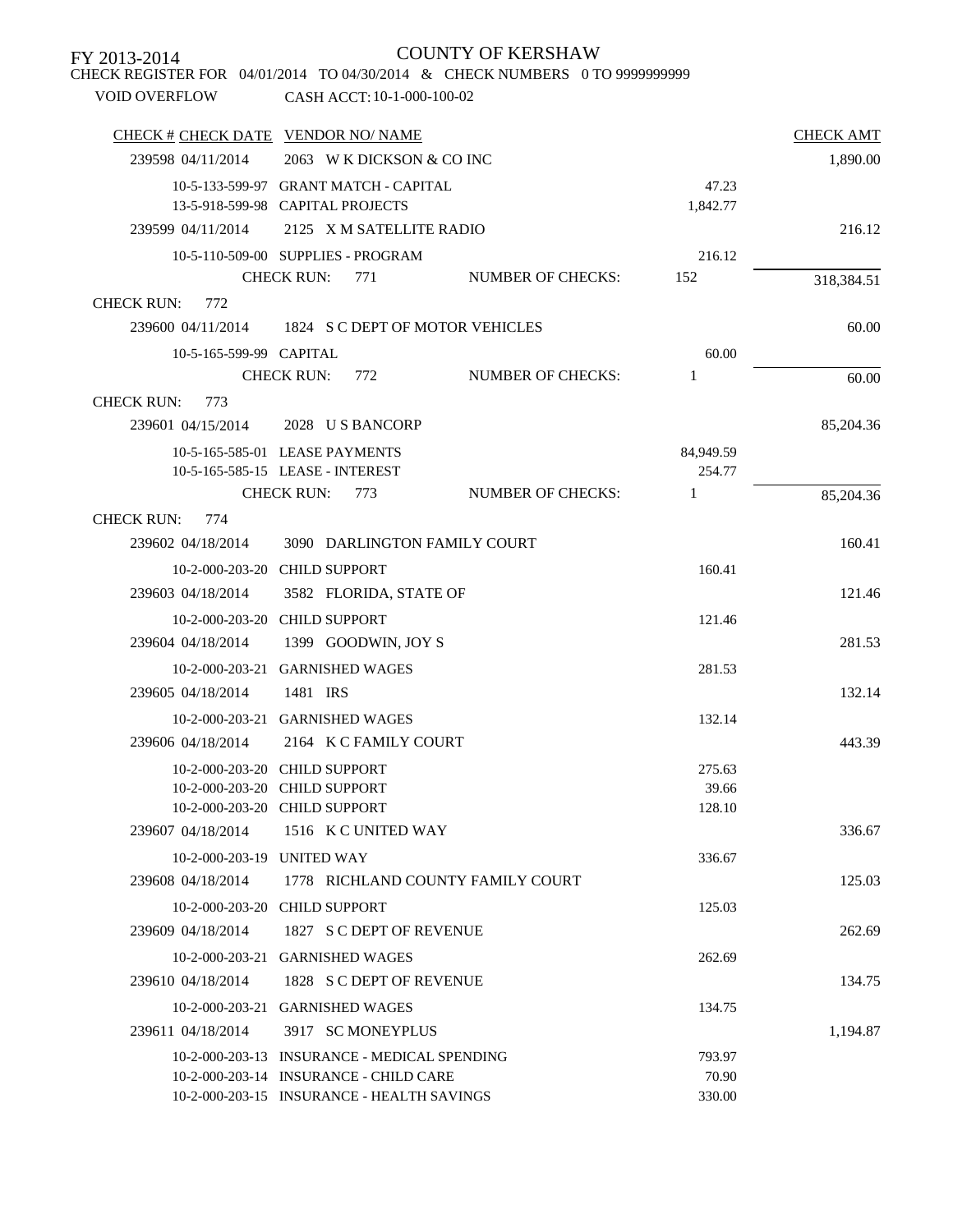FY 2013-2014

# COUNTY OF KERSHAW

CHECK REGISTER FOR 04/01/2014 TO 04/30/2014 & CHECK NUMBERS 0 TO 9999999999

VOID OVERFLOW CASH ACCT: 10-1-000-100-02

| CHECK # | CHECK DATE | VENDOR NO/ NAME | | CHECK AMT |
|---|---|---|---|---|
| 239598 | 04/11/2014 | 2063 W K DICKSON & CO INC | | 1,890.00 |
| | | 10-5-133-599-97 GRANT MATCH - CAPITAL | 47.23 | |
| | | 13-5-918-599-98 CAPITAL PROJECTS | 1,842.77 | |
| 239599 | 04/11/2014 | 2125 X M SATELLITE RADIO | | 216.12 |
| | | 10-5-110-509-00 SUPPLIES - PROGRAM | 216.12 | |
| | | CHECK RUN: 771 NUMBER OF CHECKS: | 152 | 318,384.51 |
| CHECK RUN: 772 | | | | |
| 239600 | 04/11/2014 | 1824 S C DEPT OF MOTOR VEHICLES | | 60.00 |
| | | 10-5-165-599-99 CAPITAL | 60.00 | |
| | | CHECK RUN: 772 NUMBER OF CHECKS: | 1 | 60.00 |
| CHECK RUN: 773 | | | | |
| 239601 | 04/15/2014 | 2028 U S BANCORP | | 85,204.36 |
| | | 10-5-165-585-01 LEASE PAYMENTS | 84,949.59 | |
| | | 10-5-165-585-15 LEASE - INTEREST | 254.77 | |
| | | CHECK RUN: 773 NUMBER OF CHECKS: | 1 | 85,204.36 |
| CHECK RUN: 774 | | | | |
| 239602 | 04/18/2014 | 3090 DARLINGTON FAMILY COURT | | 160.41 |
| | | 10-2-000-203-20 CHILD SUPPORT | 160.41 | |
| 239603 | 04/18/2014 | 3582 FLORIDA, STATE OF | | 121.46 |
| | | 10-2-000-203-20 CHILD SUPPORT | 121.46 | |
| 239604 | 04/18/2014 | 1399 GOODWIN, JOY S | | 281.53 |
| | | 10-2-000-203-21 GARNISHED WAGES | 281.53 | |
| 239605 | 04/18/2014 | 1481 IRS | | 132.14 |
| | | 10-2-000-203-21 GARNISHED WAGES | 132.14 | |
| 239606 | 04/18/2014 | 2164 K C FAMILY COURT | | 443.39 |
| | | 10-2-000-203-20 CHILD SUPPORT | 275.63 | |
| | | 10-2-000-203-20 CHILD SUPPORT | 39.66 | |
| | | 10-2-000-203-20 CHILD SUPPORT | 128.10 | |
| 239607 | 04/18/2014 | 1516 K C UNITED WAY | | 336.67 |
| | | 10-2-000-203-19 UNITED WAY | 336.67 | |
| 239608 | 04/18/2014 | 1778 RICHLAND COUNTY FAMILY COURT | | 125.03 |
| | | 10-2-000-203-20 CHILD SUPPORT | 125.03 | |
| 239609 | 04/18/2014 | 1827 S C DEPT OF REVENUE | | 262.69 |
| | | 10-2-000-203-21 GARNISHED WAGES | 262.69 | |
| 239610 | 04/18/2014 | 1828 S C DEPT OF REVENUE | | 134.75 |
| | | 10-2-000-203-21 GARNISHED WAGES | 134.75 | |
| 239611 | 04/18/2014 | 3917 SC MONEYPLUS | | 1,194.87 |
| | | 10-2-000-203-13 INSURANCE - MEDICAL SPENDING | 793.97 | |
| | | 10-2-000-203-14 INSURANCE - CHILD CARE | 70.90 | |
| | | 10-2-000-203-15 INSURANCE - HEALTH SAVINGS | 330.00 | |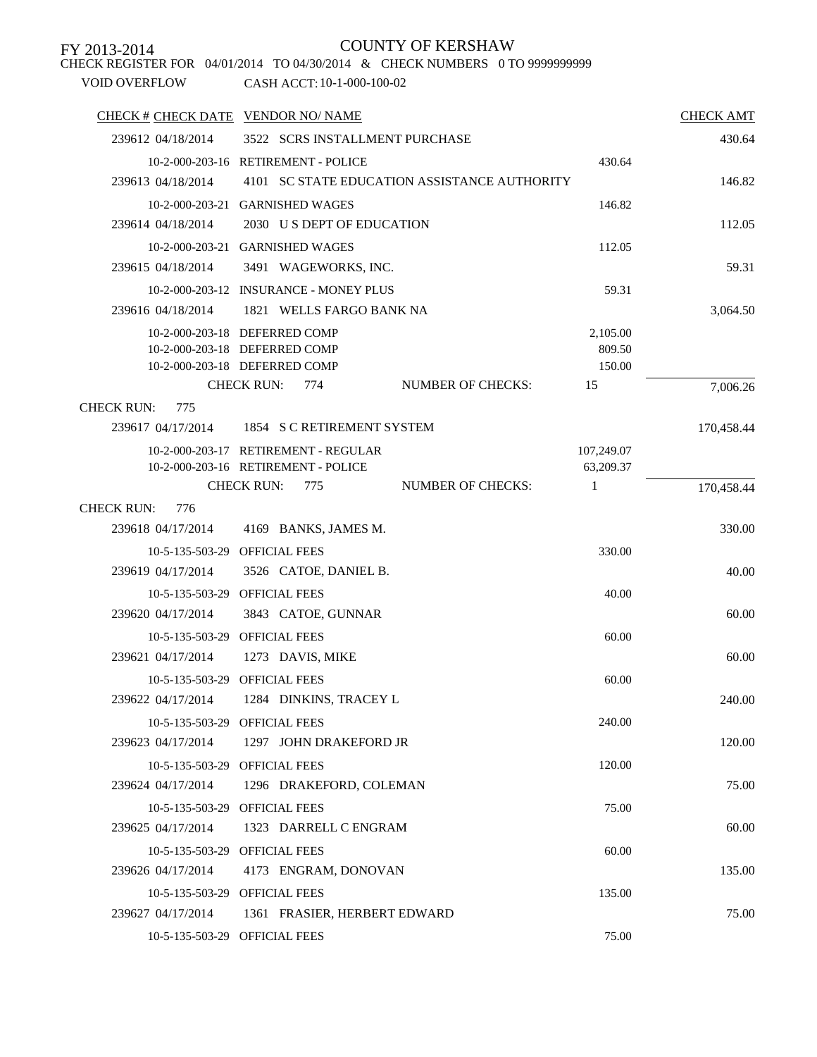FY 2013-2014

# COUNTY OF KERSHAW

CHECK REGISTER FOR 04/01/2014 TO 04/30/2014 & CHECK NUMBERS 0 TO 9999999999

VOID OVERFLOW CASH ACCT: 10-1-000-100-02

| CHECK # | CHECK DATE | VENDOR NO/ NAME | | CHECK AMT |
|---|---|---|---|---|
| 239612 | 04/18/2014 | 3522 SCRS INSTALLMENT PURCHASE | | 430.64 |
| | 10-2-000-203-16 | RETIREMENT - POLICE | 430.64 | |
| 239613 | 04/18/2014 | 4101 SC STATE EDUCATION ASSISTANCE AUTHORITY | | 146.82 |
| | 10-2-000-203-21 | GARNISHED WAGES | 146.82 | |
| 239614 | 04/18/2014 | 2030 U S DEPT OF EDUCATION | | 112.05 |
| | 10-2-000-203-21 | GARNISHED WAGES | 112.05 | |
| 239615 | 04/18/2014 | 3491 WAGEWORKS, INC. | | 59.31 |
| | 10-2-000-203-12 | INSURANCE - MONEY PLUS | 59.31 | |
| 239616 | 04/18/2014 | 1821 WELLS FARGO BANK NA | | 3,064.50 |
| | 10-2-000-203-18 | DEFERRED COMP | 2,105.00 | |
| | 10-2-000-203-18 | DEFERRED COMP | 809.50 | |
| | 10-2-000-203-18 | DEFERRED COMP | 150.00 | |
| | CHECK RUN: 774 | NUMBER OF CHECKS: | 15 | 7,006.26 |
| CHECK RUN: 775 | | | | |
| 239617 | 04/17/2014 | 1854 S C RETIREMENT SYSTEM | | 170,458.44 |
| | 10-2-000-203-17 | RETIREMENT - REGULAR | 107,249.07 | |
| | 10-2-000-203-16 | RETIREMENT - POLICE | 63,209.37 | |
| | CHECK RUN: 775 | NUMBER OF CHECKS: | 1 | 170,458.44 |
| CHECK RUN: 776 | | | | |
| 239618 | 04/17/2014 | 4169 BANKS, JAMES M. | | 330.00 |
| | 10-5-135-503-29 | OFFICIAL FEES | 330.00 | |
| 239619 | 04/17/2014 | 3526 CATOE, DANIEL B. | | 40.00 |
| | 10-5-135-503-29 | OFFICIAL FEES | 40.00 | |
| 239620 | 04/17/2014 | 3843 CATOE, GUNNAR | | 60.00 |
| | 10-5-135-503-29 | OFFICIAL FEES | 60.00 | |
| 239621 | 04/17/2014 | 1273 DAVIS, MIKE | | 60.00 |
| | 10-5-135-503-29 | OFFICIAL FEES | 60.00 | |
| 239622 | 04/17/2014 | 1284 DINKINS, TRACEY L | | 240.00 |
| | 10-5-135-503-29 | OFFICIAL FEES | 240.00 | |
| 239623 | 04/17/2014 | 1297 JOHN DRAKEFORD JR | | 120.00 |
| | 10-5-135-503-29 | OFFICIAL FEES | 120.00 | |
| 239624 | 04/17/2014 | 1296 DRAKEFORD, COLEMAN | | 75.00 |
| | 10-5-135-503-29 | OFFICIAL FEES | 75.00 | |
| 239625 | 04/17/2014 | 1323 DARRELL C ENGRAM | | 60.00 |
| | 10-5-135-503-29 | OFFICIAL FEES | 60.00 | |
| 239626 | 04/17/2014 | 4173 ENGRAM, DONOVAN | | 135.00 |
| | 10-5-135-503-29 | OFFICIAL FEES | 135.00 | |
| 239627 | 04/17/2014 | 1361 FRASIER, HERBERT EDWARD | | 75.00 |
| | 10-5-135-503-29 | OFFICIAL FEES | 75.00 | |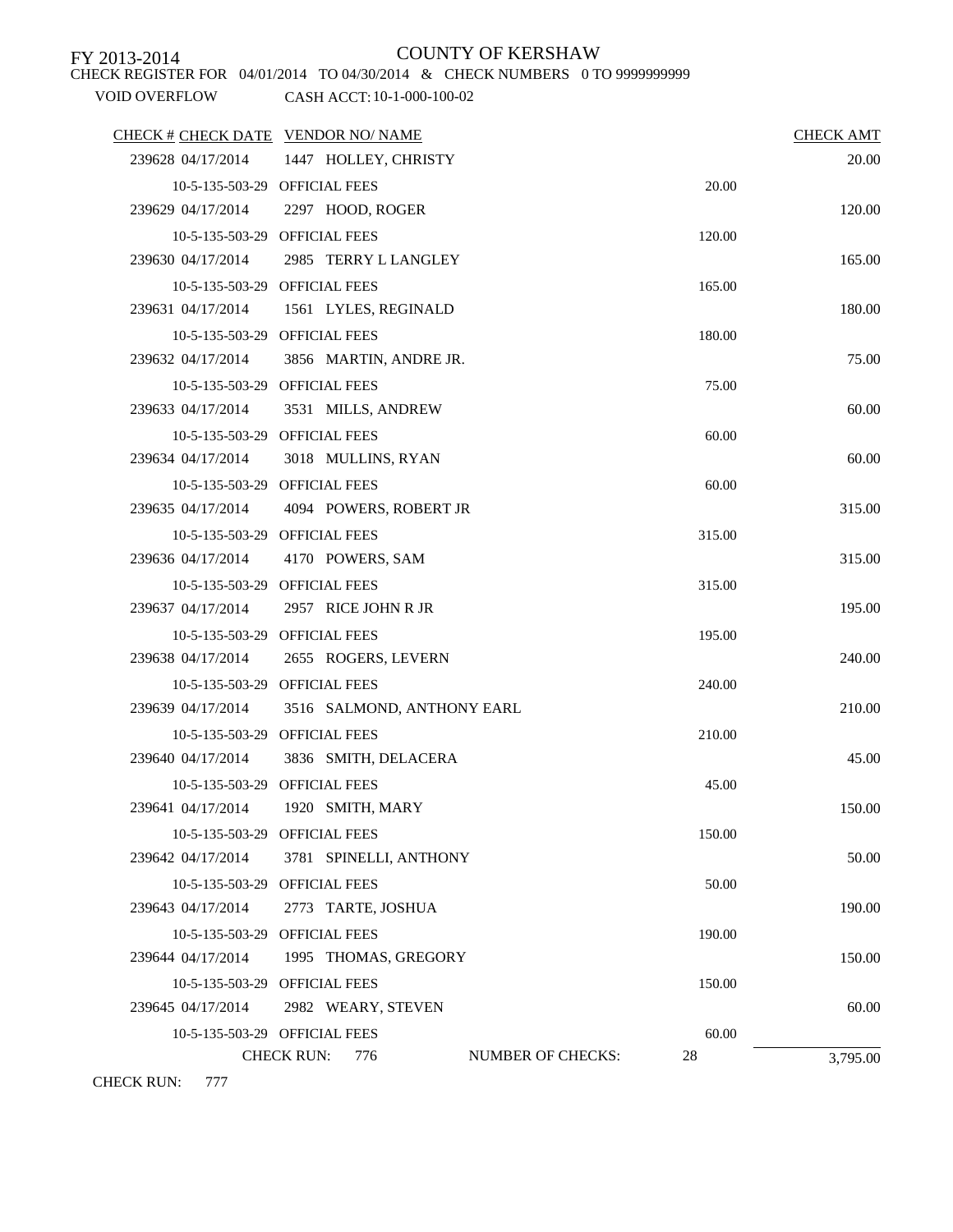FY 2013-2014

COUNTY OF KERSHAW

CHECK REGISTER FOR 04/01/2014 TO 04/30/2014 & CHECK NUMBERS 0 TO 9999999999

VOID OVERFLOW CASH ACCT: 10-1-000-100-02

| CHECK # | CHECK DATE | VENDOR NO/ NAME | | CHECK AMT |
|---|---|---|---|---|
| 239628 | 04/17/2014 | 1447 HOLLEY, CHRISTY | | 20.00 |
| | 10-5-135-503-29 | OFFICIAL FEES | 20.00 | |
| 239629 | 04/17/2014 | 2297 HOOD, ROGER | | 120.00 |
| | 10-5-135-503-29 | OFFICIAL FEES | 120.00 | |
| 239630 | 04/17/2014 | 2985 TERRY L LANGLEY | | 165.00 |
| | 10-5-135-503-29 | OFFICIAL FEES | 165.00 | |
| 239631 | 04/17/2014 | 1561 LYLES, REGINALD | | 180.00 |
| | 10-5-135-503-29 | OFFICIAL FEES | 180.00 | |
| 239632 | 04/17/2014 | 3856 MARTIN, ANDRE JR. | | 75.00 |
| | 10-5-135-503-29 | OFFICIAL FEES | 75.00 | |
| 239633 | 04/17/2014 | 3531 MILLS, ANDREW | | 60.00 |
| | 10-5-135-503-29 | OFFICIAL FEES | 60.00 | |
| 239634 | 04/17/2014 | 3018 MULLINS, RYAN | | 60.00 |
| | 10-5-135-503-29 | OFFICIAL FEES | 60.00 | |
| 239635 | 04/17/2014 | 4094 POWERS, ROBERT JR | | 315.00 |
| | 10-5-135-503-29 | OFFICIAL FEES | 315.00 | |
| 239636 | 04/17/2014 | 4170 POWERS, SAM | | 315.00 |
| | 10-5-135-503-29 | OFFICIAL FEES | 315.00 | |
| 239637 | 04/17/2014 | 2957 RICE JOHN R JR | | 195.00 |
| | 10-5-135-503-29 | OFFICIAL FEES | 195.00 | |
| 239638 | 04/17/2014 | 2655 ROGERS, LEVERN | | 240.00 |
| | 10-5-135-503-29 | OFFICIAL FEES | 240.00 | |
| 239639 | 04/17/2014 | 3516 SALMOND, ANTHONY EARL | | 210.00 |
| | 10-5-135-503-29 | OFFICIAL FEES | 210.00 | |
| 239640 | 04/17/2014 | 3836 SMITH, DELACERA | | 45.00 |
| | 10-5-135-503-29 | OFFICIAL FEES | 45.00 | |
| 239641 | 04/17/2014 | 1920 SMITH, MARY | | 150.00 |
| | 10-5-135-503-29 | OFFICIAL FEES | 150.00 | |
| 239642 | 04/17/2014 | 3781 SPINELLI, ANTHONY | | 50.00 |
| | 10-5-135-503-29 | OFFICIAL FEES | 50.00 | |
| 239643 | 04/17/2014 | 2773 TARTE, JOSHUA | | 190.00 |
| | 10-5-135-503-29 | OFFICIAL FEES | 190.00 | |
| 239644 | 04/17/2014 | 1995 THOMAS, GREGORY | | 150.00 |
| | 10-5-135-503-29 | OFFICIAL FEES | 150.00 | |
| 239645 | 04/17/2014 | 2982 WEARY, STEVEN | | 60.00 |
| | 10-5-135-503-29 | OFFICIAL FEES | 60.00 | |
| | CHECK RUN: 776 | NUMBER OF CHECKS: | 28 | 3,795.00 |

CHECK RUN: 777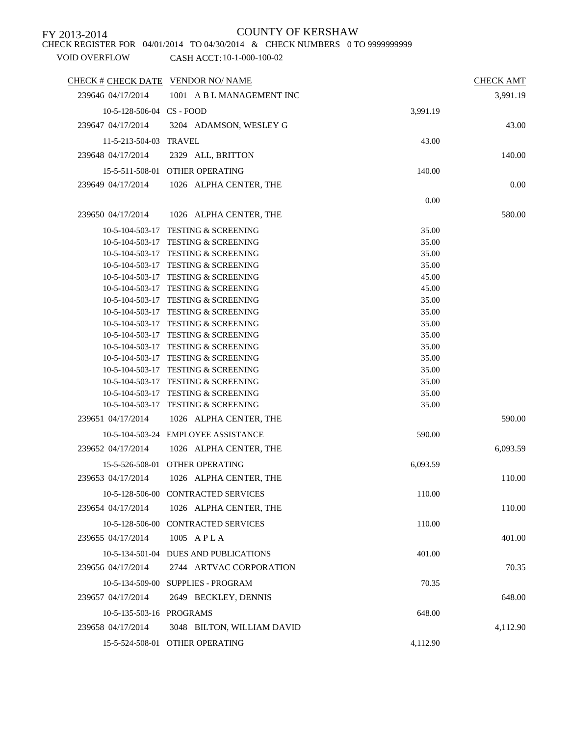FY 2013-2014

COUNTY OF KERSHAW

CHECK REGISTER FOR 04/01/2014 TO 04/30/2014 & CHECK NUMBERS 0 TO 9999999999

VOID OVERFLOW CASH ACCT: 10-1-000-100-02

| CHECK # | CHECK DATE | VENDOR NO/ NAME | | CHECK AMT |
|---|---|---|---|---|
| 239646 | 04/17/2014 | 1001 A B L MANAGEMENT INC | | 3,991.19 |
| | 10-5-128-506-04 | CS - FOOD | 3,991.19 | |
| 239647 | 04/17/2014 | 3204 ADAMSON, WESLEY G | | 43.00 |
| | 11-5-213-504-03 | TRAVEL | 43.00 | |
| 239648 | 04/17/2014 | 2329 ALL, BRITTON | | 140.00 |
| | 15-5-511-508-01 | OTHER OPERATING | 140.00 | |
| 239649 | 04/17/2014 | 1026 ALPHA CENTER, THE | | 0.00 |
| | | | 0.00 | |
| 239650 | 04/17/2014 | 1026 ALPHA CENTER, THE | | 580.00 |
| | 10-5-104-503-17 | TESTING & SCREENING | 35.00 | |
| | 10-5-104-503-17 | TESTING & SCREENING | 35.00 | |
| | 10-5-104-503-17 | TESTING & SCREENING | 35.00 | |
| | 10-5-104-503-17 | TESTING & SCREENING | 35.00 | |
| | 10-5-104-503-17 | TESTING & SCREENING | 45.00 | |
| | 10-5-104-503-17 | TESTING & SCREENING | 45.00 | |
| | 10-5-104-503-17 | TESTING & SCREENING | 35.00 | |
| | 10-5-104-503-17 | TESTING & SCREENING | 35.00 | |
| | 10-5-104-503-17 | TESTING & SCREENING | 35.00 | |
| | 10-5-104-503-17 | TESTING & SCREENING | 35.00 | |
| | 10-5-104-503-17 | TESTING & SCREENING | 35.00 | |
| | 10-5-104-503-17 | TESTING & SCREENING | 35.00 | |
| | 10-5-104-503-17 | TESTING & SCREENING | 35.00 | |
| | 10-5-104-503-17 | TESTING & SCREENING | 35.00 | |
| | 10-5-104-503-17 | TESTING & SCREENING | 35.00 | |
| | 10-5-104-503-17 | TESTING & SCREENING | 35.00 | |
| 239651 | 04/17/2014 | 1026 ALPHA CENTER, THE | | 590.00 |
| | 10-5-104-503-24 | EMPLOYEE ASSISTANCE | 590.00 | |
| 239652 | 04/17/2014 | 1026 ALPHA CENTER, THE | | 6,093.59 |
| | 15-5-526-508-01 | OTHER OPERATING | 6,093.59 | |
| 239653 | 04/17/2014 | 1026 ALPHA CENTER, THE | | 110.00 |
| | 10-5-128-506-00 | CONTRACTED SERVICES | 110.00 | |
| 239654 | 04/17/2014 | 1026 ALPHA CENTER, THE | | 110.00 |
| | 10-5-128-506-00 | CONTRACTED SERVICES | 110.00 | |
| 239655 | 04/17/2014 | 1005 A P L A | | 401.00 |
| | 10-5-134-501-04 | DUES AND PUBLICATIONS | 401.00 | |
| 239656 | 04/17/2014 | 2744 ARTVAC CORPORATION | | 70.35 |
| | 10-5-134-509-00 | SUPPLIES - PROGRAM | 70.35 | |
| 239657 | 04/17/2014 | 2649 BECKLEY, DENNIS | | 648.00 |
| | 10-5-135-503-16 | PROGRAMS | 648.00 | |
| 239658 | 04/17/2014 | 3048 BILTON, WILLIAM DAVID | | 4,112.90 |
| | 15-5-524-508-01 | OTHER OPERATING | 4,112.90 | |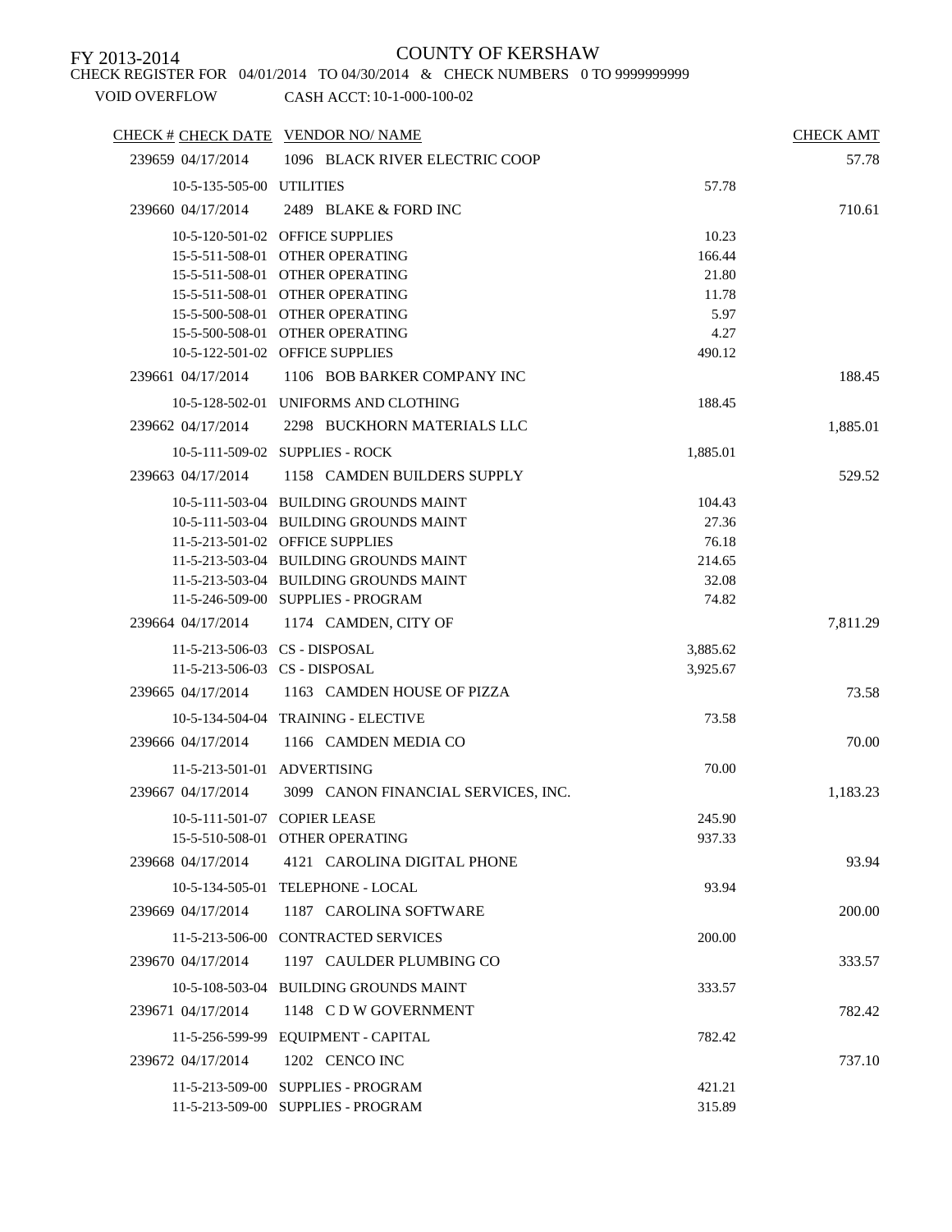FY 2013-2014

COUNTY OF KERSHAW

CHECK REGISTER FOR 04/01/2014 TO 04/30/2014 & CHECK NUMBERS 0 TO 9999999999

VOID OVERFLOW CASH ACCT: 10-1-000-100-02

| CHECK # | CHECK DATE | VENDOR NO/ NAME | | CHECK AMT |
|---|---|---|---|---|
| 239659 | 04/17/2014 | 1096 BLACK RIVER ELECTRIC COOP | | 57.78 |
| | 10-5-135-505-00 | UTILITIES | 57.78 | |
| 239660 | 04/17/2014 | 2489 BLAKE & FORD INC | | 710.61 |
| | 10-5-120-501-02 | OFFICE SUPPLIES | 10.23 | |
| | 15-5-511-508-01 | OTHER OPERATING | 166.44 | |
| | 15-5-511-508-01 | OTHER OPERATING | 21.80 | |
| | 15-5-511-508-01 | OTHER OPERATING | 11.78 | |
| | 15-5-500-508-01 | OTHER OPERATING | 5.97 | |
| | 15-5-500-508-01 | OTHER OPERATING | 4.27 | |
| | 10-5-122-501-02 | OFFICE SUPPLIES | 490.12 | |
| 239661 | 04/17/2014 | 1106 BOB BARKER COMPANY INC | | 188.45 |
| | 10-5-128-502-01 | UNIFORMS AND CLOTHING | 188.45 | |
| 239662 | 04/17/2014 | 2298 BUCKHORN MATERIALS LLC | | 1,885.01 |
| | 10-5-111-509-02 | SUPPLIES - ROCK | 1,885.01 | |
| 239663 | 04/17/2014 | 1158 CAMDEN BUILDERS SUPPLY | | 529.52 |
| | 10-5-111-503-04 | BUILDING GROUNDS MAINT | 104.43 | |
| | 10-5-111-503-04 | BUILDING GROUNDS MAINT | 27.36 | |
| | 11-5-213-501-02 | OFFICE SUPPLIES | 76.18 | |
| | 11-5-213-503-04 | BUILDING GROUNDS MAINT | 214.65 | |
| | 11-5-213-503-04 | BUILDING GROUNDS MAINT | 32.08 | |
| | 11-5-246-509-00 | SUPPLIES - PROGRAM | 74.82 | |
| 239664 | 04/17/2014 | 1174 CAMDEN, CITY OF | | 7,811.29 |
| | 11-5-213-506-03 | CS - DISPOSAL | 3,885.62 | |
| | 11-5-213-506-03 | CS - DISPOSAL | 3,925.67 | |
| 239665 | 04/17/2014 | 1163 CAMDEN HOUSE OF PIZZA | | 73.58 |
| | 10-5-134-504-04 | TRAINING - ELECTIVE | 73.58 | |
| 239666 | 04/17/2014 | 1166 CAMDEN MEDIA CO | | 70.00 |
| | 11-5-213-501-01 | ADVERTISING | 70.00 | |
| 239667 | 04/17/2014 | 3099 CANON FINANCIAL SERVICES, INC. | | 1,183.23 |
| | 10-5-111-501-07 | COPIER LEASE | 245.90 | |
| | 15-5-510-508-01 | OTHER OPERATING | 937.33 | |
| 239668 | 04/17/2014 | 4121 CAROLINA DIGITAL PHONE | | 93.94 |
| | 10-5-134-505-01 | TELEPHONE - LOCAL | 93.94 | |
| 239669 | 04/17/2014 | 1187 CAROLINA SOFTWARE | | 200.00 |
| | 11-5-213-506-00 | CONTRACTED SERVICES | 200.00 | |
| 239670 | 04/17/2014 | 1197 CAULDER PLUMBING CO | | 333.57 |
| | 10-5-108-503-04 | BUILDING GROUNDS MAINT | 333.57 | |
| 239671 | 04/17/2014 | 1148 C D W GOVERNMENT | | 782.42 |
| | 11-5-256-599-99 | EQUIPMENT - CAPITAL | 782.42 | |
| 239672 | 04/17/2014 | 1202 CENCO INC | | 737.10 |
| | 11-5-213-509-00 | SUPPLIES - PROGRAM | 421.21 | |
| | 11-5-213-509-00 | SUPPLIES - PROGRAM | 315.89 | |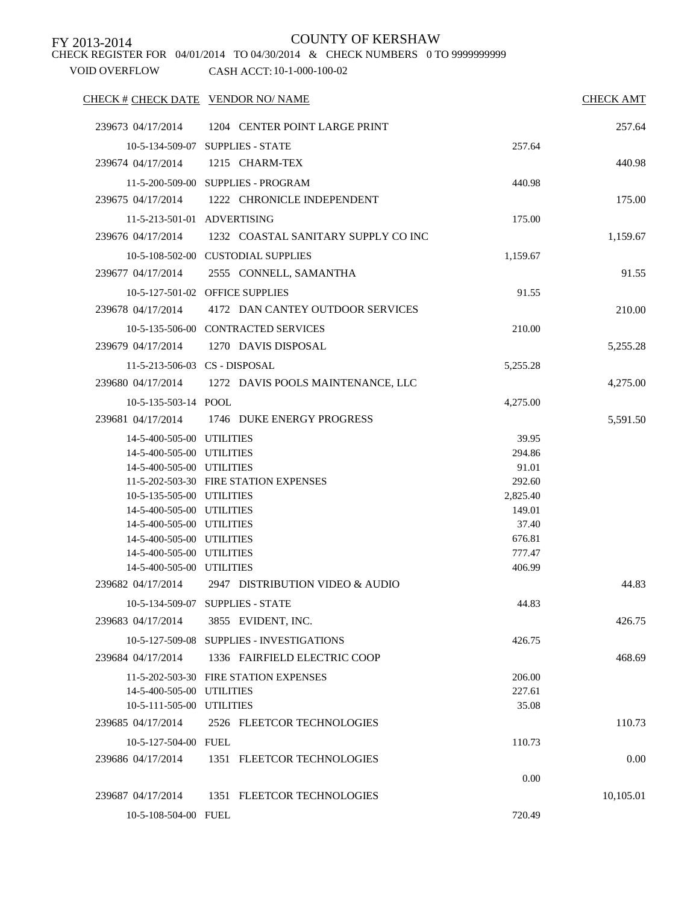FY 2013-2014

COUNTY OF KERSHAW

CHECK REGISTER FOR 04/01/2014 TO 04/30/2014 & CHECK NUMBERS 0 TO 9999999999

VOID OVERFLOW CASH ACCT: 10-1-000-100-02

| CHECK # | CHECK DATE | VENDOR NO/ NAME | | CHECK AMT |
|---|---|---|---|---|
| 239673 | 04/17/2014 | 1204 CENTER POINT LARGE PRINT | | 257.64 |
| | 10-5-134-509-07 | SUPPLIES - STATE | 257.64 | |
| 239674 | 04/17/2014 | 1215 CHARM-TEX | | 440.98 |
| | 11-5-200-509-00 | SUPPLIES - PROGRAM | 440.98 | |
| 239675 | 04/17/2014 | 1222 CHRONICLE INDEPENDENT | | 175.00 |
| | 11-5-213-501-01 | ADVERTISING | 175.00 | |
| 239676 | 04/17/2014 | 1232 COASTAL SANITARY SUPPLY CO INC | | 1,159.67 |
| | 10-5-108-502-00 | CUSTODIAL SUPPLIES | 1,159.67 | |
| 239677 | 04/17/2014 | 2555 CONNELL, SAMANTHA | | 91.55 |
| | 10-5-127-501-02 | OFFICE SUPPLIES | 91.55 | |
| 239678 | 04/17/2014 | 4172 DAN CANTEY OUTDOOR SERVICES | | 210.00 |
| | 10-5-135-506-00 | CONTRACTED SERVICES | 210.00 | |
| 239679 | 04/17/2014 | 1270 DAVIS DISPOSAL | | 5,255.28 |
| | 11-5-213-506-03 | CS - DISPOSAL | 5,255.28 | |
| 239680 | 04/17/2014 | 1272 DAVIS POOLS MAINTENANCE, LLC | | 4,275.00 |
| | 10-5-135-503-14 | POOL | 4,275.00 | |
| 239681 | 04/17/2014 | 1746 DUKE ENERGY PROGRESS | | 5,591.50 |
| | 14-5-400-505-00 | UTILITIES | 39.95 | |
| | 14-5-400-505-00 | UTILITIES | 294.86 | |
| | 14-5-400-505-00 | UTILITIES | 91.01 | |
| | 11-5-202-503-30 | FIRE STATION EXPENSES | 292.60 | |
| | 10-5-135-505-00 | UTILITIES | 2,825.40 | |
| | 14-5-400-505-00 | UTILITIES | 149.01 | |
| | 14-5-400-505-00 | UTILITIES | 37.40 | |
| | 14-5-400-505-00 | UTILITIES | 676.81 | |
| | 14-5-400-505-00 | UTILITIES | 777.47 | |
| | 14-5-400-505-00 | UTILITIES | 406.99 | |
| 239682 | 04/17/2014 | 2947 DISTRIBUTION VIDEO & AUDIO | | 44.83 |
| | 10-5-134-509-07 | SUPPLIES - STATE | 44.83 | |
| 239683 | 04/17/2014 | 3855 EVIDENT, INC. | | 426.75 |
| | 10-5-127-509-08 | SUPPLIES - INVESTIGATIONS | 426.75 | |
| 239684 | 04/17/2014 | 1336 FAIRFIELD ELECTRIC COOP | | 468.69 |
| | 11-5-202-503-30 | FIRE STATION EXPENSES | 206.00 | |
| | 14-5-400-505-00 | UTILITIES | 227.61 | |
| | 10-5-111-505-00 | UTILITIES | 35.08 | |
| 239685 | 04/17/2014 | 2526 FLEETCOR TECHNOLOGIES | | 110.73 |
| | 10-5-127-504-00 | FUEL | 110.73 | |
| 239686 | 04/17/2014 | 1351 FLEETCOR TECHNOLOGIES | | 0.00 |
| | | | 0.00 | |
| 239687 | 04/17/2014 | 1351 FLEETCOR TECHNOLOGIES | | 10,105.01 |
| | 10-5-108-504-00 | FUEL | 720.49 | |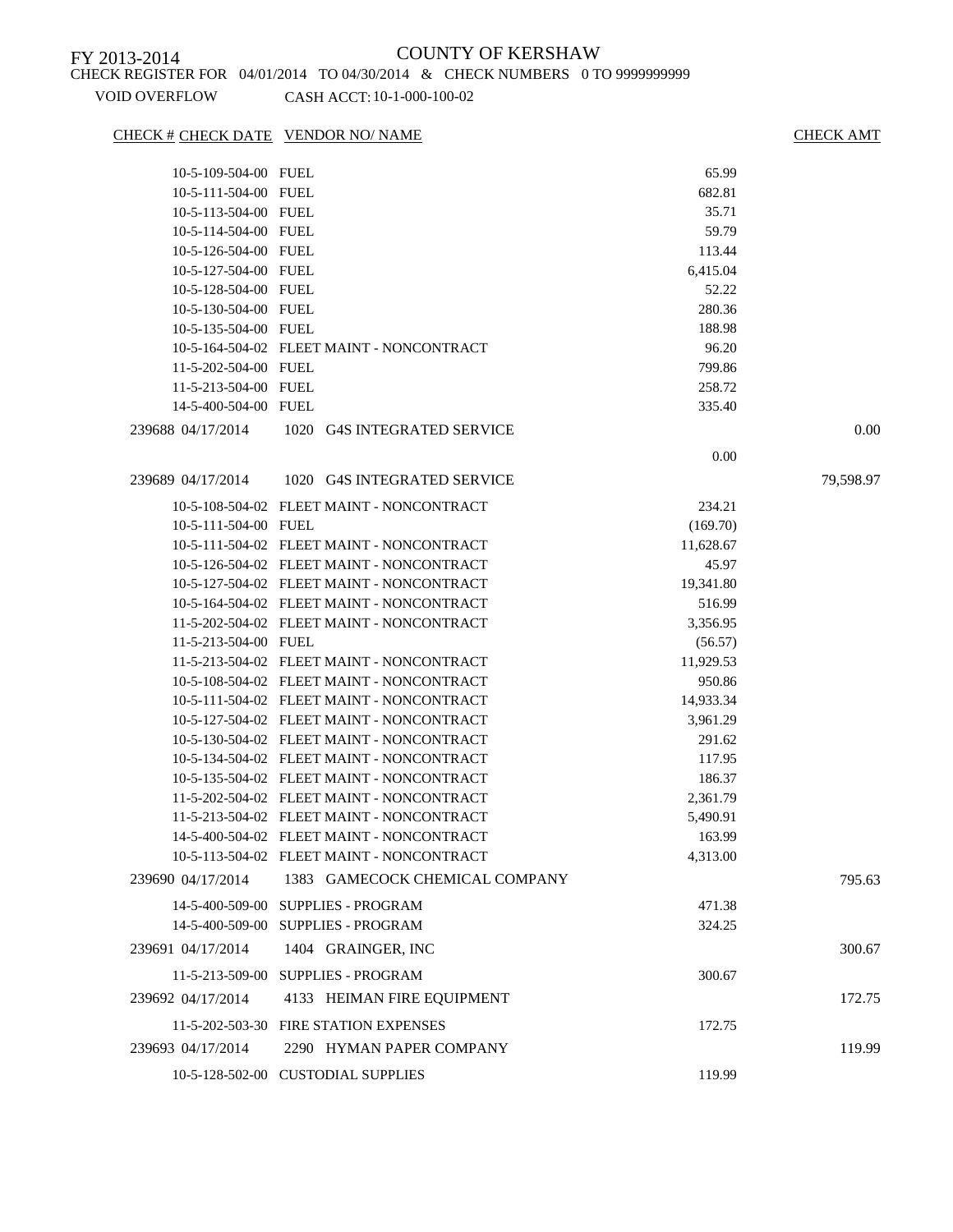FY 2013-2014

# COUNTY OF KERSHAW

CHECK REGISTER FOR 04/01/2014 TO 04/30/2014 & CHECK NUMBERS 0 TO 9999999999

VOID OVERFLOW CASH ACCT: 10-1-000-100-02

| CHECK # | CHECK DATE | VENDOR NO/ NAME | | CHECK AMT |
|---|---|---|---|---|
| | 10-5-109-504-00 | FUEL | 65.99 | |
| | 10-5-111-504-00 | FUEL | 682.81 | |
| | 10-5-113-504-00 | FUEL | 35.71 | |
| | 10-5-114-504-00 | FUEL | 59.79 | |
| | 10-5-126-504-00 | FUEL | 113.44 | |
| | 10-5-127-504-00 | FUEL | 6,415.04 | |
| | 10-5-128-504-00 | FUEL | 52.22 | |
| | 10-5-130-504-00 | FUEL | 280.36 | |
| | 10-5-135-504-00 | FUEL | 188.98 | |
| | 10-5-164-504-02 | FLEET MAINT - NONCONTRACT | 96.20 | |
| | 11-5-202-504-00 | FUEL | 799.86 | |
| | 11-5-213-504-00 | FUEL | 258.72 | |
| | 14-5-400-504-00 | FUEL | 335.40 | |
| 239688 | 04/17/2014 | 1020 G4S INTEGRATED SERVICE | | 0.00 |
| | | | 0.00 | |
| 239689 | 04/17/2014 | 1020 G4S INTEGRATED SERVICE | | 79,598.97 |
| | 10-5-108-504-02 | FLEET MAINT - NONCONTRACT | 234.21 | |
| | 10-5-111-504-00 | FUEL | (169.70) | |
| | 10-5-111-504-02 | FLEET MAINT - NONCONTRACT | 11,628.67 | |
| | 10-5-126-504-02 | FLEET MAINT - NONCONTRACT | 45.97 | |
| | 10-5-127-504-02 | FLEET MAINT - NONCONTRACT | 19,341.80 | |
| | 10-5-164-504-02 | FLEET MAINT - NONCONTRACT | 516.99 | |
| | 11-5-202-504-02 | FLEET MAINT - NONCONTRACT | 3,356.95 | |
| | 11-5-213-504-00 | FUEL | (56.57) | |
| | 11-5-213-504-02 | FLEET MAINT - NONCONTRACT | 11,929.53 | |
| | 10-5-108-504-02 | FLEET MAINT - NONCONTRACT | 950.86 | |
| | 10-5-111-504-02 | FLEET MAINT - NONCONTRACT | 14,933.34 | |
| | 10-5-127-504-02 | FLEET MAINT - NONCONTRACT | 3,961.29 | |
| | 10-5-130-504-02 | FLEET MAINT - NONCONTRACT | 291.62 | |
| | 10-5-134-504-02 | FLEET MAINT - NONCONTRACT | 117.95 | |
| | 10-5-135-504-02 | FLEET MAINT - NONCONTRACT | 186.37 | |
| | 11-5-202-504-02 | FLEET MAINT - NONCONTRACT | 2,361.79 | |
| | 11-5-213-504-02 | FLEET MAINT - NONCONTRACT | 5,490.91 | |
| | 14-5-400-504-02 | FLEET MAINT - NONCONTRACT | 163.99 | |
| | 10-5-113-504-02 | FLEET MAINT - NONCONTRACT | 4,313.00 | |
| 239690 | 04/17/2014 | 1383 GAMECOCK CHEMICAL COMPANY | | 795.63 |
| | 14-5-400-509-00 | SUPPLIES - PROGRAM | 471.38 | |
| | 14-5-400-509-00 | SUPPLIES - PROGRAM | 324.25 | |
| 239691 | 04/17/2014 | 1404 GRAINGER, INC | | 300.67 |
| | 11-5-213-509-00 | SUPPLIES - PROGRAM | 300.67 | |
| 239692 | 04/17/2014 | 4133 HEIMAN FIRE EQUIPMENT | | 172.75 |
| | 11-5-202-503-30 | FIRE STATION EXPENSES | 172.75 | |
| 239693 | 04/17/2014 | 2290 HYMAN PAPER COMPANY | | 119.99 |
| | 10-5-128-502-00 | CUSTODIAL SUPPLIES | 119.99 | |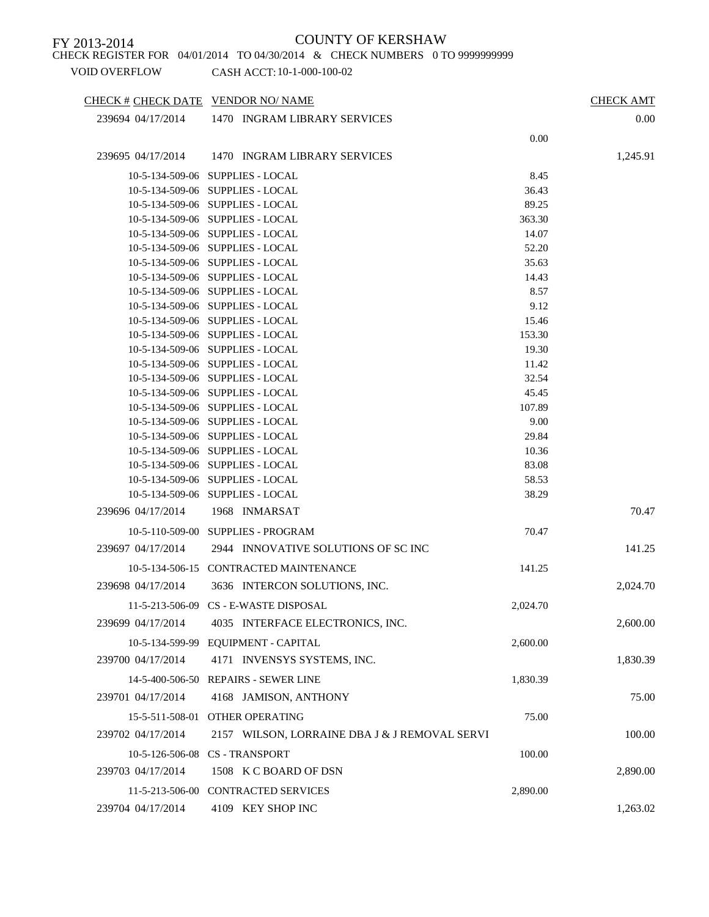FY 2013-2014

COUNTY OF KERSHAW

CHECK REGISTER FOR 04/01/2014 TO 04/30/2014 & CHECK NUMBERS 0 TO 9999999999

VOID OVERFLOW    CASH ACCT: 10-1-000-100-02

| CHECK # | CHECK DATE | VENDOR NO/ NAME | | CHECK AMT |
|---|---|---|---|---|
| 239694 | 04/17/2014 | 1470 INGRAM LIBRARY SERVICES | | 0.00 |
| | | | 0.00 | |
| 239695 | 04/17/2014 | 1470 INGRAM LIBRARY SERVICES | | 1,245.91 |
| | 10-5-134-509-06 | SUPPLIES - LOCAL | 8.45 | |
| | 10-5-134-509-06 | SUPPLIES - LOCAL | 36.43 | |
| | 10-5-134-509-06 | SUPPLIES - LOCAL | 89.25 | |
| | 10-5-134-509-06 | SUPPLIES - LOCAL | 363.30 | |
| | 10-5-134-509-06 | SUPPLIES - LOCAL | 14.07 | |
| | 10-5-134-509-06 | SUPPLIES - LOCAL | 52.20 | |
| | 10-5-134-509-06 | SUPPLIES - LOCAL | 35.63 | |
| | 10-5-134-509-06 | SUPPLIES - LOCAL | 14.43 | |
| | 10-5-134-509-06 | SUPPLIES - LOCAL | 8.57 | |
| | 10-5-134-509-06 | SUPPLIES - LOCAL | 9.12 | |
| | 10-5-134-509-06 | SUPPLIES - LOCAL | 15.46 | |
| | 10-5-134-509-06 | SUPPLIES - LOCAL | 153.30 | |
| | 10-5-134-509-06 | SUPPLIES - LOCAL | 19.30 | |
| | 10-5-134-509-06 | SUPPLIES - LOCAL | 11.42 | |
| | 10-5-134-509-06 | SUPPLIES - LOCAL | 32.54 | |
| | 10-5-134-509-06 | SUPPLIES - LOCAL | 45.45 | |
| | 10-5-134-509-06 | SUPPLIES - LOCAL | 107.89 | |
| | 10-5-134-509-06 | SUPPLIES - LOCAL | 9.00 | |
| | 10-5-134-509-06 | SUPPLIES - LOCAL | 29.84 | |
| | 10-5-134-509-06 | SUPPLIES - LOCAL | 10.36 | |
| | 10-5-134-509-06 | SUPPLIES - LOCAL | 83.08 | |
| | 10-5-134-509-06 | SUPPLIES - LOCAL | 58.53 | |
| | 10-5-134-509-06 | SUPPLIES - LOCAL | 38.29 | |
| 239696 | 04/17/2014 | 1968 INMARSAT | | 70.47 |
| | 10-5-110-509-00 | SUPPLIES - PROGRAM | 70.47 | |
| 239697 | 04/17/2014 | 2944 INNOVATIVE SOLUTIONS OF SC INC | | 141.25 |
| | 10-5-134-506-15 | CONTRACTED MAINTENANCE | 141.25 | |
| 239698 | 04/17/2014 | 3636 INTERCON SOLUTIONS, INC. | | 2,024.70 |
| | 11-5-213-506-09 | CS - E-WASTE DISPOSAL | 2,024.70 | |
| 239699 | 04/17/2014 | 4035 INTERFACE ELECTRONICS, INC. | | 2,600.00 |
| | 10-5-134-599-99 | EQUIPMENT - CAPITAL | 2,600.00 | |
| 239700 | 04/17/2014 | 4171 INVENSYS SYSTEMS, INC. | | 1,830.39 |
| | 14-5-400-506-50 | REPAIRS - SEWER LINE | 1,830.39 | |
| 239701 | 04/17/2014 | 4168 JAMISON, ANTHONY | | 75.00 |
| | 15-5-511-508-01 | OTHER OPERATING | 75.00 | |
| 239702 | 04/17/2014 | 2157 WILSON, LORRAINE DBA J & J REMOVAL SERVI | | 100.00 |
| | 10-5-126-506-08 | CS - TRANSPORT | 100.00 | |
| 239703 | 04/17/2014 | 1508 K C BOARD OF DSN | | 2,890.00 |
| | 11-5-213-506-00 | CONTRACTED SERVICES | 2,890.00 | |
| 239704 | 04/17/2014 | 4109 KEY SHOP INC | | 1,263.02 |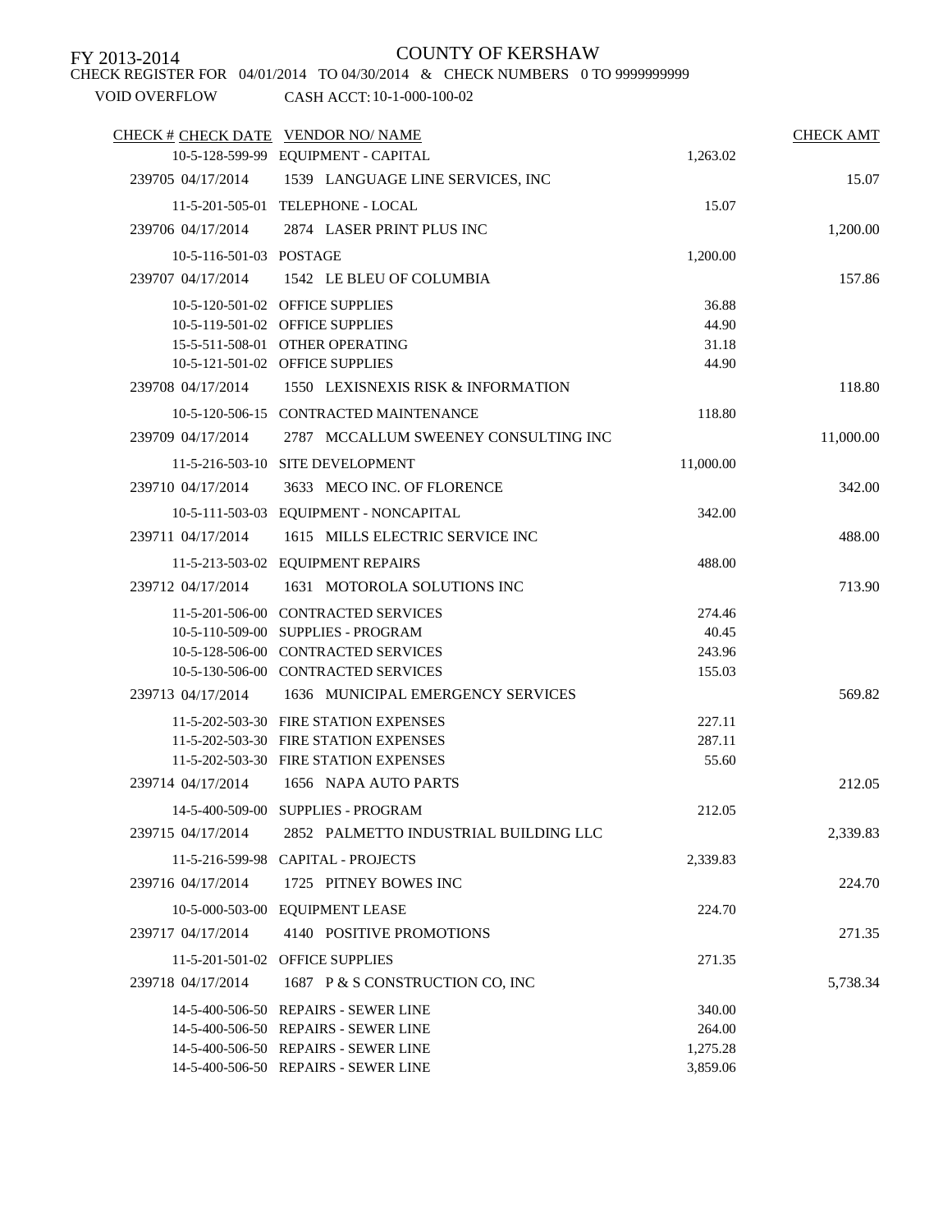FY 2013-2014

COUNTY OF KERSHAW

CHECK REGISTER FOR 04/01/2014 TO 04/30/2014 & CHECK NUMBERS 0 TO 9999999999

VOID OVERFLOW    CASH ACCT: 10-1-000-100-02

| CHECK # | CHECK DATE | VENDOR NO/ NAME | | CHECK AMT |
|---|---|---|---|---|
| | 10-5-128-599-99 | EQUIPMENT - CAPITAL | 1,263.02 | |
| 239705 | 04/17/2014 | 1539 LANGUAGE LINE SERVICES, INC | | 15.07 |
| | 11-5-201-505-01 | TELEPHONE - LOCAL | 15.07 | |
| 239706 | 04/17/2014 | 2874 LASER PRINT PLUS INC | | 1,200.00 |
| | 10-5-116-501-03 | POSTAGE | 1,200.00 | |
| 239707 | 04/17/2014 | 1542 LE BLEU OF COLUMBIA | | 157.86 |
| | 10-5-120-501-02 | OFFICE SUPPLIES | 36.88 | |
| | 10-5-119-501-02 | OFFICE SUPPLIES | 44.90 | |
| | 15-5-511-508-01 | OTHER OPERATING | 31.18 | |
| | 10-5-121-501-02 | OFFICE SUPPLIES | 44.90 | |
| 239708 | 04/17/2014 | 1550 LEXISNEXIS RISK & INFORMATION | | 118.80 |
| | 10-5-120-506-15 | CONTRACTED MAINTENANCE | 118.80 | |
| 239709 | 04/17/2014 | 2787 MCCALLUM SWEENEY CONSULTING INC | | 11,000.00 |
| | 11-5-216-503-10 | SITE DEVELOPMENT | 11,000.00 | |
| 239710 | 04/17/2014 | 3633 MECO INC. OF FLORENCE | | 342.00 |
| | 10-5-111-503-03 | EQUIPMENT - NONCAPITAL | 342.00 | |
| 239711 | 04/17/2014 | 1615 MILLS ELECTRIC SERVICE INC | | 488.00 |
| | 11-5-213-503-02 | EQUIPMENT REPAIRS | 488.00 | |
| 239712 | 04/17/2014 | 1631 MOTOROLA SOLUTIONS INC | | 713.90 |
| | 11-5-201-506-00 | CONTRACTED SERVICES | 274.46 | |
| | 10-5-110-509-00 | SUPPLIES - PROGRAM | 40.45 | |
| | 10-5-128-506-00 | CONTRACTED SERVICES | 243.96 | |
| | 10-5-130-506-00 | CONTRACTED SERVICES | 155.03 | |
| 239713 | 04/17/2014 | 1636 MUNICIPAL EMERGENCY SERVICES | | 569.82 |
| | 11-5-202-503-30 | FIRE STATION EXPENSES | 227.11 | |
| | 11-5-202-503-30 | FIRE STATION EXPENSES | 287.11 | |
| | 11-5-202-503-30 | FIRE STATION EXPENSES | 55.60 | |
| 239714 | 04/17/2014 | 1656 NAPA AUTO PARTS | | 212.05 |
| | 14-5-400-509-00 | SUPPLIES - PROGRAM | 212.05 | |
| 239715 | 04/17/2014 | 2852 PALMETTO INDUSTRIAL BUILDING LLC | | 2,339.83 |
| | 11-5-216-599-98 | CAPITAL - PROJECTS | 2,339.83 | |
| 239716 | 04/17/2014 | 1725 PITNEY BOWES INC | | 224.70 |
| | 10-5-000-503-00 | EQUIPMENT LEASE | 224.70 | |
| 239717 | 04/17/2014 | 4140 POSITIVE PROMOTIONS | | 271.35 |
| | 11-5-201-501-02 | OFFICE SUPPLIES | 271.35 | |
| 239718 | 04/17/2014 | 1687 P & S CONSTRUCTION CO, INC | | 5,738.34 |
| | 14-5-400-506-50 | REPAIRS - SEWER LINE | 340.00 | |
| | 14-5-400-506-50 | REPAIRS - SEWER LINE | 264.00 | |
| | 14-5-400-506-50 | REPAIRS - SEWER LINE | 1,275.28 | |
| | 14-5-400-506-50 | REPAIRS - SEWER LINE | 3,859.06 | |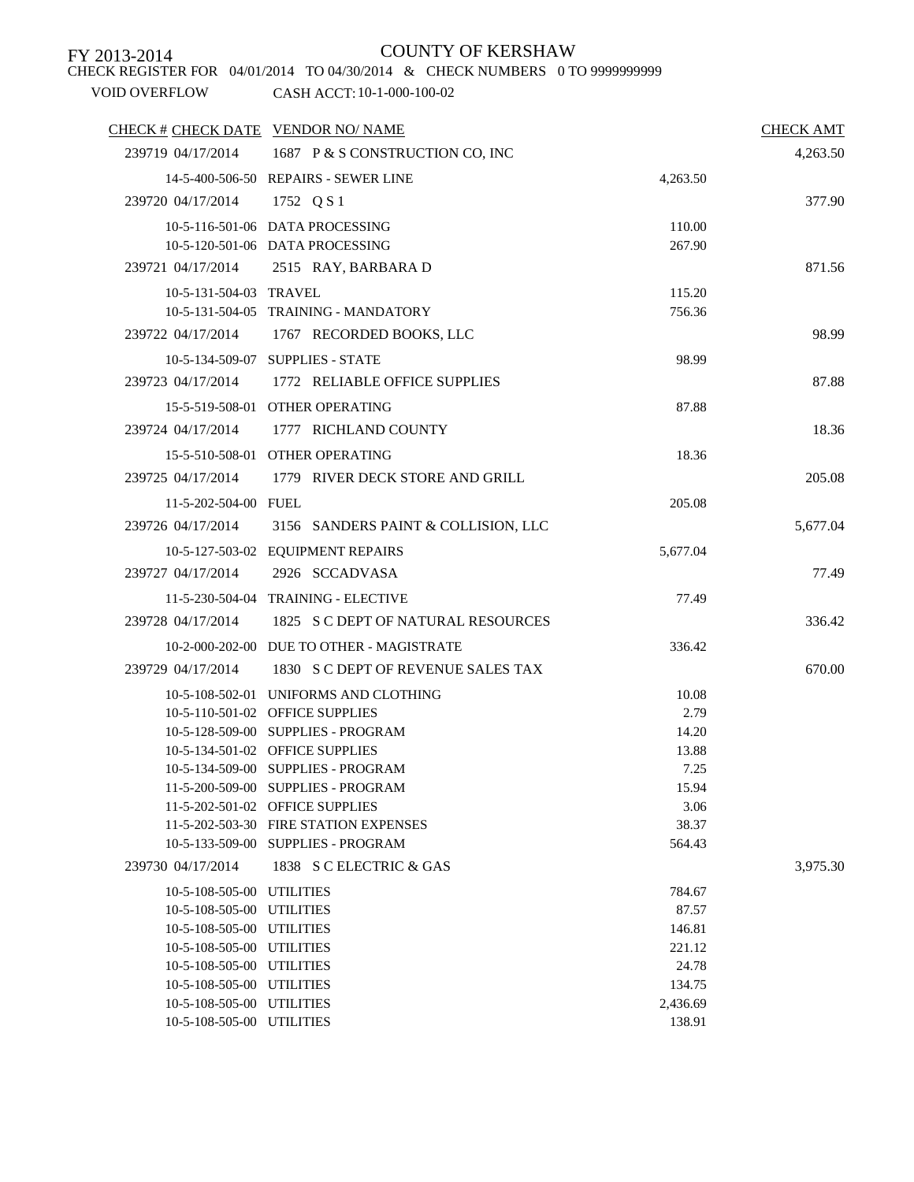FY 2013-2014

# COUNTY OF KERSHAW

CHECK REGISTER FOR 04/01/2014 TO 04/30/2014 & CHECK NUMBERS 0 TO 9999999999

VOID OVERFLOW CASH ACCT: 10-1-000-100-02

| CHECK # | CHECK DATE | VENDOR NO/ NAME | | CHECK AMT |
|---|---|---|---|---|
| 239719 | 04/17/2014 | 1687 P & S CONSTRUCTION CO, INC | | 4,263.50 |
| | 14-5-400-506-50 | REPAIRS - SEWER LINE | 4,263.50 | |
| 239720 | 04/17/2014 | 1752 Q S 1 | | 377.90 |
| | 10-5-116-501-06 | DATA PROCESSING | 110.00 | |
| | 10-5-120-501-06 | DATA PROCESSING | 267.90 | |
| 239721 | 04/17/2014 | 2515 RAY, BARBARA D | | 871.56 |
| | 10-5-131-504-03 | TRAVEL | 115.20 | |
| | 10-5-131-504-05 | TRAINING - MANDATORY | 756.36 | |
| 239722 | 04/17/2014 | 1767 RECORDED BOOKS, LLC | | 98.99 |
| | 10-5-134-509-07 | SUPPLIES - STATE | 98.99 | |
| 239723 | 04/17/2014 | 1772 RELIABLE OFFICE SUPPLIES | | 87.88 |
| | 15-5-519-508-01 | OTHER OPERATING | 87.88 | |
| 239724 | 04/17/2014 | 1777 RICHLAND COUNTY | | 18.36 |
| | 15-5-510-508-01 | OTHER OPERATING | 18.36 | |
| 239725 | 04/17/2014 | 1779 RIVER DECK STORE AND GRILL | | 205.08 |
| | 11-5-202-504-00 | FUEL | 205.08 | |
| 239726 | 04/17/2014 | 3156 SANDERS PAINT & COLLISION, LLC | | 5,677.04 |
| | 10-5-127-503-02 | EQUIPMENT REPAIRS | 5,677.04 | |
| 239727 | 04/17/2014 | 2926 SCCADVASA | | 77.49 |
| | 11-5-230-504-04 | TRAINING - ELECTIVE | 77.49 | |
| 239728 | 04/17/2014 | 1825 S C DEPT OF NATURAL RESOURCES | | 336.42 |
| | 10-2-000-202-00 | DUE TO OTHER - MAGISTRATE | 336.42 | |
| 239729 | 04/17/2014 | 1830 S C DEPT OF REVENUE SALES TAX | | 670.00 |
| | 10-5-108-502-01 | UNIFORMS AND CLOTHING | 10.08 | |
| | 10-5-110-501-02 | OFFICE SUPPLIES | 2.79 | |
| | 10-5-128-509-00 | SUPPLIES - PROGRAM | 14.20 | |
| | 10-5-134-501-02 | OFFICE SUPPLIES | 13.88 | |
| | 10-5-134-509-00 | SUPPLIES - PROGRAM | 7.25 | |
| | 11-5-200-509-00 | SUPPLIES - PROGRAM | 15.94 | |
| | 11-5-202-501-02 | OFFICE SUPPLIES | 3.06 | |
| | 11-5-202-503-30 | FIRE STATION EXPENSES | 38.37 | |
| | 10-5-133-509-00 | SUPPLIES - PROGRAM | 564.43 | |
| 239730 | 04/17/2014 | 1838 S C ELECTRIC & GAS | | 3,975.30 |
| | 10-5-108-505-00 | UTILITIES | 784.67 | |
| | 10-5-108-505-00 | UTILITIES | 87.57 | |
| | 10-5-108-505-00 | UTILITIES | 146.81 | |
| | 10-5-108-505-00 | UTILITIES | 221.12 | |
| | 10-5-108-505-00 | UTILITIES | 24.78 | |
| | 10-5-108-505-00 | UTILITIES | 134.75 | |
| | 10-5-108-505-00 | UTILITIES | 2,436.69 | |
| | 10-5-108-505-00 | UTILITIES | 138.91 | |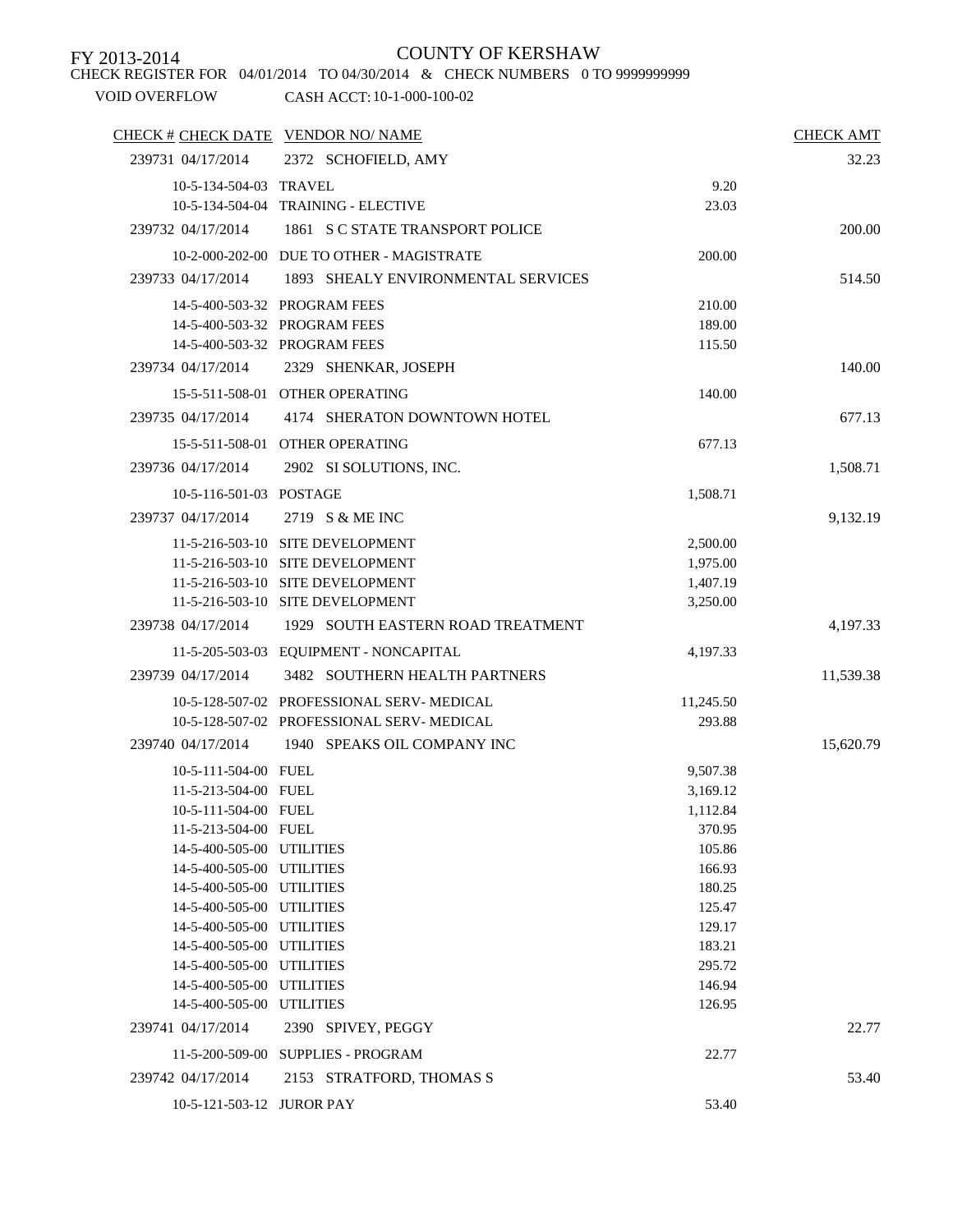FY 2013-2014

COUNTY OF KERSHAW

CHECK REGISTER FOR 04/01/2014 TO 04/30/2014 & CHECK NUMBERS 0 TO 9999999999

VOID OVERFLOW CASH ACCT: 10-1-000-100-02

| CHECK # | CHECK DATE | VENDOR NO/ NAME | | CHECK AMT |
|---|---|---|---|---|
| 239731 | 04/17/2014 | 2372 SCHOFIELD, AMY | | 32.23 |
| | 10-5-134-504-03 | TRAVEL | 9.20 | |
| | 10-5-134-504-04 | TRAINING - ELECTIVE | 23.03 | |
| 239732 | 04/17/2014 | 1861 S C STATE TRANSPORT POLICE | | 200.00 |
| | 10-2-000-202-00 | DUE TO OTHER - MAGISTRATE | 200.00 | |
| 239733 | 04/17/2014 | 1893 SHEALY ENVIRONMENTAL SERVICES | | 514.50 |
| | 14-5-400-503-32 | PROGRAM FEES | 210.00 | |
| | 14-5-400-503-32 | PROGRAM FEES | 189.00 | |
| | 14-5-400-503-32 | PROGRAM FEES | 115.50 | |
| 239734 | 04/17/2014 | 2329 SHENKAR, JOSEPH | | 140.00 |
| | 15-5-511-508-01 | OTHER OPERATING | 140.00 | |
| 239735 | 04/17/2014 | 4174 SHERATON DOWNTOWN HOTEL | | 677.13 |
| | 15-5-511-508-01 | OTHER OPERATING | 677.13 | |
| 239736 | 04/17/2014 | 2902 SI SOLUTIONS, INC. | | 1,508.71 |
| | 10-5-116-501-03 | POSTAGE | 1,508.71 | |
| 239737 | 04/17/2014 | 2719 S & ME INC | | 9,132.19 |
| | 11-5-216-503-10 | SITE DEVELOPMENT | 2,500.00 | |
| | 11-5-216-503-10 | SITE DEVELOPMENT | 1,975.00 | |
| | 11-5-216-503-10 | SITE DEVELOPMENT | 1,407.19 | |
| | 11-5-216-503-10 | SITE DEVELOPMENT | 3,250.00 | |
| 239738 | 04/17/2014 | 1929 SOUTH EASTERN ROAD TREATMENT | | 4,197.33 |
| | 11-5-205-503-03 | EQUIPMENT - NONCAPITAL | 4,197.33 | |
| 239739 | 04/17/2014 | 3482 SOUTHERN HEALTH PARTNERS | | 11,539.38 |
| | 10-5-128-507-02 | PROFESSIONAL SERV- MEDICAL | 11,245.50 | |
| | 10-5-128-507-02 | PROFESSIONAL SERV- MEDICAL | 293.88 | |
| 239740 | 04/17/2014 | 1940 SPEAKS OIL COMPANY INC | | 15,620.79 |
| | 10-5-111-504-00 | FUEL | 9,507.38 | |
| | 11-5-213-504-00 | FUEL | 3,169.12 | |
| | 10-5-111-504-00 | FUEL | 1,112.84 | |
| | 11-5-213-504-00 | FUEL | 370.95 | |
| | 14-5-400-505-00 | UTILITIES | 105.86 | |
| | 14-5-400-505-00 | UTILITIES | 166.93 | |
| | 14-5-400-505-00 | UTILITIES | 180.25 | |
| | 14-5-400-505-00 | UTILITIES | 125.47 | |
| | 14-5-400-505-00 | UTILITIES | 129.17 | |
| | 14-5-400-505-00 | UTILITIES | 183.21 | |
| | 14-5-400-505-00 | UTILITIES | 295.72 | |
| | 14-5-400-505-00 | UTILITIES | 146.94 | |
| | 14-5-400-505-00 | UTILITIES | 126.95 | |
| 239741 | 04/17/2014 | 2390 SPIVEY, PEGGY | | 22.77 |
| | 11-5-200-509-00 | SUPPLIES - PROGRAM | 22.77 | |
| 239742 | 04/17/2014 | 2153 STRATFORD, THOMAS S | | 53.40 |
| | 10-5-121-503-12 | JUROR PAY | 53.40 | |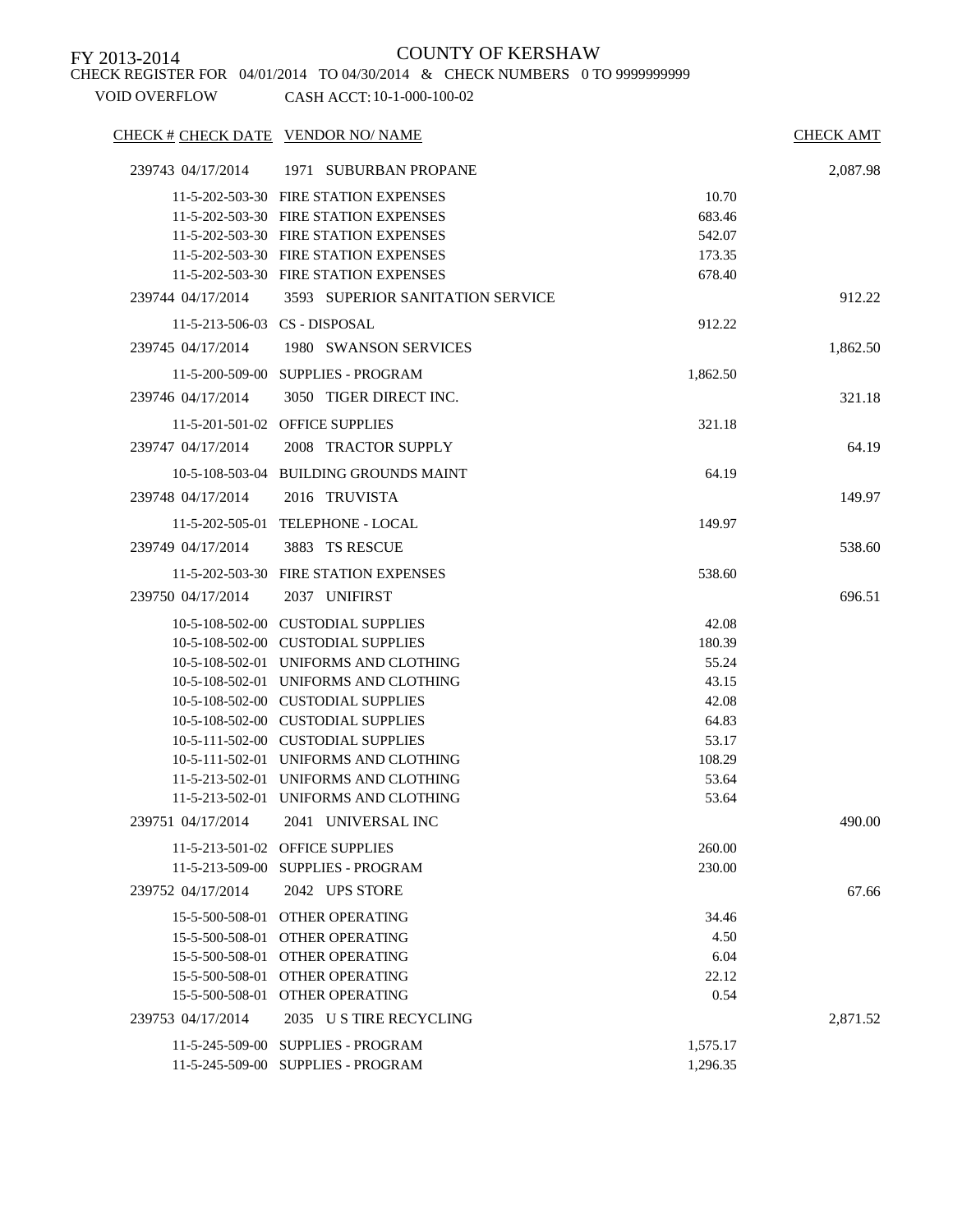FY 2013-2014

COUNTY OF KERSHAW

CHECK REGISTER FOR 04/01/2014 TO 04/30/2014 & CHECK NUMBERS 0 TO 9999999999

VOID OVERFLOW CASH ACCT: 10-1-000-100-02

| CHECK # | CHECK DATE | VENDOR NO/ NAME | | CHECK AMT |
|---|---|---|---|---|
| 239743 | 04/17/2014 | 1971 SUBURBAN PROPANE | | 2,087.98 |
| | 11-5-202-503-30 | FIRE STATION EXPENSES | 10.70 | |
| | 11-5-202-503-30 | FIRE STATION EXPENSES | 683.46 | |
| | 11-5-202-503-30 | FIRE STATION EXPENSES | 542.07 | |
| | 11-5-202-503-30 | FIRE STATION EXPENSES | 173.35 | |
| | 11-5-202-503-30 | FIRE STATION EXPENSES | 678.40 | |
| 239744 | 04/17/2014 | 3593 SUPERIOR SANITATION SERVICE | | 912.22 |
| | 11-5-213-506-03 | CS - DISPOSAL | 912.22 | |
| 239745 | 04/17/2014 | 1980 SWANSON SERVICES | | 1,862.50 |
| | 11-5-200-509-00 | SUPPLIES - PROGRAM | 1,862.50 | |
| 239746 | 04/17/2014 | 3050 TIGER DIRECT INC. | | 321.18 |
| | 11-5-201-501-02 | OFFICE SUPPLIES | 321.18 | |
| 239747 | 04/17/2014 | 2008 TRACTOR SUPPLY | | 64.19 |
| | 10-5-108-503-04 | BUILDING GROUNDS MAINT | 64.19 | |
| 239748 | 04/17/2014 | 2016 TRUVISTA | | 149.97 |
| | 11-5-202-505-01 | TELEPHONE - LOCAL | 149.97 | |
| 239749 | 04/17/2014 | 3883 TS RESCUE | | 538.60 |
| | 11-5-202-503-30 | FIRE STATION EXPENSES | 538.60 | |
| 239750 | 04/17/2014 | 2037 UNIFIRST | | 696.51 |
| | 10-5-108-502-00 | CUSTODIAL SUPPLIES | 42.08 | |
| | 10-5-108-502-00 | CUSTODIAL SUPPLIES | 180.39 | |
| | 10-5-108-502-01 | UNIFORMS AND CLOTHING | 55.24 | |
| | 10-5-108-502-01 | UNIFORMS AND CLOTHING | 43.15 | |
| | 10-5-108-502-00 | CUSTODIAL SUPPLIES | 42.08 | |
| | 10-5-108-502-00 | CUSTODIAL SUPPLIES | 64.83 | |
| | 10-5-111-502-00 | CUSTODIAL SUPPLIES | 53.17 | |
| | 10-5-111-502-01 | UNIFORMS AND CLOTHING | 108.29 | |
| | 11-5-213-502-01 | UNIFORMS AND CLOTHING | 53.64 | |
| | 11-5-213-502-01 | UNIFORMS AND CLOTHING | 53.64 | |
| 239751 | 04/17/2014 | 2041 UNIVERSAL INC | | 490.00 |
| | 11-5-213-501-02 | OFFICE SUPPLIES | 260.00 | |
| | 11-5-213-509-00 | SUPPLIES - PROGRAM | 230.00 | |
| 239752 | 04/17/2014 | 2042 UPS STORE | | 67.66 |
| | 15-5-500-508-01 | OTHER OPERATING | 34.46 | |
| | 15-5-500-508-01 | OTHER OPERATING | 4.50 | |
| | 15-5-500-508-01 | OTHER OPERATING | 6.04 | |
| | 15-5-500-508-01 | OTHER OPERATING | 22.12 | |
| | 15-5-500-508-01 | OTHER OPERATING | 0.54 | |
| 239753 | 04/17/2014 | 2035 U S TIRE RECYCLING | | 2,871.52 |
| | 11-5-245-509-00 | SUPPLIES - PROGRAM | 1,575.17 | |
| | 11-5-245-509-00 | SUPPLIES - PROGRAM | 1,296.35 | |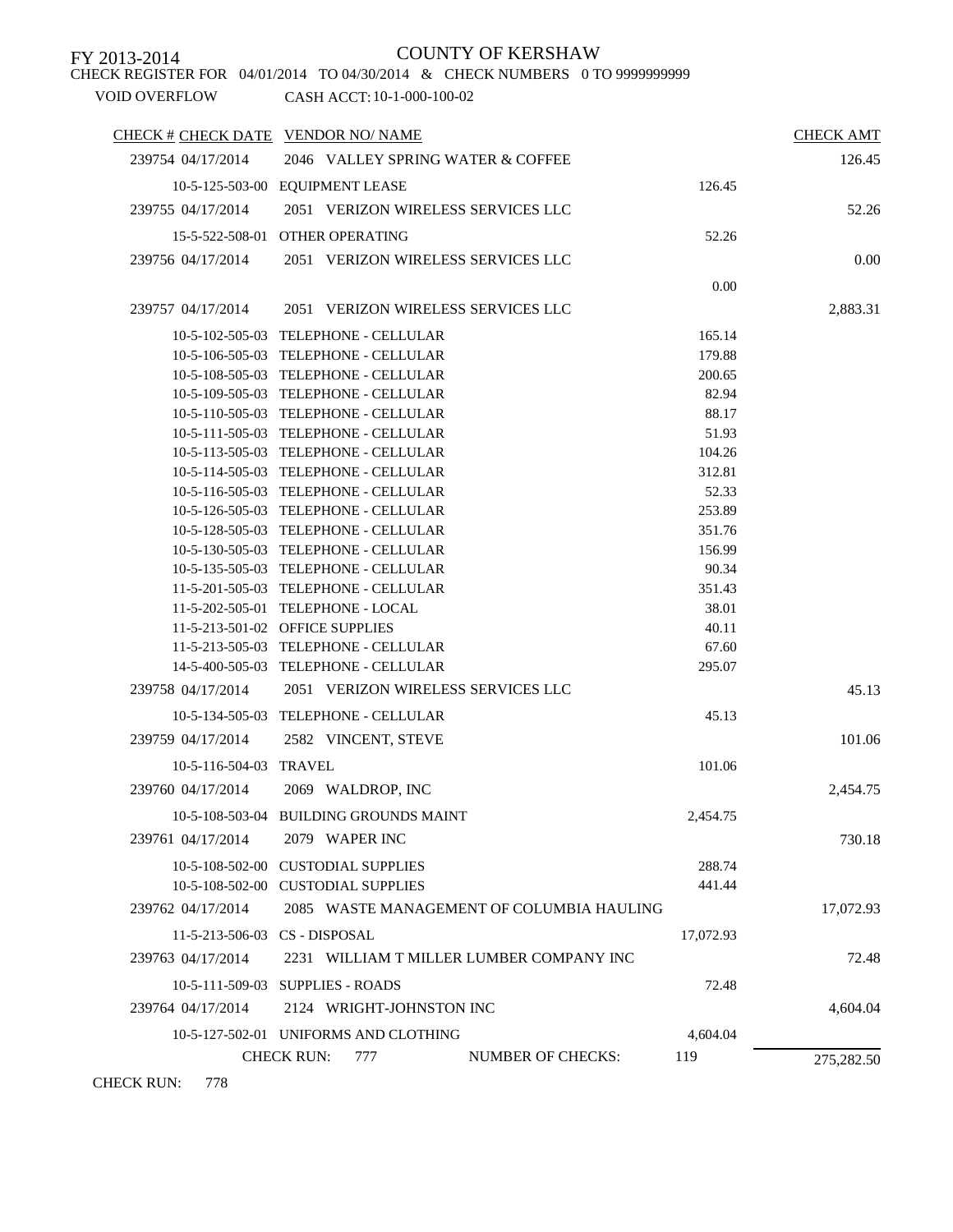FY 2013-2014 COUNTY OF KERSHAW

CHECK REGISTER FOR 04/01/2014 TO 04/30/2014 & CHECK NUMBERS 0 TO 9999999999

VOID OVERFLOW CASH ACCT: 10-1-000-100-02

| CHECK # | CHECK DATE | VENDOR NO/ NAME | | CHECK AMT |
|---|---|---|---|---|
| 239754 | 04/17/2014 | 2046 VALLEY SPRING WATER & COFFEE | | 126.45 |
| | 10-5-125-503-00 | EQUIPMENT LEASE | 126.45 | |
| 239755 | 04/17/2014 | 2051 VERIZON WIRELESS SERVICES LLC | | 52.26 |
| | 15-5-522-508-01 | OTHER OPERATING | 52.26 | |
| 239756 | 04/17/2014 | 2051 VERIZON WIRELESS SERVICES LLC | | 0.00 |
| | | | 0.00 | |
| 239757 | 04/17/2014 | 2051 VERIZON WIRELESS SERVICES LLC | | 2,883.31 |
| | 10-5-102-505-03 | TELEPHONE - CELLULAR | 165.14 | |
| | 10-5-106-505-03 | TELEPHONE - CELLULAR | 179.88 | |
| | 10-5-108-505-03 | TELEPHONE - CELLULAR | 200.65 | |
| | 10-5-109-505-03 | TELEPHONE - CELLULAR | 82.94 | |
| | 10-5-110-505-03 | TELEPHONE - CELLULAR | 88.17 | |
| | 10-5-111-505-03 | TELEPHONE - CELLULAR | 51.93 | |
| | 10-5-113-505-03 | TELEPHONE - CELLULAR | 104.26 | |
| | 10-5-114-505-03 | TELEPHONE - CELLULAR | 312.81 | |
| | 10-5-116-505-03 | TELEPHONE - CELLULAR | 52.33 | |
| | 10-5-126-505-03 | TELEPHONE - CELLULAR | 253.89 | |
| | 10-5-128-505-03 | TELEPHONE - CELLULAR | 351.76 | |
| | 10-5-130-505-03 | TELEPHONE - CELLULAR | 156.99 | |
| | 10-5-135-505-03 | TELEPHONE - CELLULAR | 90.34 | |
| | 11-5-201-505-03 | TELEPHONE - CELLULAR | 351.43 | |
| | 11-5-202-505-01 | TELEPHONE - LOCAL | 38.01 | |
| | 11-5-213-501-02 | OFFICE SUPPLIES | 40.11 | |
| | 11-5-213-505-03 | TELEPHONE - CELLULAR | 67.60 | |
| | 14-5-400-505-03 | TELEPHONE - CELLULAR | 295.07 | |
| 239758 | 04/17/2014 | 2051 VERIZON WIRELESS SERVICES LLC | | 45.13 |
| | 10-5-134-505-03 | TELEPHONE - CELLULAR | 45.13 | |
| 239759 | 04/17/2014 | 2582 VINCENT, STEVE | | 101.06 |
| | 10-5-116-504-03 | TRAVEL | 101.06 | |
| 239760 | 04/17/2014 | 2069 WALDROP, INC | | 2,454.75 |
| | 10-5-108-503-04 | BUILDING GROUNDS MAINT | 2,454.75 | |
| 239761 | 04/17/2014 | 2079 WAPER INC | | 730.18 |
| | 10-5-108-502-00 | CUSTODIAL SUPPLIES | 288.74 | |
| | 10-5-108-502-00 | CUSTODIAL SUPPLIES | 441.44 | |
| 239762 | 04/17/2014 | 2085 WASTE MANAGEMENT OF COLUMBIA HAULING | | 17,072.93 |
| | 11-5-213-506-03 | CS - DISPOSAL | 17,072.93 | |
| 239763 | 04/17/2014 | 2231 WILLIAM T MILLER LUMBER COMPANY INC | | 72.48 |
| | 10-5-111-509-03 | SUPPLIES - ROADS | 72.48 | |
| 239764 | 04/17/2014 | 2124 WRIGHT-JOHNSTON INC | | 4,604.04 |
| | 10-5-127-502-01 | UNIFORMS AND CLOTHING | 4,604.04 | |
| | CHECK RUN: 777 | NUMBER OF CHECKS: | 119 | 275,282.50 |

CHECK RUN: 778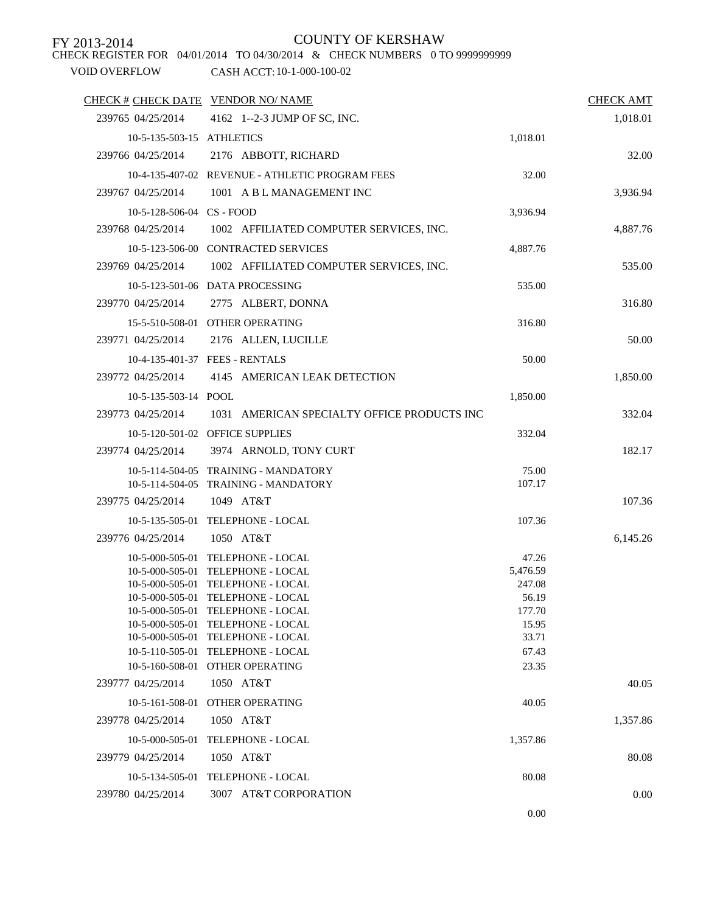FY 2013-2014

# COUNTY OF KERSHAW

CHECK REGISTER FOR 04/01/2014 TO 04/30/2014 & CHECK NUMBERS 0 TO 9999999999

VOID OVERFLOW CASH ACCT: 10-1-000-100-02

| CHECK # | CHECK DATE | VENDOR NO/ NAME | | CHECK AMT |
|---|---|---|---|---|
| 239765 | 04/25/2014 | 4162 1--2-3 JUMP OF SC, INC. | | 1,018.01 |
| | 10-5-135-503-15 | ATHLETICS | 1,018.01 | |
| 239766 | 04/25/2014 | 2176 ABBOTT, RICHARD | | 32.00 |
| | 10-4-135-407-02 | REVENUE - ATHLETIC PROGRAM FEES | 32.00 | |
| 239767 | 04/25/2014 | 1001 A B L MANAGEMENT INC | | 3,936.94 |
| | 10-5-128-506-04 | CS - FOOD | 3,936.94 | |
| 239768 | 04/25/2014 | 1002 AFFILIATED COMPUTER SERVICES, INC. | | 4,887.76 |
| | 10-5-123-506-00 | CONTRACTED SERVICES | 4,887.76 | |
| 239769 | 04/25/2014 | 1002 AFFILIATED COMPUTER SERVICES, INC. | | 535.00 |
| | 10-5-123-501-06 | DATA PROCESSING | 535.00 | |
| 239770 | 04/25/2014 | 2775 ALBERT, DONNA | | 316.80 |
| | 15-5-510-508-01 | OTHER OPERATING | 316.80 | |
| 239771 | 04/25/2014 | 2176 ALLEN, LUCILLE | | 50.00 |
| | 10-4-135-401-37 | FEES - RENTALS | 50.00 | |
| 239772 | 04/25/2014 | 4145 AMERICAN LEAK DETECTION | | 1,850.00 |
| | 10-5-135-503-14 | POOL | 1,850.00 | |
| 239773 | 04/25/2014 | 1031 AMERICAN SPECIALTY OFFICE PRODUCTS INC | | 332.04 |
| | 10-5-120-501-02 | OFFICE SUPPLIES | 332.04 | |
| 239774 | 04/25/2014 | 3974 ARNOLD, TONY CURT | | 182.17 |
| | 10-5-114-504-05 | TRAINING - MANDATORY | 75.00 | |
| | 10-5-114-504-05 | TRAINING - MANDATORY | 107.17 | |
| 239775 | 04/25/2014 | 1049 AT&T | | 107.36 |
| | 10-5-135-505-01 | TELEPHONE - LOCAL | 107.36 | |
| 239776 | 04/25/2014 | 1050 AT&T | | 6,145.26 |
| | 10-5-000-505-01 | TELEPHONE - LOCAL | 47.26 | |
| | 10-5-000-505-01 | TELEPHONE - LOCAL | 5,476.59 | |
| | 10-5-000-505-01 | TELEPHONE - LOCAL | 247.08 | |
| | 10-5-000-505-01 | TELEPHONE - LOCAL | 56.19 | |
| | 10-5-000-505-01 | TELEPHONE - LOCAL | 177.70 | |
| | 10-5-000-505-01 | TELEPHONE - LOCAL | 15.95 | |
| | 10-5-000-505-01 | TELEPHONE - LOCAL | 33.71 | |
| | 10-5-110-505-01 | TELEPHONE - LOCAL | 67.43 | |
| | 10-5-160-508-01 | OTHER OPERATING | 23.35 | |
| 239777 | 04/25/2014 | 1050 AT&T | | 40.05 |
| | 10-5-161-508-01 | OTHER OPERATING | 40.05 | |
| 239778 | 04/25/2014 | 1050 AT&T | | 1,357.86 |
| | 10-5-000-505-01 | TELEPHONE - LOCAL | 1,357.86 | |
| 239779 | 04/25/2014 | 1050 AT&T | | 80.08 |
| | 10-5-134-505-01 | TELEPHONE - LOCAL | 80.08 | |
| 239780 | 04/25/2014 | 3007 AT&T CORPORATION | | 0.00 |
| | | | 0.00 | |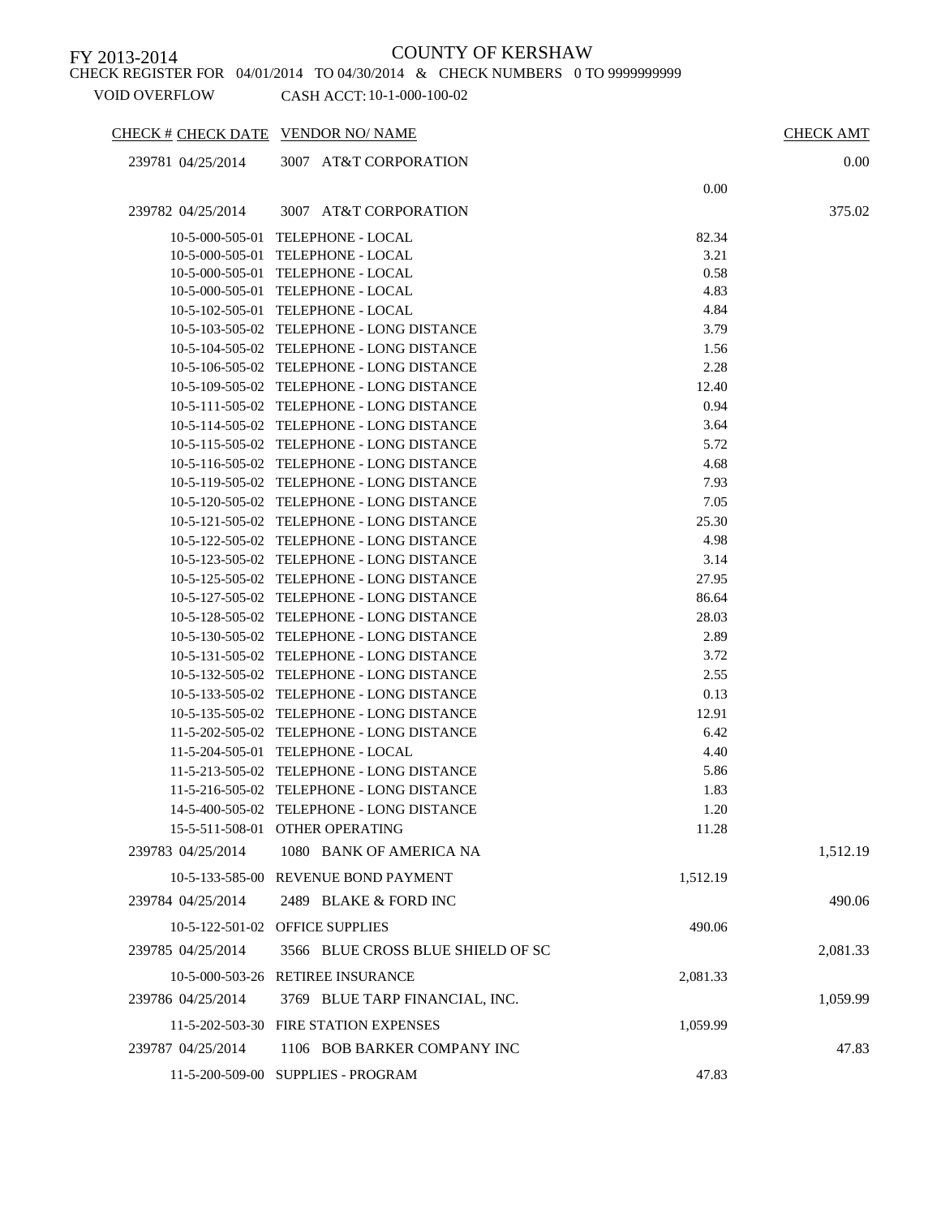FY 2013-2014

COUNTY OF KERSHAW

CHECK REGISTER FOR 04/01/2014 TO 04/30/2014 & CHECK NUMBERS 0 TO 9999999999

VOID OVERFLOW CASH ACCT: 10-1-000-100-02

| CHECK # | CHECK DATE | VENDOR NO/ NAME | | CHECK AMT |
|---|---|---|---|---|
| 239781 | 04/25/2014 | 3007 AT&T CORPORATION | | 0.00 |
| | | | 0.00 | |
| 239782 | 04/25/2014 | 3007 AT&T CORPORATION | | 375.02 |
| | 10-5-000-505-01 | TELEPHONE - LOCAL | 82.34 | |
| | 10-5-000-505-01 | TELEPHONE - LOCAL | 3.21 | |
| | 10-5-000-505-01 | TELEPHONE - LOCAL | 0.58 | |
| | 10-5-000-505-01 | TELEPHONE - LOCAL | 4.83 | |
| | 10-5-102-505-01 | TELEPHONE - LOCAL | 4.84 | |
| | 10-5-103-505-02 | TELEPHONE - LONG DISTANCE | 3.79 | |
| | 10-5-104-505-02 | TELEPHONE - LONG DISTANCE | 1.56 | |
| | 10-5-106-505-02 | TELEPHONE - LONG DISTANCE | 2.28 | |
| | 10-5-109-505-02 | TELEPHONE - LONG DISTANCE | 12.40 | |
| | 10-5-111-505-02 | TELEPHONE - LONG DISTANCE | 0.94 | |
| | 10-5-114-505-02 | TELEPHONE - LONG DISTANCE | 3.64 | |
| | 10-5-115-505-02 | TELEPHONE - LONG DISTANCE | 5.72 | |
| | 10-5-116-505-02 | TELEPHONE - LONG DISTANCE | 4.68 | |
| | 10-5-119-505-02 | TELEPHONE - LONG DISTANCE | 7.93 | |
| | 10-5-120-505-02 | TELEPHONE - LONG DISTANCE | 7.05 | |
| | 10-5-121-505-02 | TELEPHONE - LONG DISTANCE | 25.30 | |
| | 10-5-122-505-02 | TELEPHONE - LONG DISTANCE | 4.98 | |
| | 10-5-123-505-02 | TELEPHONE - LONG DISTANCE | 3.14 | |
| | 10-5-125-505-02 | TELEPHONE - LONG DISTANCE | 27.95 | |
| | 10-5-127-505-02 | TELEPHONE - LONG DISTANCE | 86.64 | |
| | 10-5-128-505-02 | TELEPHONE - LONG DISTANCE | 28.03 | |
| | 10-5-130-505-02 | TELEPHONE - LONG DISTANCE | 2.89 | |
| | 10-5-131-505-02 | TELEPHONE - LONG DISTANCE | 3.72 | |
| | 10-5-132-505-02 | TELEPHONE - LONG DISTANCE | 2.55 | |
| | 10-5-133-505-02 | TELEPHONE - LONG DISTANCE | 0.13 | |
| | 10-5-135-505-02 | TELEPHONE - LONG DISTANCE | 12.91 | |
| | 11-5-202-505-02 | TELEPHONE - LONG DISTANCE | 6.42 | |
| | 11-5-204-505-01 | TELEPHONE - LOCAL | 4.40 | |
| | 11-5-213-505-02 | TELEPHONE - LONG DISTANCE | 5.86 | |
| | 11-5-216-505-02 | TELEPHONE - LONG DISTANCE | 1.83 | |
| | 14-5-400-505-02 | TELEPHONE - LONG DISTANCE | 1.20 | |
| | 15-5-511-508-01 | OTHER OPERATING | 11.28 | |
| 239783 | 04/25/2014 | 1080 BANK OF AMERICA NA | | 1,512.19 |
| | 10-5-133-585-00 | REVENUE BOND PAYMENT | 1,512.19 | |
| 239784 | 04/25/2014 | 2489 BLAKE & FORD INC | | 490.06 |
| | 10-5-122-501-02 | OFFICE SUPPLIES | 490.06 | |
| 239785 | 04/25/2014 | 3566 BLUE CROSS BLUE SHIELD OF SC | | 2,081.33 |
| | 10-5-000-503-26 | RETIREE INSURANCE | 2,081.33 | |
| 239786 | 04/25/2014 | 3769 BLUE TARP FINANCIAL, INC. | | 1,059.99 |
| | 11-5-202-503-30 | FIRE STATION EXPENSES | 1,059.99 | |
| 239787 | 04/25/2014 | 1106 BOB BARKER COMPANY INC | | 47.83 |
| | 11-5-200-509-00 | SUPPLIES - PROGRAM | 47.83 | |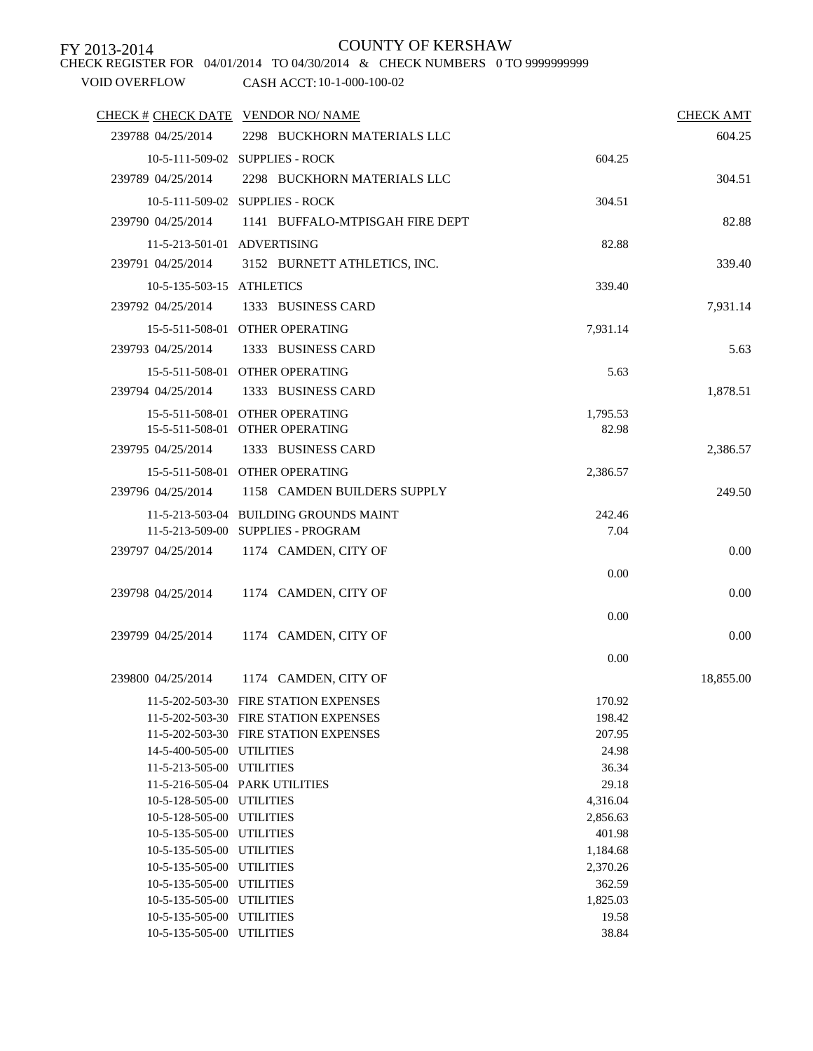FY 2013-2014

COUNTY OF KERSHAW

CHECK REGISTER FOR 04/01/2014 TO 04/30/2014 & CHECK NUMBERS 0 TO 9999999999

VOID OVERFLOW CASH ACCT: 10-1-000-100-02

| CHECK # | CHECK DATE | VENDOR NO/ NAME | | CHECK AMT |
|---|---|---|---|---|
| 239788 | 04/25/2014 | 2298 BUCKHORN MATERIALS LLC | | 604.25 |
| | 10-5-111-509-02 | SUPPLIES - ROCK | 604.25 | |
| 239789 | 04/25/2014 | 2298 BUCKHORN MATERIALS LLC | | 304.51 |
| | 10-5-111-509-02 | SUPPLIES - ROCK | 304.51 | |
| 239790 | 04/25/2014 | 1141 BUFFALO-MTPISGAH FIRE DEPT | | 82.88 |
| | 11-5-213-501-01 | ADVERTISING | 82.88 | |
| 239791 | 04/25/2014 | 3152 BURNETT ATHLETICS, INC. | | 339.40 |
| | 10-5-135-503-15 | ATHLETICS | 339.40 | |
| 239792 | 04/25/2014 | 1333 BUSINESS CARD | | 7,931.14 |
| | 15-5-511-508-01 | OTHER OPERATING | 7,931.14 | |
| 239793 | 04/25/2014 | 1333 BUSINESS CARD | | 5.63 |
| | 15-5-511-508-01 | OTHER OPERATING | 5.63 | |
| 239794 | 04/25/2014 | 1333 BUSINESS CARD | | 1,878.51 |
| | 15-5-511-508-01 | OTHER OPERATING | 1,795.53 | |
| | 15-5-511-508-01 | OTHER OPERATING | 82.98 | |
| 239795 | 04/25/2014 | 1333 BUSINESS CARD | | 2,386.57 |
| | 15-5-511-508-01 | OTHER OPERATING | 2,386.57 | |
| 239796 | 04/25/2014 | 1158 CAMDEN BUILDERS SUPPLY | | 249.50 |
| | 11-5-213-503-04 | BUILDING GROUNDS MAINT | 242.46 | |
| | 11-5-213-509-00 | SUPPLIES - PROGRAM | 7.04 | |
| 239797 | 04/25/2014 | 1174 CAMDEN, CITY OF | | 0.00 |
| | | | 0.00 | |
| 239798 | 04/25/2014 | 1174 CAMDEN, CITY OF | | 0.00 |
| | | | 0.00 | |
| 239799 | 04/25/2014 | 1174 CAMDEN, CITY OF | | 0.00 |
| | | | 0.00 | |
| 239800 | 04/25/2014 | 1174 CAMDEN, CITY OF | | 18,855.00 |
| | 11-5-202-503-30 | FIRE STATION EXPENSES | 170.92 | |
| | 11-5-202-503-30 | FIRE STATION EXPENSES | 198.42 | |
| | 11-5-202-503-30 | FIRE STATION EXPENSES | 207.95 | |
| | 14-5-400-505-00 | UTILITIES | 24.98 | |
| | 11-5-213-505-00 | UTILITIES | 36.34 | |
| | 11-5-216-505-04 | PARK UTILITIES | 29.18 | |
| | 10-5-128-505-00 | UTILITIES | 4,316.04 | |
| | 10-5-128-505-00 | UTILITIES | 2,856.63 | |
| | 10-5-135-505-00 | UTILITIES | 401.98 | |
| | 10-5-135-505-00 | UTILITIES | 1,184.68 | |
| | 10-5-135-505-00 | UTILITIES | 2,370.26 | |
| | 10-5-135-505-00 | UTILITIES | 362.59 | |
| | 10-5-135-505-00 | UTILITIES | 1,825.03 | |
| | 10-5-135-505-00 | UTILITIES | 19.58 | |
| | 10-5-135-505-00 | UTILITIES | 38.84 | |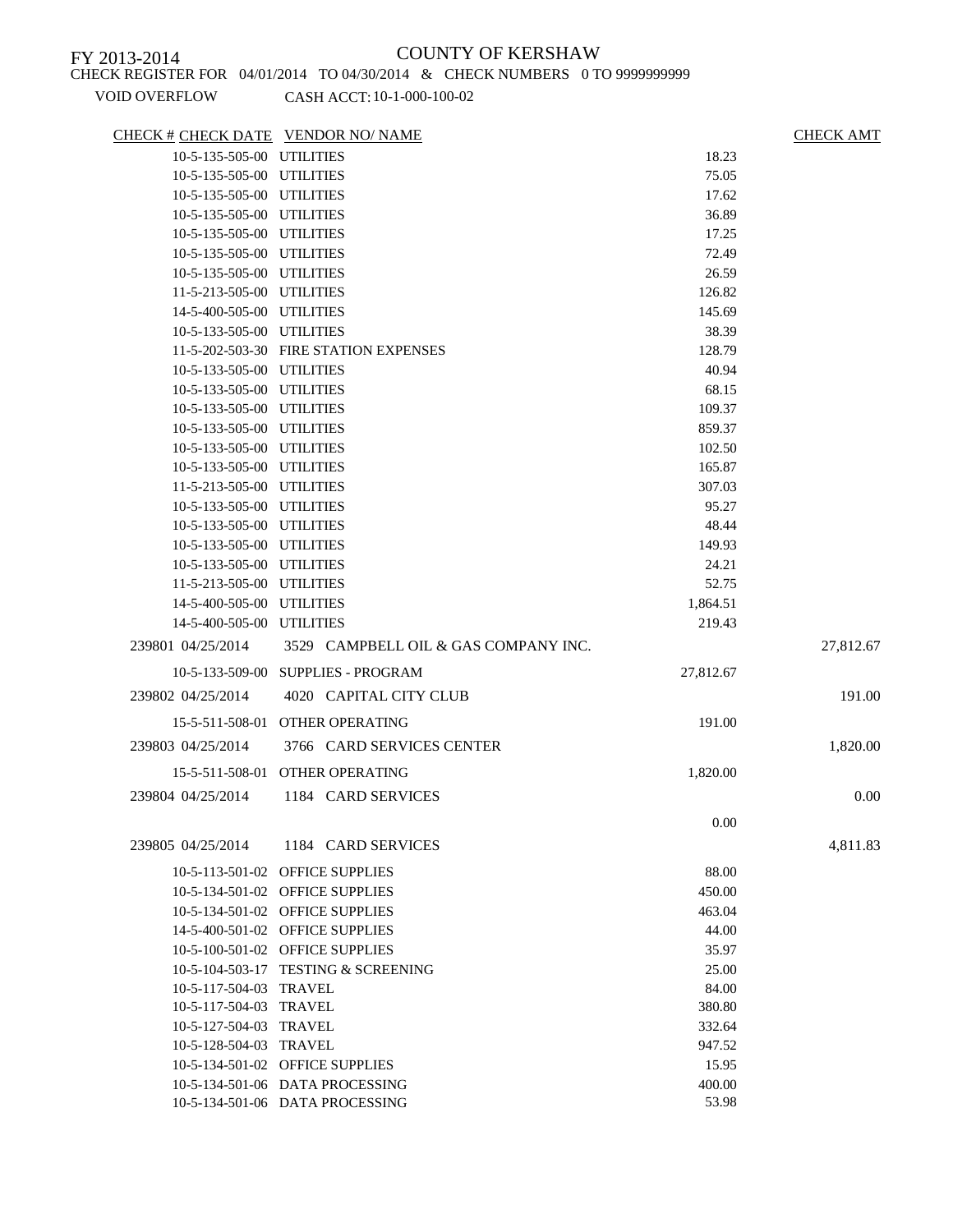FY 2013-2014

COUNTY OF KERSHAW

CHECK REGISTER FOR 04/01/2014 TO 04/30/2014 & CHECK NUMBERS 0 TO 9999999999

VOID OVERFLOW CASH ACCT: 10-1-000-100-02

| CHECK # | CHECK DATE | VENDOR NO/ NAME | | CHECK AMT |
|---|---|---|---|---|
| | 10-5-135-505-00 | UTILITIES | 18.23 | |
| | 10-5-135-505-00 | UTILITIES | 75.05 | |
| | 10-5-135-505-00 | UTILITIES | 17.62 | |
| | 10-5-135-505-00 | UTILITIES | 36.89 | |
| | 10-5-135-505-00 | UTILITIES | 17.25 | |
| | 10-5-135-505-00 | UTILITIES | 72.49 | |
| | 10-5-135-505-00 | UTILITIES | 26.59 | |
| | 11-5-213-505-00 | UTILITIES | 126.82 | |
| | 14-5-400-505-00 | UTILITIES | 145.69 | |
| | 10-5-133-505-00 | UTILITIES | 38.39 | |
| | 11-5-202-503-30 | FIRE STATION EXPENSES | 128.79 | |
| | 10-5-133-505-00 | UTILITIES | 40.94 | |
| | 10-5-133-505-00 | UTILITIES | 68.15 | |
| | 10-5-133-505-00 | UTILITIES | 109.37 | |
| | 10-5-133-505-00 | UTILITIES | 859.37 | |
| | 10-5-133-505-00 | UTILITIES | 102.50 | |
| | 10-5-133-505-00 | UTILITIES | 165.87 | |
| | 11-5-213-505-00 | UTILITIES | 307.03 | |
| | 10-5-133-505-00 | UTILITIES | 95.27 | |
| | 10-5-133-505-00 | UTILITIES | 48.44 | |
| | 10-5-133-505-00 | UTILITIES | 149.93 | |
| | 10-5-133-505-00 | UTILITIES | 24.21 | |
| | 11-5-213-505-00 | UTILITIES | 52.75 | |
| | 14-5-400-505-00 | UTILITIES | 1,864.51 | |
| | 14-5-400-505-00 | UTILITIES | 219.43 | |
| 239801 | 04/25/2014 | 3529 CAMPBELL OIL & GAS COMPANY INC. | | 27,812.67 |
| | 10-5-133-509-00 | SUPPLIES - PROGRAM | 27,812.67 | |
| 239802 | 04/25/2014 | 4020 CAPITAL CITY CLUB | | 191.00 |
| | 15-5-511-508-01 | OTHER OPERATING | 191.00 | |
| 239803 | 04/25/2014 | 3766 CARD SERVICES CENTER | | 1,820.00 |
| | 15-5-511-508-01 | OTHER OPERATING | 1,820.00 | |
| 239804 | 04/25/2014 | 1184 CARD SERVICES | | 0.00 |
| | | | 0.00 | |
| 239805 | 04/25/2014 | 1184 CARD SERVICES | | 4,811.83 |
| | 10-5-113-501-02 | OFFICE SUPPLIES | 88.00 | |
| | 10-5-134-501-02 | OFFICE SUPPLIES | 450.00 | |
| | 10-5-134-501-02 | OFFICE SUPPLIES | 463.04 | |
| | 14-5-400-501-02 | OFFICE SUPPLIES | 44.00 | |
| | 10-5-100-501-02 | OFFICE SUPPLIES | 35.97 | |
| | 10-5-104-503-17 | TESTING & SCREENING | 25.00 | |
| | 10-5-117-504-03 | TRAVEL | 84.00 | |
| | 10-5-117-504-03 | TRAVEL | 380.80 | |
| | 10-5-127-504-03 | TRAVEL | 332.64 | |
| | 10-5-128-504-03 | TRAVEL | 947.52 | |
| | 10-5-134-501-02 | OFFICE SUPPLIES | 15.95 | |
| | 10-5-134-501-06 | DATA PROCESSING | 400.00 | |
| | 10-5-134-501-06 | DATA PROCESSING | 53.98 | |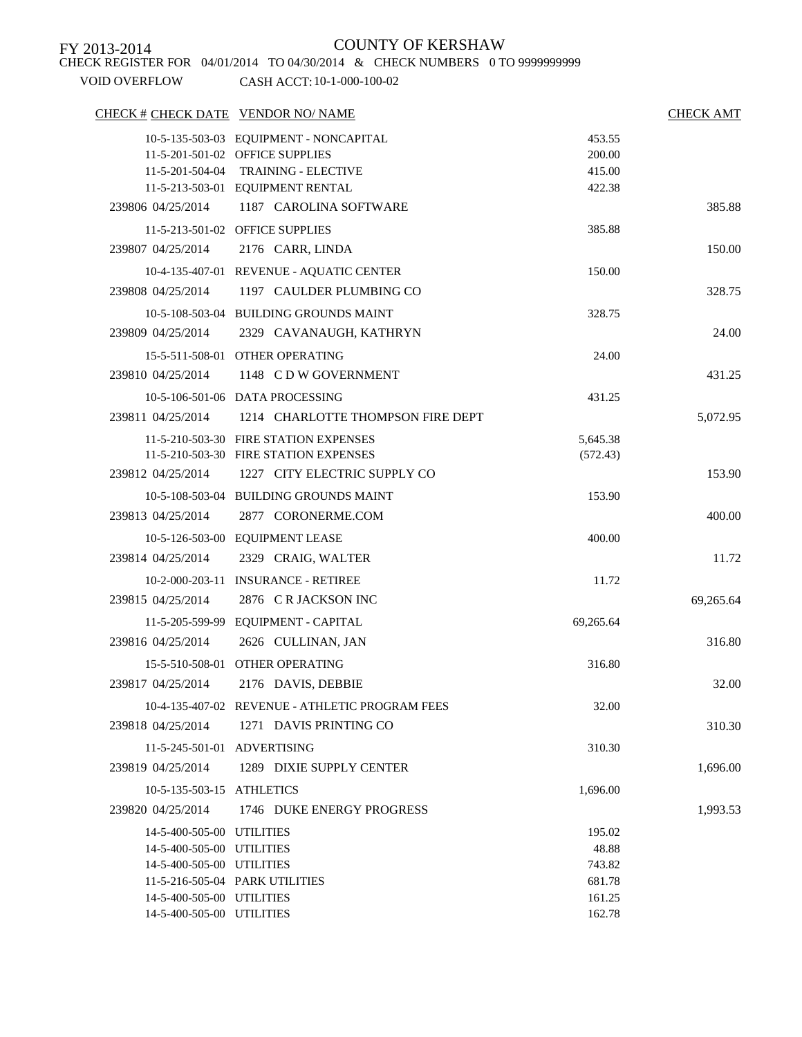FY 2013-2014

# COUNTY OF KERSHAW

CHECK REGISTER FOR 04/01/2014 TO 04/30/2014 & CHECK NUMBERS 0 TO 9999999999

VOID OVERFLOW CASH ACCT: 10-1-000-100-02

| CHECK # | CHECK DATE | VENDOR NO/ NAME | | CHECK AMT |
|---|---|---|---|---|
| | 10-5-135-503-03 | EQUIPMENT - NONCAPITAL | 453.55 | |
| | 11-5-201-501-02 | OFFICE SUPPLIES | 200.00 | |
| | 11-5-201-504-04 | TRAINING - ELECTIVE | 415.00 | |
| | 11-5-213-503-01 | EQUIPMENT RENTAL | 422.38 | |
| 239806 | 04/25/2014 | 1187 CAROLINA SOFTWARE | | 385.88 |
| | 11-5-213-501-02 | OFFICE SUPPLIES | 385.88 | |
| 239807 | 04/25/2014 | 2176 CARR, LINDA | | 150.00 |
| | 10-4-135-407-01 | REVENUE - AQUATIC CENTER | 150.00 | |
| 239808 | 04/25/2014 | 1197 CAULDER PLUMBING CO | | 328.75 |
| | 10-5-108-503-04 | BUILDING GROUNDS MAINT | 328.75 | |
| 239809 | 04/25/2014 | 2329 CAVANAUGH, KATHRYN | | 24.00 |
| | 15-5-511-508-01 | OTHER OPERATING | 24.00 | |
| 239810 | 04/25/2014 | 1148 C D W GOVERNMENT | | 431.25 |
| | 10-5-106-501-06 | DATA PROCESSING | 431.25 | |
| 239811 | 04/25/2014 | 1214 CHARLOTTE THOMPSON FIRE DEPT | | 5,072.95 |
| | 11-5-210-503-30 | FIRE STATION EXPENSES | 5,645.38 | |
| | 11-5-210-503-30 | FIRE STATION EXPENSES | (572.43) | |
| 239812 | 04/25/2014 | 1227 CITY ELECTRIC SUPPLY CO | | 153.90 |
| | 10-5-108-503-04 | BUILDING GROUNDS MAINT | 153.90 | |
| 239813 | 04/25/2014 | 2877 CORONERME.COM | | 400.00 |
| | 10-5-126-503-00 | EQUIPMENT LEASE | 400.00 | |
| 239814 | 04/25/2014 | 2329 CRAIG, WALTER | | 11.72 |
| | 10-2-000-203-11 | INSURANCE - RETIREE | 11.72 | |
| 239815 | 04/25/2014 | 2876 C R JACKSON INC | | 69,265.64 |
| | 11-5-205-599-99 | EQUIPMENT - CAPITAL | 69,265.64 | |
| 239816 | 04/25/2014 | 2626 CULLINAN, JAN | | 316.80 |
| | 15-5-510-508-01 | OTHER OPERATING | 316.80 | |
| 239817 | 04/25/2014 | 2176 DAVIS, DEBBIE | | 32.00 |
| | 10-4-135-407-02 | REVENUE - ATHLETIC PROGRAM FEES | 32.00 | |
| 239818 | 04/25/2014 | 1271 DAVIS PRINTING CO | | 310.30 |
| | 11-5-245-501-01 | ADVERTISING | 310.30 | |
| 239819 | 04/25/2014 | 1289 DIXIE SUPPLY CENTER | | 1,696.00 |
| | 10-5-135-503-15 | ATHLETICS | 1,696.00 | |
| 239820 | 04/25/2014 | 1746 DUKE ENERGY PROGRESS | | 1,993.53 |
| | 14-5-400-505-00 | UTILITIES | 195.02 | |
| | 14-5-400-505-00 | UTILITIES | 48.88 | |
| | 14-5-400-505-00 | UTILITIES | 743.82 | |
| | 11-5-216-505-04 | PARK UTILITIES | 681.78 | |
| | 14-5-400-505-00 | UTILITIES | 161.25 | |
| | 14-5-400-505-00 | UTILITIES | 162.78 | |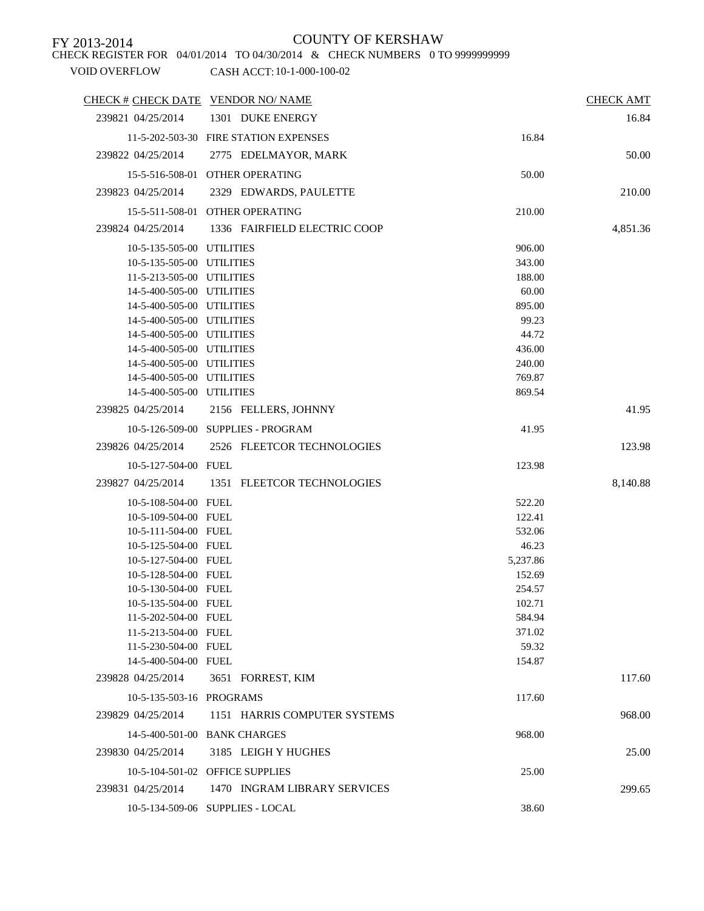FY 2013-2014

COUNTY OF KERSHAW

CHECK REGISTER FOR 04/01/2014 TO 04/30/2014 & CHECK NUMBERS 0 TO 9999999999

VOID OVERFLOW CASH ACCT: 10-1-000-100-02

| CHECK # | CHECK DATE | VENDOR NO/ NAME | | CHECK AMT |
|---|---|---|---|---|
| 239821 | 04/25/2014 | 1301 DUKE ENERGY | | 16.84 |
| | 11-5-202-503-30 | FIRE STATION EXPENSES | 16.84 | |
| 239822 | 04/25/2014 | 2775 EDELMAYOR, MARK | | 50.00 |
| | 15-5-516-508-01 | OTHER OPERATING | 50.00 | |
| 239823 | 04/25/2014 | 2329 EDWARDS, PAULETTE | | 210.00 |
| | 15-5-511-508-01 | OTHER OPERATING | 210.00 | |
| 239824 | 04/25/2014 | 1336 FAIRFIELD ELECTRIC COOP | | 4,851.36 |
| | 10-5-135-505-00 | UTILITIES | 906.00 | |
| | 10-5-135-505-00 | UTILITIES | 343.00 | |
| | 11-5-213-505-00 | UTILITIES | 188.00 | |
| | 14-5-400-505-00 | UTILITIES | 60.00 | |
| | 14-5-400-505-00 | UTILITIES | 895.00 | |
| | 14-5-400-505-00 | UTILITIES | 99.23 | |
| | 14-5-400-505-00 | UTILITIES | 44.72 | |
| | 14-5-400-505-00 | UTILITIES | 436.00 | |
| | 14-5-400-505-00 | UTILITIES | 240.00 | |
| | 14-5-400-505-00 | UTILITIES | 769.87 | |
| | 14-5-400-505-00 | UTILITIES | 869.54 | |
| 239825 | 04/25/2014 | 2156 FELLERS, JOHNNY | | 41.95 |
| | 10-5-126-509-00 | SUPPLIES - PROGRAM | 41.95 | |
| 239826 | 04/25/2014 | 2526 FLEETCOR TECHNOLOGIES | | 123.98 |
| | 10-5-127-504-00 | FUEL | 123.98 | |
| 239827 | 04/25/2014 | 1351 FLEETCOR TECHNOLOGIES | | 8,140.88 |
| | 10-5-108-504-00 | FUEL | 522.20 | |
| | 10-5-109-504-00 | FUEL | 122.41 | |
| | 10-5-111-504-00 | FUEL | 532.06 | |
| | 10-5-125-504-00 | FUEL | 46.23 | |
| | 10-5-127-504-00 | FUEL | 5,237.86 | |
| | 10-5-128-504-00 | FUEL | 152.69 | |
| | 10-5-130-504-00 | FUEL | 254.57 | |
| | 10-5-135-504-00 | FUEL | 102.71 | |
| | 11-5-202-504-00 | FUEL | 584.94 | |
| | 11-5-213-504-00 | FUEL | 371.02 | |
| | 11-5-230-504-00 | FUEL | 59.32 | |
| | 14-5-400-504-00 | FUEL | 154.87 | |
| 239828 | 04/25/2014 | 3651 FORREST, KIM | | 117.60 |
| | 10-5-135-503-16 | PROGRAMS | 117.60 | |
| 239829 | 04/25/2014 | 1151 HARRIS COMPUTER SYSTEMS | | 968.00 |
| | 14-5-400-501-00 | BANK CHARGES | 968.00 | |
| 239830 | 04/25/2014 | 3185 LEIGH Y HUGHES | | 25.00 |
| | 10-5-104-501-02 | OFFICE SUPPLIES | 25.00 | |
| 239831 | 04/25/2014 | 1470 INGRAM LIBRARY SERVICES | | 299.65 |
| | 10-5-134-509-06 | SUPPLIES - LOCAL | 38.60 | |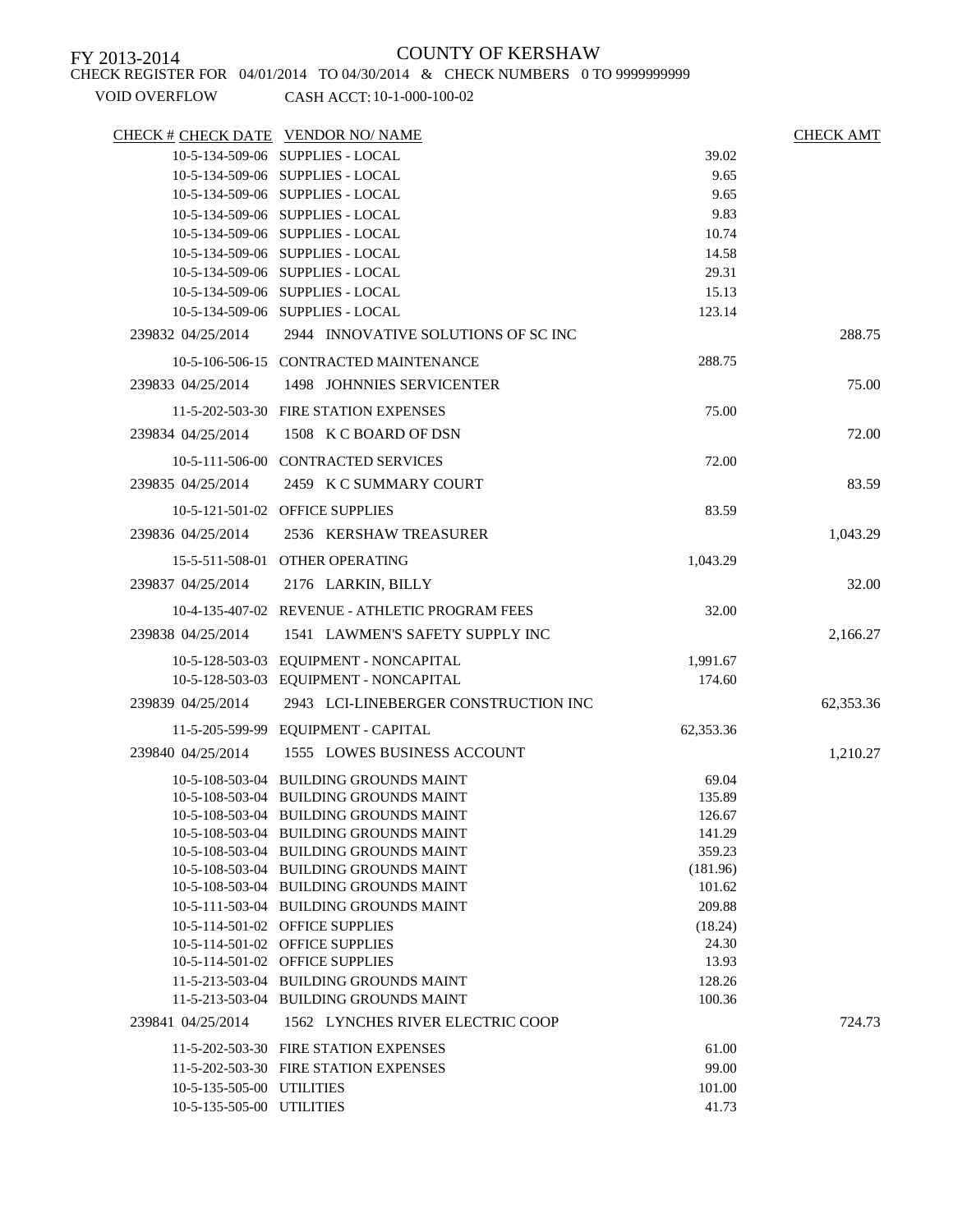FY 2013-2014

COUNTY OF KERSHAW

CHECK REGISTER FOR 04/01/2014 TO 04/30/2014 & CHECK NUMBERS 0 TO 9999999999

VOID OVERFLOW CASH ACCT: 10-1-000-100-02

| CHECK # | CHECK DATE | VENDOR NO/ NAME | | CHECK AMT |
|---|---|---|---|---|
| | 10-5-134-509-06 | SUPPLIES - LOCAL | 39.02 | |
| | 10-5-134-509-06 | SUPPLIES - LOCAL | 9.65 | |
| | 10-5-134-509-06 | SUPPLIES - LOCAL | 9.65 | |
| | 10-5-134-509-06 | SUPPLIES - LOCAL | 9.83 | |
| | 10-5-134-509-06 | SUPPLIES - LOCAL | 10.74 | |
| | 10-5-134-509-06 | SUPPLIES - LOCAL | 14.58 | |
| | 10-5-134-509-06 | SUPPLIES - LOCAL | 29.31 | |
| | 10-5-134-509-06 | SUPPLIES - LOCAL | 15.13 | |
| | 10-5-134-509-06 | SUPPLIES - LOCAL | 123.14 | |
| 239832 | 04/25/2014 | 2944 INNOVATIVE SOLUTIONS OF SC INC | | 288.75 |
| | 10-5-106-506-15 | CONTRACTED MAINTENANCE | 288.75 | |
| 239833 | 04/25/2014 | 1498 JOHNNIES SERVICENTER | | 75.00 |
| | 11-5-202-503-30 | FIRE STATION EXPENSES | 75.00 | |
| 239834 | 04/25/2014 | 1508 K C BOARD OF DSN | | 72.00 |
| | 10-5-111-506-00 | CONTRACTED SERVICES | 72.00 | |
| 239835 | 04/25/2014 | 2459 K C SUMMARY COURT | | 83.59 |
| | 10-5-121-501-02 | OFFICE SUPPLIES | 83.59 | |
| 239836 | 04/25/2014 | 2536 KERSHAW TREASURER | | 1,043.29 |
| | 15-5-511-508-01 | OTHER OPERATING | 1,043.29 | |
| 239837 | 04/25/2014 | 2176 LARKIN, BILLY | | 32.00 |
| | 10-4-135-407-02 | REVENUE - ATHLETIC PROGRAM FEES | 32.00 | |
| 239838 | 04/25/2014 | 1541 LAWMEN'S SAFETY SUPPLY INC | | 2,166.27 |
| | 10-5-128-503-03 | EQUIPMENT - NONCAPITAL | 1,991.67 | |
| | 10-5-128-503-03 | EQUIPMENT - NONCAPITAL | 174.60 | |
| 239839 | 04/25/2014 | 2943 LCI-LINEBERGER CONSTRUCTION INC | | 62,353.36 |
| | 11-5-205-599-99 | EQUIPMENT - CAPITAL | 62,353.36 | |
| 239840 | 04/25/2014 | 1555 LOWES BUSINESS ACCOUNT | | 1,210.27 |
| | 10-5-108-503-04 | BUILDING GROUNDS MAINT | 69.04 | |
| | 10-5-108-503-04 | BUILDING GROUNDS MAINT | 135.89 | |
| | 10-5-108-503-04 | BUILDING GROUNDS MAINT | 126.67 | |
| | 10-5-108-503-04 | BUILDING GROUNDS MAINT | 141.29 | |
| | 10-5-108-503-04 | BUILDING GROUNDS MAINT | 359.23 | |
| | 10-5-108-503-04 | BUILDING GROUNDS MAINT | (181.96) | |
| | 10-5-108-503-04 | BUILDING GROUNDS MAINT | 101.62 | |
| | 10-5-111-503-04 | BUILDING GROUNDS MAINT | 209.88 | |
| | 10-5-114-501-02 | OFFICE SUPPLIES | (18.24) | |
| | 10-5-114-501-02 | OFFICE SUPPLIES | 24.30 | |
| | 10-5-114-501-02 | OFFICE SUPPLIES | 13.93 | |
| | 11-5-213-503-04 | BUILDING GROUNDS MAINT | 128.26 | |
| | 11-5-213-503-04 | BUILDING GROUNDS MAINT | 100.36 | |
| 239841 | 04/25/2014 | 1562 LYNCHES RIVER ELECTRIC COOP | | 724.73 |
| | 11-5-202-503-30 | FIRE STATION EXPENSES | 61.00 | |
| | 11-5-202-503-30 | FIRE STATION EXPENSES | 99.00 | |
| | 10-5-135-505-00 | UTILITIES | 101.00 | |
| | 10-5-135-505-00 | UTILITIES | 41.73 | |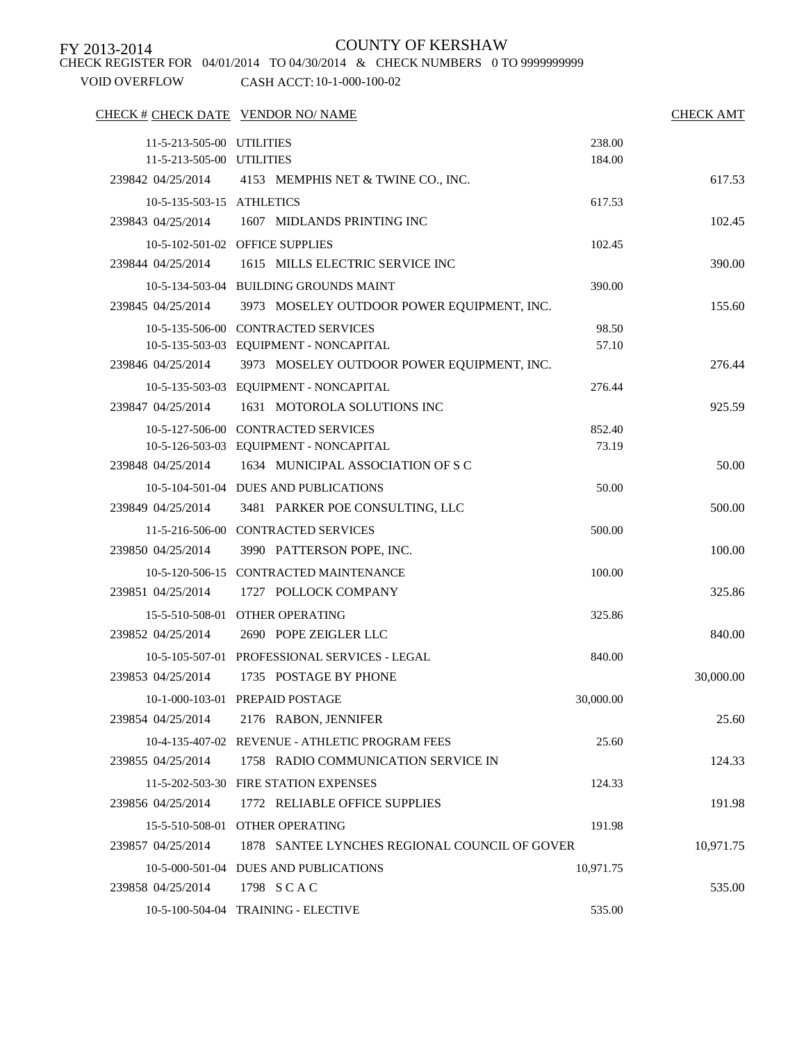FY 2013-2014

COUNTY OF KERSHAW

CHECK REGISTER FOR 04/01/2014 TO 04/30/2014 & CHECK NUMBERS 0 TO 9999999999

VOID OVERFLOW CASH ACCT: 10-1-000-100-02

| CHECK # | CHECK DATE | VENDOR NO/ NAME | | CHECK AMT |
|---|---|---|---|---|
| | 11-5-213-505-00 | UTILITIES | 238.00 | |
| | 11-5-213-505-00 | UTILITIES | 184.00 | |
| 239842 | 04/25/2014 | 4153 MEMPHIS NET & TWINE CO., INC. | | 617.53 |
| | 10-5-135-503-15 | ATHLETICS | 617.53 | |
| 239843 | 04/25/2014 | 1607 MIDLANDS PRINTING INC | | 102.45 |
| | 10-5-102-501-02 | OFFICE SUPPLIES | 102.45 | |
| 239844 | 04/25/2014 | 1615 MILLS ELECTRIC SERVICE INC | | 390.00 |
| | 10-5-134-503-04 | BUILDING GROUNDS MAINT | 390.00 | |
| 239845 | 04/25/2014 | 3973 MOSELEY OUTDOOR POWER EQUIPMENT, INC. | | 155.60 |
| | 10-5-135-506-00 | CONTRACTED SERVICES | 98.50 | |
| | 10-5-135-503-03 | EQUIPMENT - NONCAPITAL | 57.10 | |
| 239846 | 04/25/2014 | 3973 MOSELEY OUTDOOR POWER EQUIPMENT, INC. | | 276.44 |
| | 10-5-135-503-03 | EQUIPMENT - NONCAPITAL | 276.44 | |
| 239847 | 04/25/2014 | 1631 MOTOROLA SOLUTIONS INC | | 925.59 |
| | 10-5-127-506-00 | CONTRACTED SERVICES | 852.40 | |
| | 10-5-126-503-03 | EQUIPMENT - NONCAPITAL | 73.19 | |
| 239848 | 04/25/2014 | 1634 MUNICIPAL ASSOCIATION OF S C | | 50.00 |
| | 10-5-104-501-04 | DUES AND PUBLICATIONS | 50.00 | |
| 239849 | 04/25/2014 | 3481 PARKER POE CONSULTING, LLC | | 500.00 |
| | 11-5-216-506-00 | CONTRACTED SERVICES | 500.00 | |
| 239850 | 04/25/2014 | 3990 PATTERSON POPE, INC. | | 100.00 |
| | 10-5-120-506-15 | CONTRACTED MAINTENANCE | 100.00 | |
| 239851 | 04/25/2014 | 1727 POLLOCK COMPANY | | 325.86 |
| | 15-5-510-508-01 | OTHER OPERATING | 325.86 | |
| 239852 | 04/25/2014 | 2690 POPE ZEIGLER LLC | | 840.00 |
| | 10-5-105-507-01 | PROFESSIONAL SERVICES - LEGAL | 840.00 | |
| 239853 | 04/25/2014 | 1735 POSTAGE BY PHONE | | 30,000.00 |
| | 10-1-000-103-01 | PREPAID POSTAGE | 30,000.00 | |
| 239854 | 04/25/2014 | 2176 RABON, JENNIFER | | 25.60 |
| | 10-4-135-407-02 | REVENUE - ATHLETIC PROGRAM FEES | 25.60 | |
| 239855 | 04/25/2014 | 1758 RADIO COMMUNICATION SERVICE IN | | 124.33 |
| | 11-5-202-503-30 | FIRE STATION EXPENSES | 124.33 | |
| 239856 | 04/25/2014 | 1772 RELIABLE OFFICE SUPPLIES | | 191.98 |
| | 15-5-510-508-01 | OTHER OPERATING | 191.98 | |
| 239857 | 04/25/2014 | 1878 SANTEE LYNCHES REGIONAL COUNCIL OF GOVER | | 10,971.75 |
| | 10-5-000-501-04 | DUES AND PUBLICATIONS | 10,971.75 | |
| 239858 | 04/25/2014 | 1798 S C A C | | 535.00 |
| | 10-5-100-504-04 | TRAINING - ELECTIVE | 535.00 | |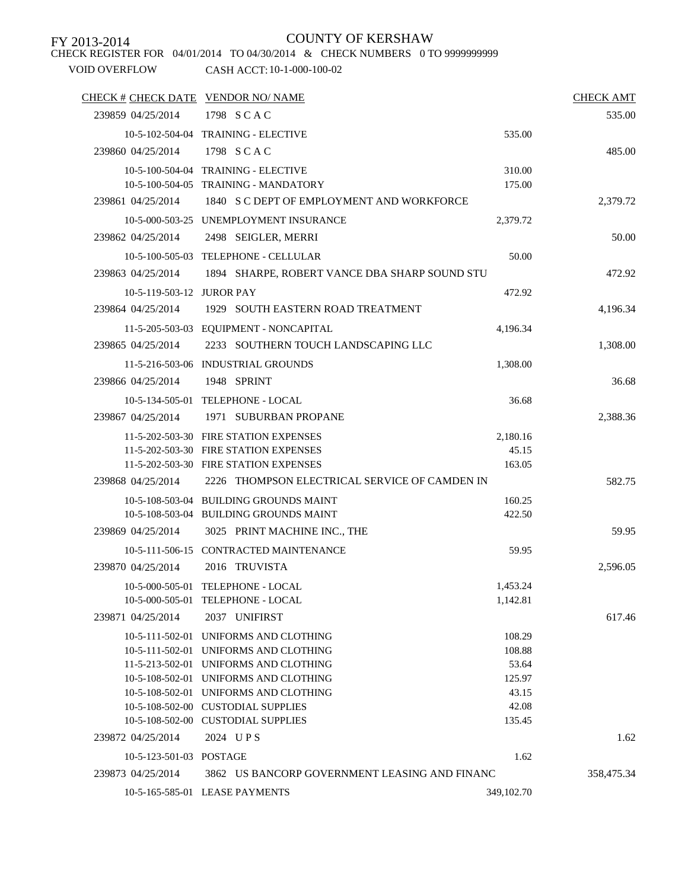FY 2013-2014

# COUNTY OF KERSHAW

CHECK REGISTER FOR 04/01/2014 TO 04/30/2014 & CHECK NUMBERS 0 TO 9999999999

VOID OVERFLOW CASH ACCT: 10-1-000-100-02

| CHECK # | CHECK DATE | VENDOR NO/ NAME | | CHECK AMT |
|---|---|---|---|---|
| 239859 | 04/25/2014 | 1798 S C A C | | 535.00 |
| | 10-5-102-504-04 | TRAINING - ELECTIVE | 535.00 | |
| 239860 | 04/25/2014 | 1798 S C A C | | 485.00 |
| | 10-5-100-504-04 | TRAINING - ELECTIVE | 310.00 | |
| | 10-5-100-504-05 | TRAINING - MANDATORY | 175.00 | |
| 239861 | 04/25/2014 | 1840 S C DEPT OF EMPLOYMENT AND WORKFORCE | | 2,379.72 |
| | 10-5-000-503-25 | UNEMPLOYMENT INSURANCE | 2,379.72 | |
| 239862 | 04/25/2014 | 2498 SEIGLER, MERRI | | 50.00 |
| | 10-5-100-505-03 | TELEPHONE - CELLULAR | 50.00 | |
| 239863 | 04/25/2014 | 1894 SHARPE, ROBERT VANCE DBA SHARP SOUND STU | | 472.92 |
| | 10-5-119-503-12 | JUROR PAY | 472.92 | |
| 239864 | 04/25/2014 | 1929 SOUTH EASTERN ROAD TREATMENT | | 4,196.34 |
| | 11-5-205-503-03 | EQUIPMENT - NONCAPITAL | 4,196.34 | |
| 239865 | 04/25/2014 | 2233 SOUTHERN TOUCH LANDSCAPING LLC | | 1,308.00 |
| | 11-5-216-503-06 | INDUSTRIAL GROUNDS | 1,308.00 | |
| 239866 | 04/25/2014 | 1948 SPRINT | | 36.68 |
| | 10-5-134-505-01 | TELEPHONE - LOCAL | 36.68 | |
| 239867 | 04/25/2014 | 1971 SUBURBAN PROPANE | | 2,388.36 |
| | 11-5-202-503-30 | FIRE STATION EXPENSES | 2,180.16 | |
| | 11-5-202-503-30 | FIRE STATION EXPENSES | 45.15 | |
| | 11-5-202-503-30 | FIRE STATION EXPENSES | 163.05 | |
| 239868 | 04/25/2014 | 2226 THOMPSON ELECTRICAL SERVICE OF CAMDEN IN | | 582.75 |
| | 10-5-108-503-04 | BUILDING GROUNDS MAINT | 160.25 | |
| | 10-5-108-503-04 | BUILDING GROUNDS MAINT | 422.50 | |
| 239869 | 04/25/2014 | 3025 PRINT MACHINE INC., THE | | 59.95 |
| | 10-5-111-506-15 | CONTRACTED MAINTENANCE | 59.95 | |
| 239870 | 04/25/2014 | 2016 TRUVISTA | | 2,596.05 |
| | 10-5-000-505-01 | TELEPHONE - LOCAL | 1,453.24 | |
| | 10-5-000-505-01 | TELEPHONE - LOCAL | 1,142.81 | |
| 239871 | 04/25/2014 | 2037 UNIFIRST | | 617.46 |
| | 10-5-111-502-01 | UNIFORMS AND CLOTHING | 108.29 | |
| | 10-5-111-502-01 | UNIFORMS AND CLOTHING | 108.88 | |
| | 11-5-213-502-01 | UNIFORMS AND CLOTHING | 53.64 | |
| | 10-5-108-502-01 | UNIFORMS AND CLOTHING | 125.97 | |
| | 10-5-108-502-01 | UNIFORMS AND CLOTHING | 43.15 | |
| | 10-5-108-502-00 | CUSTODIAL SUPPLIES | 42.08 | |
| | 10-5-108-502-00 | CUSTODIAL SUPPLIES | 135.45 | |
| 239872 | 04/25/2014 | 2024 U P S | | 1.62 |
| | 10-5-123-501-03 | POSTAGE | 1.62 | |
| 239873 | 04/25/2014 | 3862 US BANCORP GOVERNMENT LEASING AND FINANC | | 358,475.34 |
| | 10-5-165-585-01 | LEASE PAYMENTS | 349,102.70 | |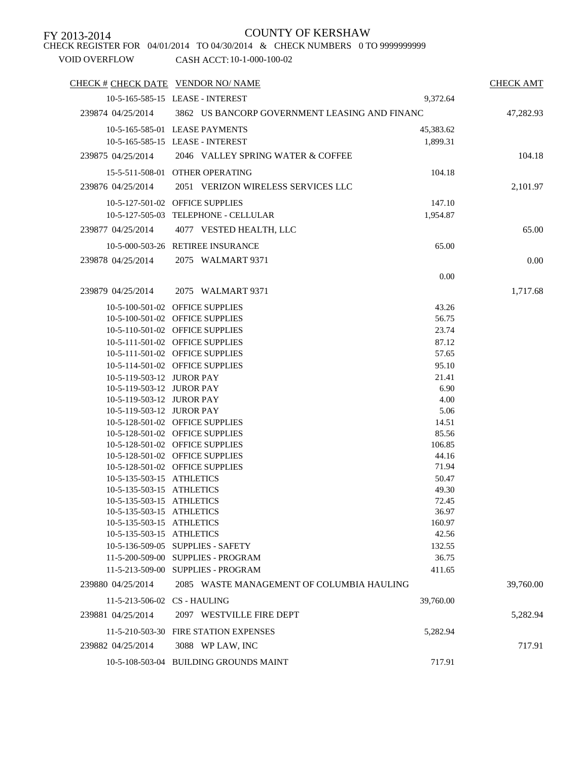FY 2013-2014

COUNTY OF KERSHAW

CHECK REGISTER FOR 04/01/2014 TO 04/30/2014 & CHECK NUMBERS 0 TO 9999999999

VOID OVERFLOW    CASH ACCT: 10-1-000-100-02

| CHECK # | CHECK DATE | VENDOR NO/ NAME | | CHECK AMT |
|---|---|---|---|---|
| | 10-5-165-585-15 | LEASE - INTEREST | 9,372.64 | |
| 239874 | 04/25/2014 | 3862 US BANCORP GOVERNMENT LEASING AND FINANC | | 47,282.93 |
| | 10-5-165-585-01 | LEASE PAYMENTS | 45,383.62 | |
| | 10-5-165-585-15 | LEASE - INTEREST | 1,899.31 | |
| 239875 | 04/25/2014 | 2046 VALLEY SPRING WATER & COFFEE | | 104.18 |
| | 15-5-511-508-01 | OTHER OPERATING | 104.18 | |
| 239876 | 04/25/2014 | 2051 VERIZON WIRELESS SERVICES LLC | | 2,101.97 |
| | 10-5-127-501-02 | OFFICE SUPPLIES | 147.10 | |
| | 10-5-127-505-03 | TELEPHONE - CELLULAR | 1,954.87 | |
| 239877 | 04/25/2014 | 4077 VESTED HEALTH, LLC | | 65.00 |
| | 10-5-000-503-26 | RETIREE INSURANCE | 65.00 | |
| 239878 | 04/25/2014 | 2075 WALMART 9371 | | 0.00 |
| | | | 0.00 | |
| 239879 | 04/25/2014 | 2075 WALMART 9371 | | 1,717.68 |
| | 10-5-100-501-02 | OFFICE SUPPLIES | 43.26 | |
| | 10-5-100-501-02 | OFFICE SUPPLIES | 56.75 | |
| | 10-5-110-501-02 | OFFICE SUPPLIES | 23.74 | |
| | 10-5-111-501-02 | OFFICE SUPPLIES | 87.12 | |
| | 10-5-111-501-02 | OFFICE SUPPLIES | 57.65 | |
| | 10-5-114-501-02 | OFFICE SUPPLIES | 95.10 | |
| | 10-5-119-503-12 | JUROR PAY | 21.41 | |
| | 10-5-119-503-12 | JUROR PAY | 6.90 | |
| | 10-5-119-503-12 | JUROR PAY | 4.00 | |
| | 10-5-119-503-12 | JUROR PAY | 5.06 | |
| | 10-5-128-501-02 | OFFICE SUPPLIES | 14.51 | |
| | 10-5-128-501-02 | OFFICE SUPPLIES | 85.56 | |
| | 10-5-128-501-02 | OFFICE SUPPLIES | 106.85 | |
| | 10-5-128-501-02 | OFFICE SUPPLIES | 44.16 | |
| | 10-5-128-501-02 | OFFICE SUPPLIES | 71.94 | |
| | 10-5-135-503-15 | ATHLETICS | 50.47 | |
| | 10-5-135-503-15 | ATHLETICS | 49.30 | |
| | 10-5-135-503-15 | ATHLETICS | 72.45 | |
| | 10-5-135-503-15 | ATHLETICS | 36.97 | |
| | 10-5-135-503-15 | ATHLETICS | 160.97 | |
| | 10-5-135-503-15 | ATHLETICS | 42.56 | |
| | 10-5-136-509-05 | SUPPLIES - SAFETY | 132.55 | |
| | 11-5-200-509-00 | SUPPLIES - PROGRAM | 36.75 | |
| | 11-5-213-509-00 | SUPPLIES - PROGRAM | 411.65 | |
| 239880 | 04/25/2014 | 2085 WASTE MANAGEMENT OF COLUMBIA HAULING | | 39,760.00 |
| | 11-5-213-506-02 | CS - HAULING | 39,760.00 | |
| 239881 | 04/25/2014 | 2097 WESTVILLE FIRE DEPT | | 5,282.94 |
| | 11-5-210-503-30 | FIRE STATION EXPENSES | 5,282.94 | |
| 239882 | 04/25/2014 | 3088 WP LAW, INC | | 717.91 |
| | 10-5-108-503-04 | BUILDING GROUNDS MAINT | 717.91 | |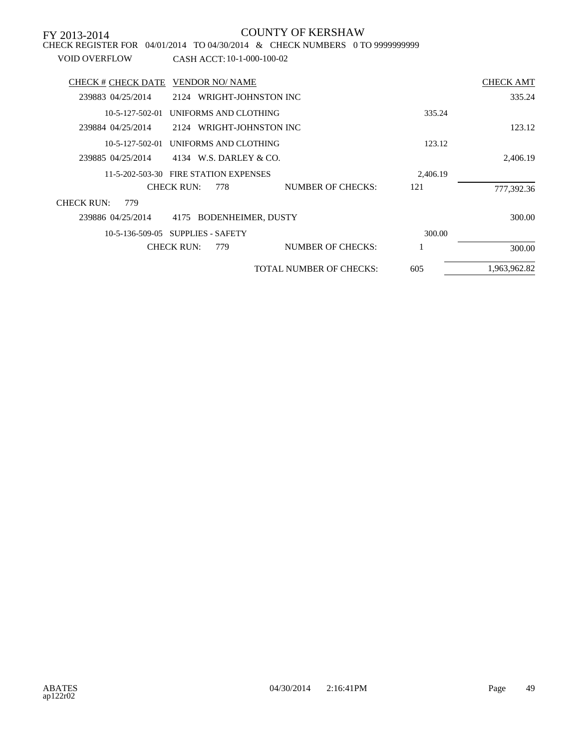# COUNTY OF KERSHAW

FY 2013-2014

CHECK REGISTER FOR 04/01/2014 TO 04/30/2014 & CHECK NUMBERS 0 TO 9999999999

VOID OVERFLOW CASH ACCT: 10-1-000-100-02

| CHECK # | CHECK DATE | VENDOR NO/ NAME | | | CHECK AMT |
|---|---|---|---|---|---|
| 239883 | 04/25/2014 | 2124 WRIGHT-JOHNSTON INC | | | 335.24 |
| | 10-5-127-502-01 | UNIFORMS AND CLOTHING | | 335.24 | |
| 239884 | 04/25/2014 | 2124 WRIGHT-JOHNSTON INC | | | 123.12 |
| | 10-5-127-502-01 | UNIFORMS AND CLOTHING | | 123.12 | |
| 239885 | 04/25/2014 | 4134 W.S. DARLEY & CO. | | | 2,406.19 |
| | 11-5-202-503-30 | FIRE STATION EXPENSES | | 2,406.19 | |
| | | CHECK RUN: 778 | NUMBER OF CHECKS: | 121 | 777,392.36 |
| CHECK RUN: 779 | | | | | |
| 239886 | 04/25/2014 | 4175 BODENHEIMER, DUSTY | | | 300.00 |
| | 10-5-136-509-05 | SUPPLIES - SAFETY | | 300.00 | |
| | | CHECK RUN: 779 | NUMBER OF CHECKS: | 1 | 300.00 |
| | | | TOTAL NUMBER OF CHECKS: | 605 | 1,963,962.82 |

ABATES
ap122r02

04/30/2014 2:16:41PM